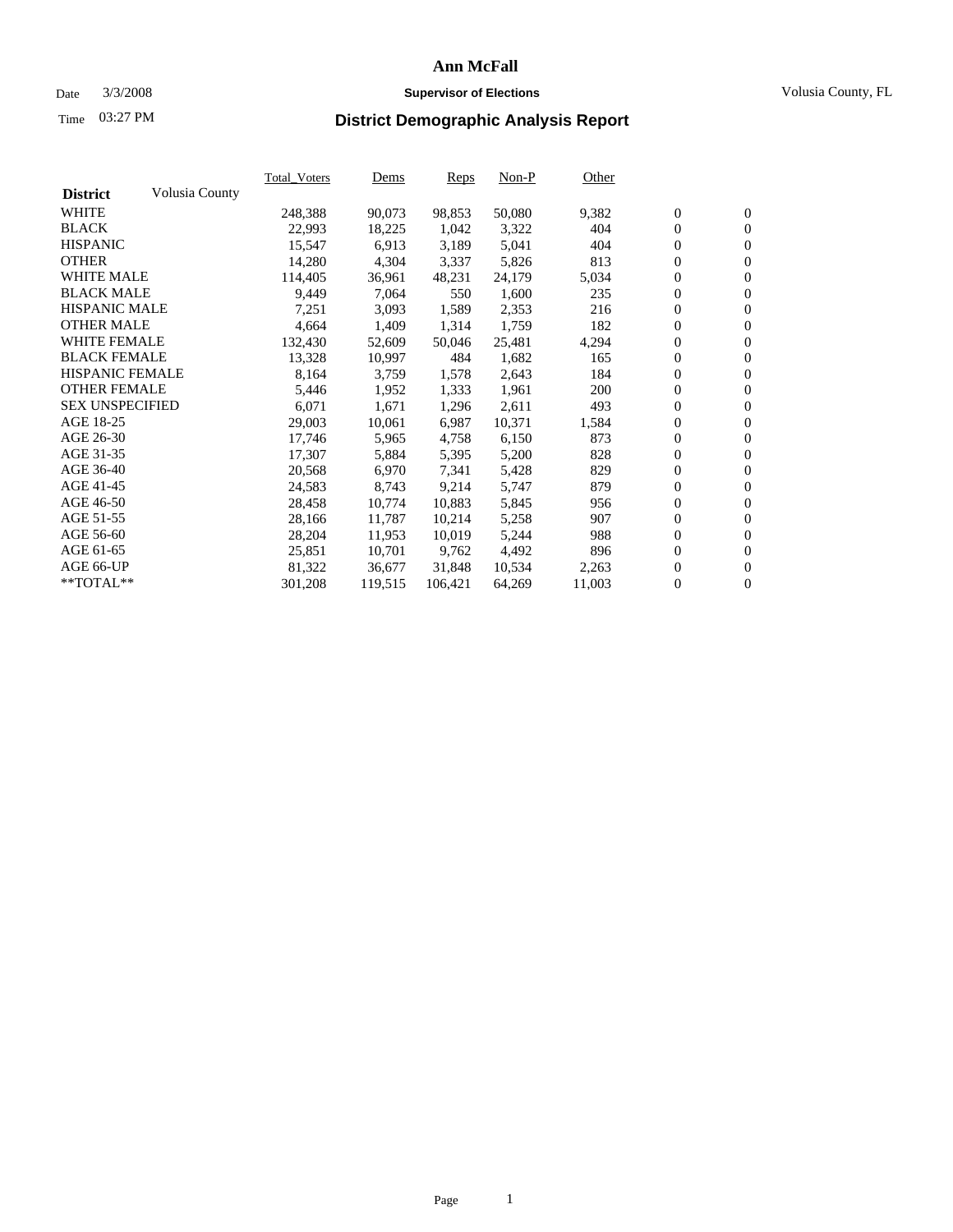# Ann McFall

Date 3/3/2008 **Supervisor of Elections** Volusia County, FL

Time 03:27 PM

## District Demographic Analysis Report

| District | Volusia County | Total_Voters | Dems | Reps | Non-P | Other | | |
|---|---|---|---|---|---|---|---|---|
| WHITE | | 248,388 | 90,073 | 98,853 | 50,080 | 9,382 | 0 | 0 |
| BLACK | | 22,993 | 18,225 | 1,042 | 3,322 | 404 | 0 | 0 |
| HISPANIC | | 15,547 | 6,913 | 3,189 | 5,041 | 404 | 0 | 0 |
| OTHER | | 14,280 | 4,304 | 3,337 | 5,826 | 813 | 0 | 0 |
| WHITE MALE | | 114,405 | 36,961 | 48,231 | 24,179 | 5,034 | 0 | 0 |
| BLACK MALE | | 9,449 | 7,064 | 550 | 1,600 | 235 | 0 | 0 |
| HISPANIC MALE | | 7,251 | 3,093 | 1,589 | 2,353 | 216 | 0 | 0 |
| OTHER MALE | | 4,664 | 1,409 | 1,314 | 1,759 | 182 | 0 | 0 |
| WHITE FEMALE | | 132,430 | 52,609 | 50,046 | 25,481 | 4,294 | 0 | 0 |
| BLACK FEMALE | | 13,328 | 10,997 | 484 | 1,682 | 165 | 0 | 0 |
| HISPANIC FEMALE | | 8,164 | 3,759 | 1,578 | 2,643 | 184 | 0 | 0 |
| OTHER FEMALE | | 5,446 | 1,952 | 1,333 | 1,961 | 200 | 0 | 0 |
| SEX UNSPECIFIED | | 6,071 | 1,671 | 1,296 | 2,611 | 493 | 0 | 0 |
| AGE 18-25 | | 29,003 | 10,061 | 6,987 | 10,371 | 1,584 | 0 | 0 |
| AGE 26-30 | | 17,746 | 5,965 | 4,758 | 6,150 | 873 | 0 | 0 |
| AGE 31-35 | | 17,307 | 5,884 | 5,395 | 5,200 | 828 | 0 | 0 |
| AGE 36-40 | | 20,568 | 6,970 | 7,341 | 5,428 | 829 | 0 | 0 |
| AGE 41-45 | | 24,583 | 8,743 | 9,214 | 5,747 | 879 | 0 | 0 |
| AGE 46-50 | | 28,458 | 10,774 | 10,883 | 5,845 | 956 | 0 | 0 |
| AGE 51-55 | | 28,166 | 11,787 | 10,214 | 5,258 | 907 | 0 | 0 |
| AGE 56-60 | | 28,204 | 11,953 | 10,019 | 5,244 | 988 | 0 | 0 |
| AGE 61-65 | | 25,851 | 10,701 | 9,762 | 4,492 | 896 | 0 | 0 |
| AGE 66-UP | | 81,322 | 36,677 | 31,848 | 10,534 | 2,263 | 0 | 0 |
| **TOTAL** | | 301,208 | 119,515 | 106,421 | 64,269 | 11,003 | 0 | 0 |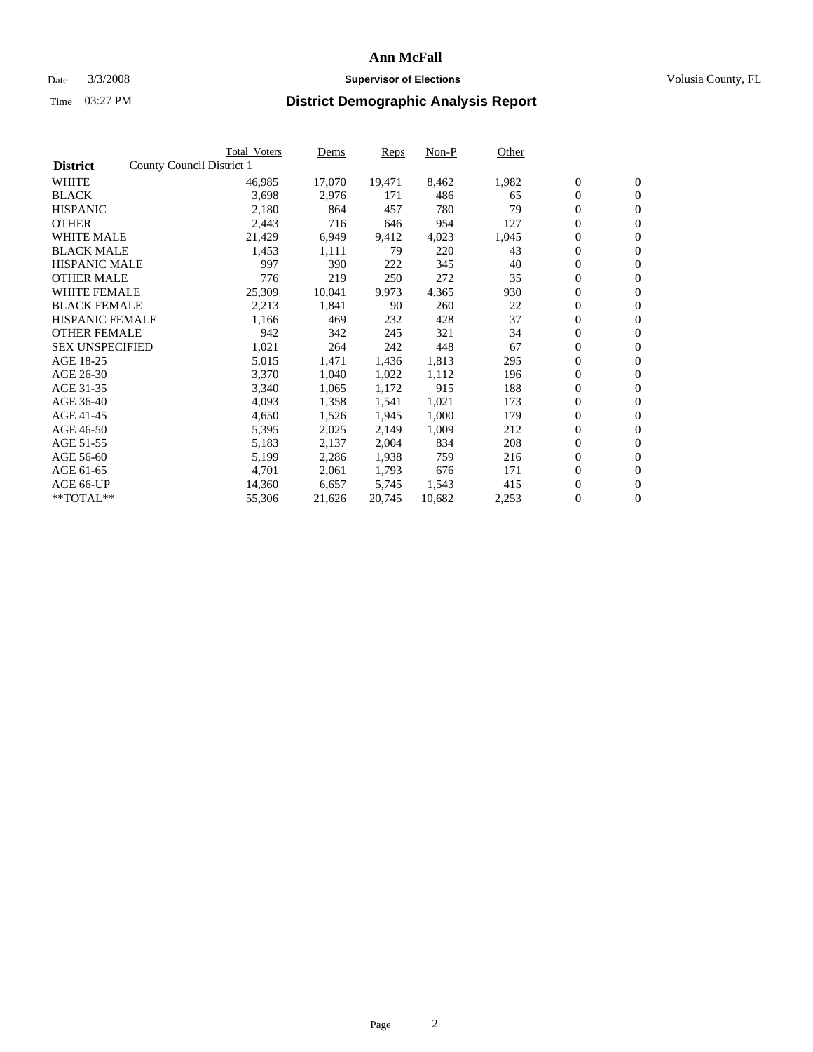# Ann McFall

Date 3/3/2008 **Supervisor of Elections** Volusia County, FL

Time 03:27 PM **District Demographic Analysis Report**

| | Total_Voters | Dems | Reps | Non-P | Other | | |
|---|---|---|---|---|---|---|---|
| **District** County Council District 1 | | | | | | | |
| WHITE | 46,985 | 17,070 | 19,471 | 8,462 | 1,982 | 0 | 0 |
| BLACK | 3,698 | 2,976 | 171 | 486 | 65 | 0 | 0 |
| HISPANIC | 2,180 | 864 | 457 | 780 | 79 | 0 | 0 |
| OTHER | 2,443 | 716 | 646 | 954 | 127 | 0 | 0 |
| WHITE MALE | 21,429 | 6,949 | 9,412 | 4,023 | 1,045 | 0 | 0 |
| BLACK MALE | 1,453 | 1,111 | 79 | 220 | 43 | 0 | 0 |
| HISPANIC MALE | 997 | 390 | 222 | 345 | 40 | 0 | 0 |
| OTHER MALE | 776 | 219 | 250 | 272 | 35 | 0 | 0 |
| WHITE FEMALE | 25,309 | 10,041 | 9,973 | 4,365 | 930 | 0 | 0 |
| BLACK FEMALE | 2,213 | 1,841 | 90 | 260 | 22 | 0 | 0 |
| HISPANIC FEMALE | 1,166 | 469 | 232 | 428 | 37 | 0 | 0 |
| OTHER FEMALE | 942 | 342 | 245 | 321 | 34 | 0 | 0 |
| SEX UNSPECIFIED | 1,021 | 264 | 242 | 448 | 67 | 0 | 0 |
| AGE 18-25 | 5,015 | 1,471 | 1,436 | 1,813 | 295 | 0 | 0 |
| AGE 26-30 | 3,370 | 1,040 | 1,022 | 1,112 | 196 | 0 | 0 |
| AGE 31-35 | 3,340 | 1,065 | 1,172 | 915 | 188 | 0 | 0 |
| AGE 36-40 | 4,093 | 1,358 | 1,541 | 1,021 | 173 | 0 | 0 |
| AGE 41-45 | 4,650 | 1,526 | 1,945 | 1,000 | 179 | 0 | 0 |
| AGE 46-50 | 5,395 | 2,025 | 2,149 | 1,009 | 212 | 0 | 0 |
| AGE 51-55 | 5,183 | 2,137 | 2,004 | 834 | 208 | 0 | 0 |
| AGE 56-60 | 5,199 | 2,286 | 1,938 | 759 | 216 | 0 | 0 |
| AGE 61-65 | 4,701 | 2,061 | 1,793 | 676 | 171 | 0 | 0 |
| AGE 66-UP | 14,360 | 6,657 | 5,745 | 1,543 | 415 | 0 | 0 |
| **TOTAL** | 55,306 | 21,626 | 20,745 | 10,682 | 2,253 | 0 | 0 |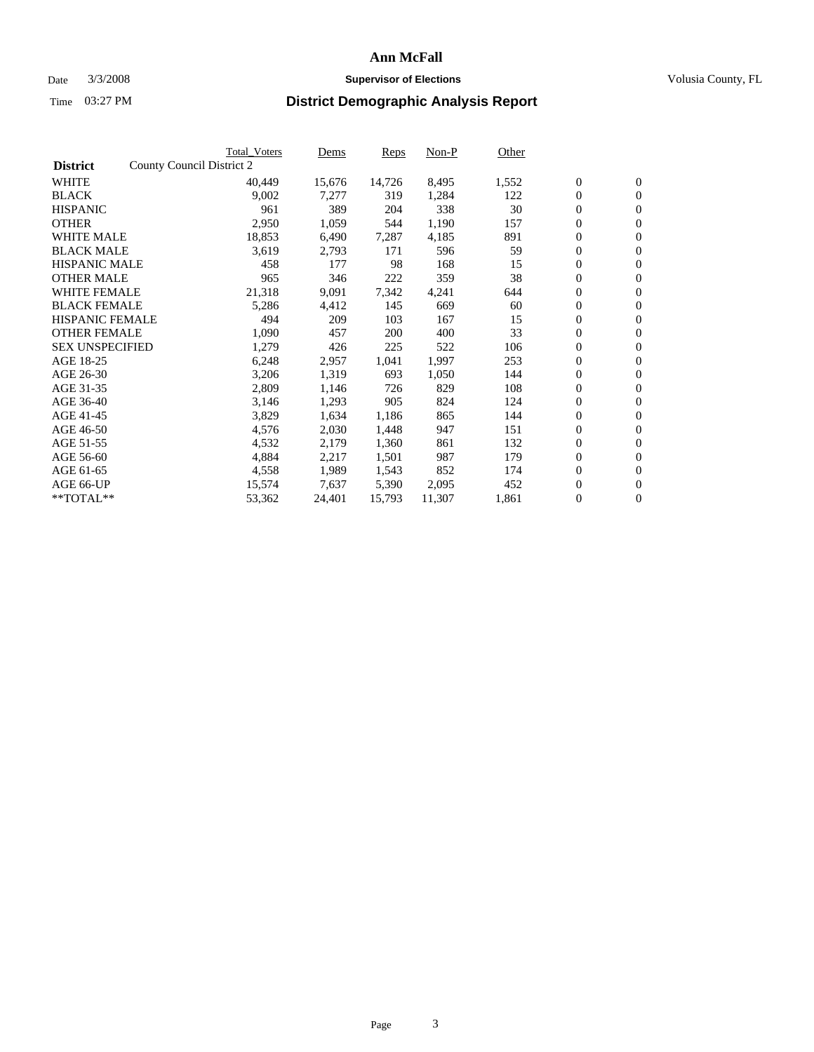# Ann McFall

Date 3/3/2008 **Supervisor of Elections** Volusia County, FL

Time 03:27 PM **District Demographic Analysis Report**

| District | County Council District 2 | Total_Voters | Dems | Reps | Non-P | Other | | |
|---|---|---|---|---|---|---|---|---|
| WHITE | | 40,449 | 15,676 | 14,726 | 8,495 | 1,552 | 0 | 0 |
| BLACK | | 9,002 | 7,277 | 319 | 1,284 | 122 | 0 | 0 |
| HISPANIC | | 961 | 389 | 204 | 338 | 30 | 0 | 0 |
| OTHER | | 2,950 | 1,059 | 544 | 1,190 | 157 | 0 | 0 |
| WHITE MALE | | 18,853 | 6,490 | 7,287 | 4,185 | 891 | 0 | 0 |
| BLACK MALE | | 3,619 | 2,793 | 171 | 596 | 59 | 0 | 0 |
| HISPANIC MALE | | 458 | 177 | 98 | 168 | 15 | 0 | 0 |
| OTHER MALE | | 965 | 346 | 222 | 359 | 38 | 0 | 0 |
| WHITE FEMALE | | 21,318 | 9,091 | 7,342 | 4,241 | 644 | 0 | 0 |
| BLACK FEMALE | | 5,286 | 4,412 | 145 | 669 | 60 | 0 | 0 |
| HISPANIC FEMALE | | 494 | 209 | 103 | 167 | 15 | 0 | 0 |
| OTHER FEMALE | | 1,090 | 457 | 200 | 400 | 33 | 0 | 0 |
| SEX UNSPECIFIED | | 1,279 | 426 | 225 | 522 | 106 | 0 | 0 |
| AGE 18-25 | | 6,248 | 2,957 | 1,041 | 1,997 | 253 | 0 | 0 |
| AGE 26-30 | | 3,206 | 1,319 | 693 | 1,050 | 144 | 0 | 0 |
| AGE 31-35 | | 2,809 | 1,146 | 726 | 829 | 108 | 0 | 0 |
| AGE 36-40 | | 3,146 | 1,293 | 905 | 824 | 124 | 0 | 0 |
| AGE 41-45 | | 3,829 | 1,634 | 1,186 | 865 | 144 | 0 | 0 |
| AGE 46-50 | | 4,576 | 2,030 | 1,448 | 947 | 151 | 0 | 0 |
| AGE 51-55 | | 4,532 | 2,179 | 1,360 | 861 | 132 | 0 | 0 |
| AGE 56-60 | | 4,884 | 2,217 | 1,501 | 987 | 179 | 0 | 0 |
| AGE 61-65 | | 4,558 | 1,989 | 1,543 | 852 | 174 | 0 | 0 |
| AGE 66-UP | | 15,574 | 7,637 | 5,390 | 2,095 | 452 | 0 | 0 |
| **TOTAL** | | 53,362 | 24,401 | 15,793 | 11,307 | 1,861 | 0 | 0 |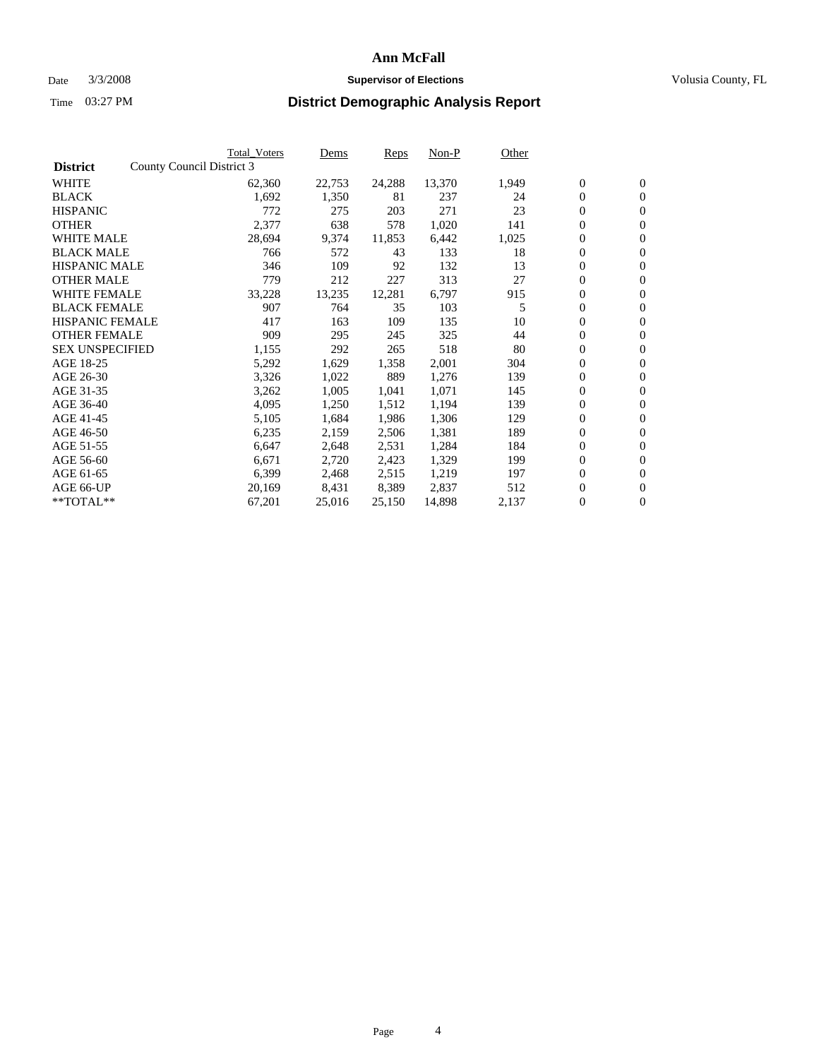# Ann McFall

Date 3/3/2008 **Supervisor of Elections** Volusia County, FL

Time 03:27 PM **District Demographic Analysis Report**

| | Total_Voters | Dems | Reps | Non-P | Other | | |
|---|---|---|---|---|---|---|---|
| **District** County Council District 3 | | | | | | | |
| WHITE | 62,360 | 22,753 | 24,288 | 13,370 | 1,949 | 0 | 0 |
| BLACK | 1,692 | 1,350 | 81 | 237 | 24 | 0 | 0 |
| HISPANIC | 772 | 275 | 203 | 271 | 23 | 0 | 0 |
| OTHER | 2,377 | 638 | 578 | 1,020 | 141 | 0 | 0 |
| WHITE MALE | 28,694 | 9,374 | 11,853 | 6,442 | 1,025 | 0 | 0 |
| BLACK MALE | 766 | 572 | 43 | 133 | 18 | 0 | 0 |
| HISPANIC MALE | 346 | 109 | 92 | 132 | 13 | 0 | 0 |
| OTHER MALE | 779 | 212 | 227 | 313 | 27 | 0 | 0 |
| WHITE FEMALE | 33,228 | 13,235 | 12,281 | 6,797 | 915 | 0 | 0 |
| BLACK FEMALE | 907 | 764 | 35 | 103 | 5 | 0 | 0 |
| HISPANIC FEMALE | 417 | 163 | 109 | 135 | 10 | 0 | 0 |
| OTHER FEMALE | 909 | 295 | 245 | 325 | 44 | 0 | 0 |
| SEX UNSPECIFIED | 1,155 | 292 | 265 | 518 | 80 | 0 | 0 |
| AGE 18-25 | 5,292 | 1,629 | 1,358 | 2,001 | 304 | 0 | 0 |
| AGE 26-30 | 3,326 | 1,022 | 889 | 1,276 | 139 | 0 | 0 |
| AGE 31-35 | 3,262 | 1,005 | 1,041 | 1,071 | 145 | 0 | 0 |
| AGE 36-40 | 4,095 | 1,250 | 1,512 | 1,194 | 139 | 0 | 0 |
| AGE 41-45 | 5,105 | 1,684 | 1,986 | 1,306 | 129 | 0 | 0 |
| AGE 46-50 | 6,235 | 2,159 | 2,506 | 1,381 | 189 | 0 | 0 |
| AGE 51-55 | 6,647 | 2,648 | 2,531 | 1,284 | 184 | 0 | 0 |
| AGE 56-60 | 6,671 | 2,720 | 2,423 | 1,329 | 199 | 0 | 0 |
| AGE 61-65 | 6,399 | 2,468 | 2,515 | 1,219 | 197 | 0 | 0 |
| AGE 66-UP | 20,169 | 8,431 | 8,389 | 2,837 | 512 | 0 | 0 |
| **TOTAL** | 67,201 | 25,016 | 25,150 | 14,898 | 2,137 | 0 | 0 |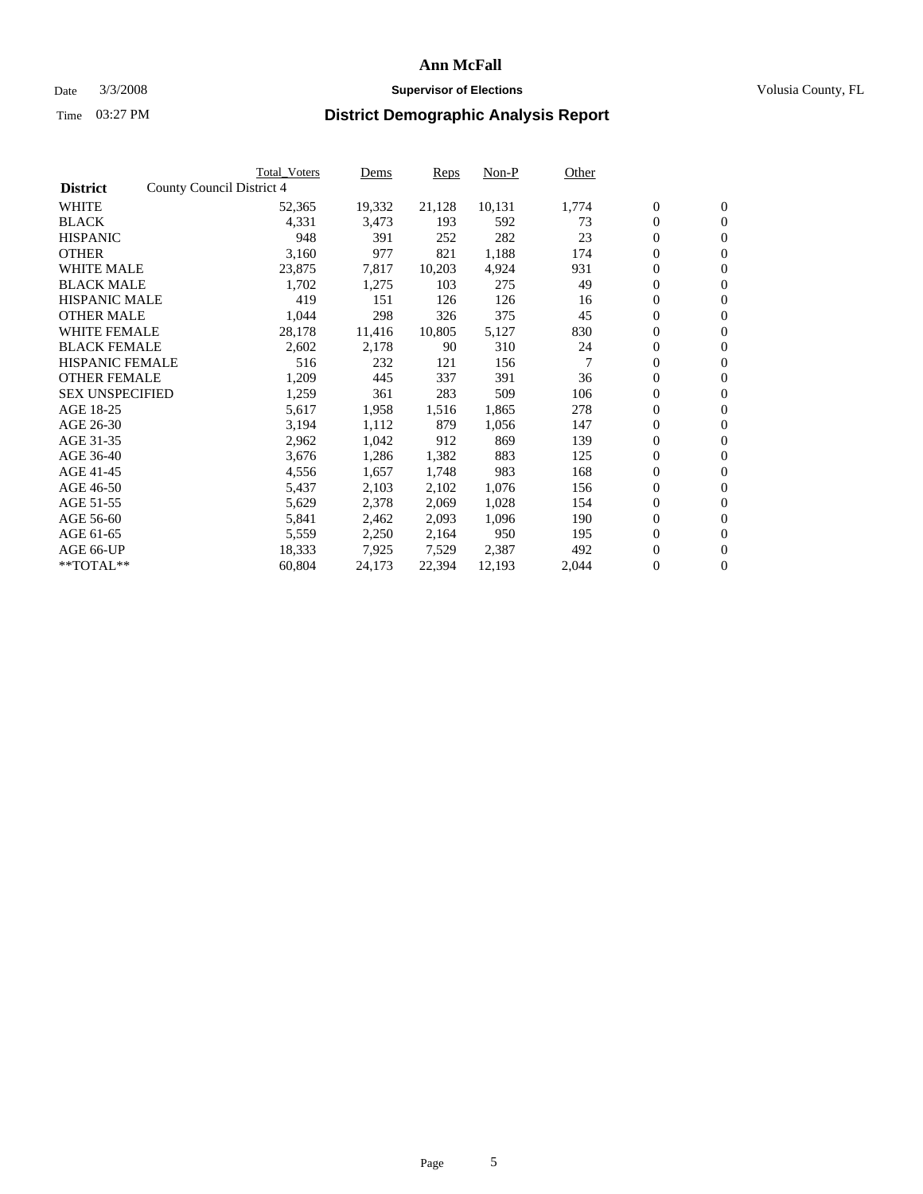# Ann McFall

Date 3/3/2008 **Supervisor of Elections** Volusia County, FL

Time 03:27 PM **District Demographic Analysis Report**

| District | County Council District 4 | Total_Voters | Dems | Reps | Non-P | Other | | |
|---|---|---|---|---|---|---|---|---|
| WHITE | | 52,365 | 19,332 | 21,128 | 10,131 | 1,774 | 0 | 0 |
| BLACK | | 4,331 | 3,473 | 193 | 592 | 73 | 0 | 0 |
| HISPANIC | | 948 | 391 | 252 | 282 | 23 | 0 | 0 |
| OTHER | | 3,160 | 977 | 821 | 1,188 | 174 | 0 | 0 |
| WHITE MALE | | 23,875 | 7,817 | 10,203 | 4,924 | 931 | 0 | 0 |
| BLACK MALE | | 1,702 | 1,275 | 103 | 275 | 49 | 0 | 0 |
| HISPANIC MALE | | 419 | 151 | 126 | 126 | 16 | 0 | 0 |
| OTHER MALE | | 1,044 | 298 | 326 | 375 | 45 | 0 | 0 |
| WHITE FEMALE | | 28,178 | 11,416 | 10,805 | 5,127 | 830 | 0 | 0 |
| BLACK FEMALE | | 2,602 | 2,178 | 90 | 310 | 24 | 0 | 0 |
| HISPANIC FEMALE | | 516 | 232 | 121 | 156 | 7 | 0 | 0 |
| OTHER FEMALE | | 1,209 | 445 | 337 | 391 | 36 | 0 | 0 |
| SEX UNSPECIFIED | | 1,259 | 361 | 283 | 509 | 106 | 0 | 0 |
| AGE 18-25 | | 5,617 | 1,958 | 1,516 | 1,865 | 278 | 0 | 0 |
| AGE 26-30 | | 3,194 | 1,112 | 879 | 1,056 | 147 | 0 | 0 |
| AGE 31-35 | | 2,962 | 1,042 | 912 | 869 | 139 | 0 | 0 |
| AGE 36-40 | | 3,676 | 1,286 | 1,382 | 883 | 125 | 0 | 0 |
| AGE 41-45 | | 4,556 | 1,657 | 1,748 | 983 | 168 | 0 | 0 |
| AGE 46-50 | | 5,437 | 2,103 | 2,102 | 1,076 | 156 | 0 | 0 |
| AGE 51-55 | | 5,629 | 2,378 | 2,069 | 1,028 | 154 | 0 | 0 |
| AGE 56-60 | | 5,841 | 2,462 | 2,093 | 1,096 | 190 | 0 | 0 |
| AGE 61-65 | | 5,559 | 2,250 | 2,164 | 950 | 195 | 0 | 0 |
| AGE 66-UP | | 18,333 | 7,925 | 7,529 | 2,387 | 492 | 0 | 0 |
| **TOTAL** | | 60,804 | 24,173 | 22,394 | 12,193 | 2,044 | 0 | 0 |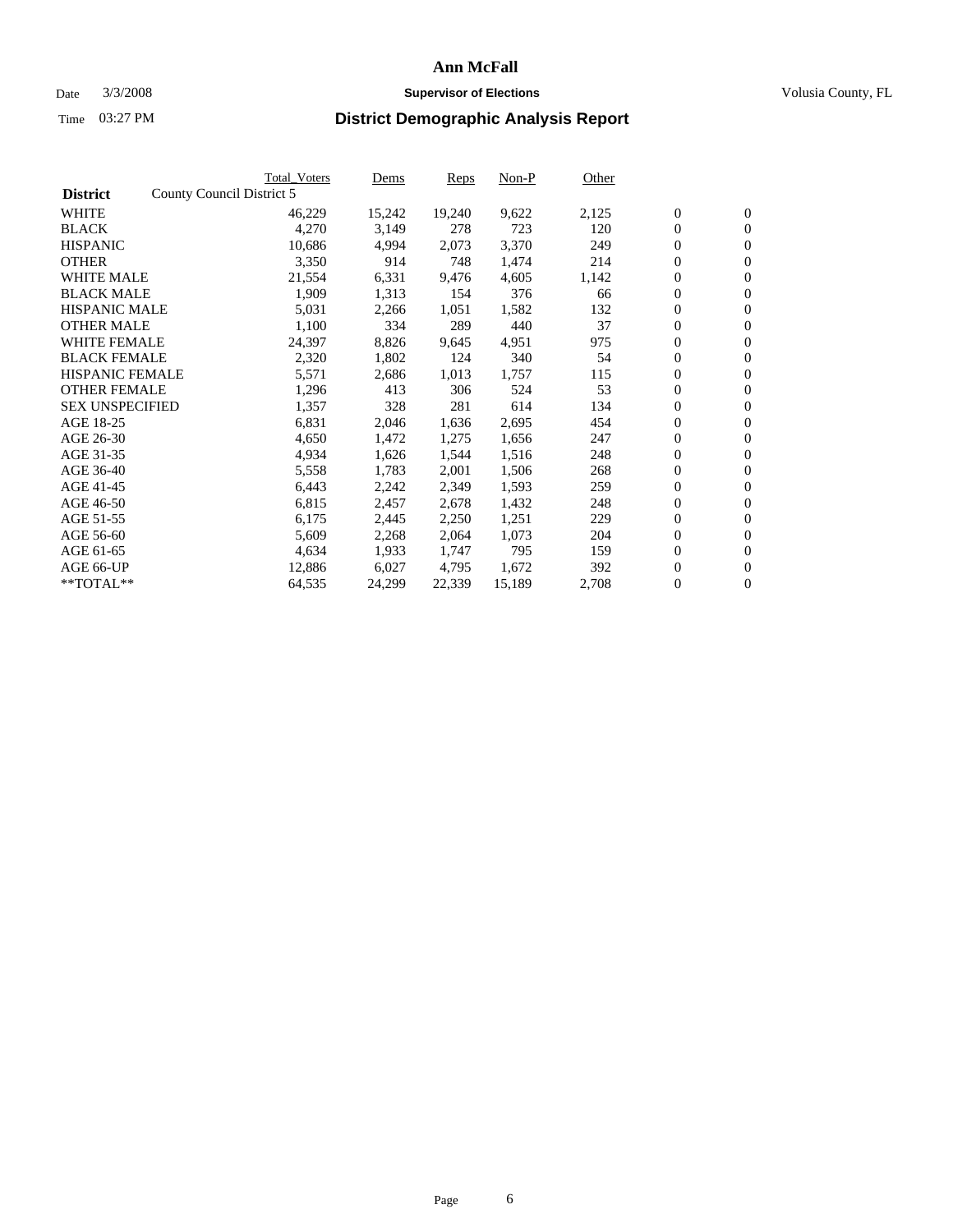# Ann McFall

Date 3/3/2008 **Supervisor of Elections** Volusia County, FL

Time 03:27 PM **District Demographic Analysis Report**

| **District** County Council District 5 | Total_Voters | Dems | Reps | Non-P | Other | | |
|---|---|---|---|---|---|---|---|
| WHITE | 46,229 | 15,242 | 19,240 | 9,622 | 2,125 | 0 | 0 |
| BLACK | 4,270 | 3,149 | 278 | 723 | 120 | 0 | 0 |
| HISPANIC | 10,686 | 4,994 | 2,073 | 3,370 | 249 | 0 | 0 |
| OTHER | 3,350 | 914 | 748 | 1,474 | 214 | 0 | 0 |
| WHITE MALE | 21,554 | 6,331 | 9,476 | 4,605 | 1,142 | 0 | 0 |
| BLACK MALE | 1,909 | 1,313 | 154 | 376 | 66 | 0 | 0 |
| HISPANIC MALE | 5,031 | 2,266 | 1,051 | 1,582 | 132 | 0 | 0 |
| OTHER MALE | 1,100 | 334 | 289 | 440 | 37 | 0 | 0 |
| WHITE FEMALE | 24,397 | 8,826 | 9,645 | 4,951 | 975 | 0 | 0 |
| BLACK FEMALE | 2,320 | 1,802 | 124 | 340 | 54 | 0 | 0 |
| HISPANIC FEMALE | 5,571 | 2,686 | 1,013 | 1,757 | 115 | 0 | 0 |
| OTHER FEMALE | 1,296 | 413 | 306 | 524 | 53 | 0 | 0 |
| SEX UNSPECIFIED | 1,357 | 328 | 281 | 614 | 134 | 0 | 0 |
| AGE 18-25 | 6,831 | 2,046 | 1,636 | 2,695 | 454 | 0 | 0 |
| AGE 26-30 | 4,650 | 1,472 | 1,275 | 1,656 | 247 | 0 | 0 |
| AGE 31-35 | 4,934 | 1,626 | 1,544 | 1,516 | 248 | 0 | 0 |
| AGE 36-40 | 5,558 | 1,783 | 2,001 | 1,506 | 268 | 0 | 0 |
| AGE 41-45 | 6,443 | 2,242 | 2,349 | 1,593 | 259 | 0 | 0 |
| AGE 46-50 | 6,815 | 2,457 | 2,678 | 1,432 | 248 | 0 | 0 |
| AGE 51-55 | 6,175 | 2,445 | 2,250 | 1,251 | 229 | 0 | 0 |
| AGE 56-60 | 5,609 | 2,268 | 2,064 | 1,073 | 204 | 0 | 0 |
| AGE 61-65 | 4,634 | 1,933 | 1,747 | 795 | 159 | 0 | 0 |
| AGE 66-UP | 12,886 | 6,027 | 4,795 | 1,672 | 392 | 0 | 0 |
| **TOTAL** | 64,535 | 24,299 | 22,339 | 15,189 | 2,708 | 0 | 0 |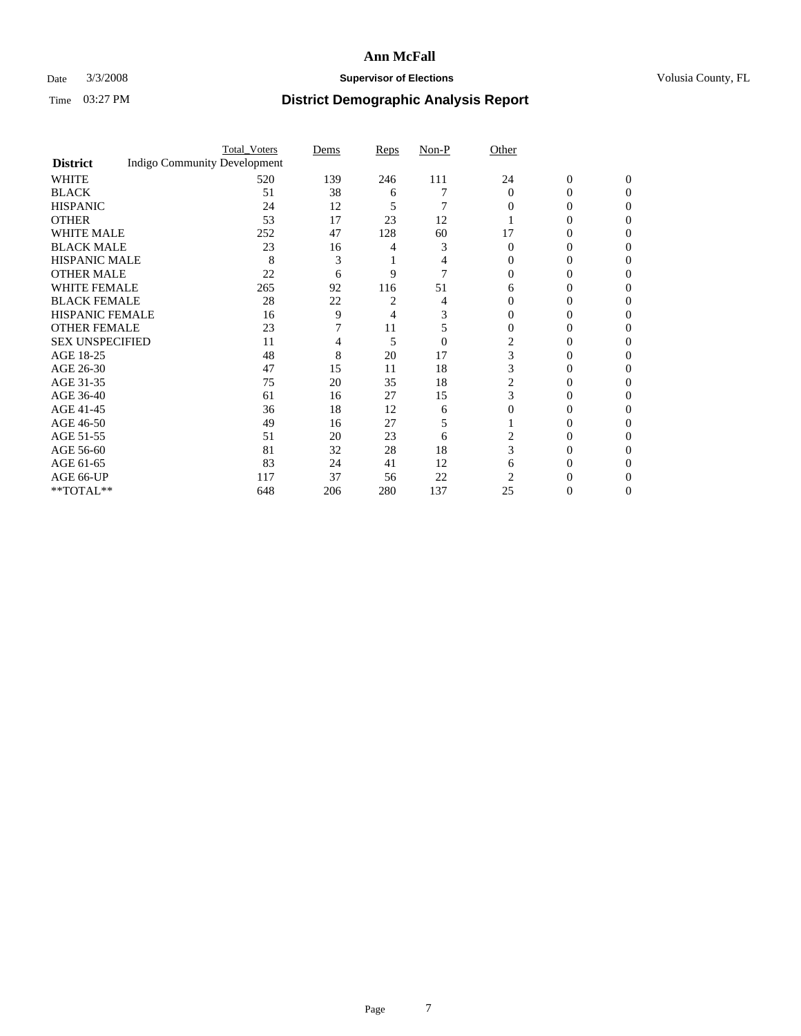**Ann McFall**

Date 3/3/2008 **Supervisor of Elections** Volusia County, FL

Time 03:27 PM **District Demographic Analysis Report**

| District | Indigo Community Development Total_Voters | Dems | Reps | Non-P | Other | | |
|---|---|---|---|---|---|---|---|
| WHITE | 520 | 139 | 246 | 111 | 24 | 0 | 0 |
| BLACK | 51 | 38 | 6 | 7 | 0 | 0 | 0 |
| HISPANIC | 24 | 12 | 5 | 7 | 0 | 0 | 0 |
| OTHER | 53 | 17 | 23 | 12 | 1 | 0 | 0 |
| WHITE MALE | 252 | 47 | 128 | 60 | 17 | 0 | 0 |
| BLACK MALE | 23 | 16 | 4 | 3 | 0 | 0 | 0 |
| HISPANIC MALE | 8 | 3 | 1 | 4 | 0 | 0 | 0 |
| OTHER MALE | 22 | 6 | 9 | 7 | 0 | 0 | 0 |
| WHITE FEMALE | 265 | 92 | 116 | 51 | 6 | 0 | 0 |
| BLACK FEMALE | 28 | 22 | 2 | 4 | 0 | 0 | 0 |
| HISPANIC FEMALE | 16 | 9 | 4 | 3 | 0 | 0 | 0 |
| OTHER FEMALE | 23 | 7 | 11 | 5 | 0 | 0 | 0 |
| SEX UNSPECIFIED | 11 | 4 | 5 | 0 | 2 | 0 | 0 |
| AGE 18-25 | 48 | 8 | 20 | 17 | 3 | 0 | 0 |
| AGE 26-30 | 47 | 15 | 11 | 18 | 3 | 0 | 0 |
| AGE 31-35 | 75 | 20 | 35 | 18 | 2 | 0 | 0 |
| AGE 36-40 | 61 | 16 | 27 | 15 | 3 | 0 | 0 |
| AGE 41-45 | 36 | 18 | 12 | 6 | 0 | 0 | 0 |
| AGE 46-50 | 49 | 16 | 27 | 5 | 1 | 0 | 0 |
| AGE 51-55 | 51 | 20 | 23 | 6 | 2 | 0 | 0 |
| AGE 56-60 | 81 | 32 | 28 | 18 | 3 | 0 | 0 |
| AGE 61-65 | 83 | 24 | 41 | 12 | 6 | 0 | 0 |
| AGE 66-UP | 117 | 37 | 56 | 22 | 2 | 0 | 0 |
| **TOTAL** | 648 | 206 | 280 | 137 | 25 | 0 | 0 |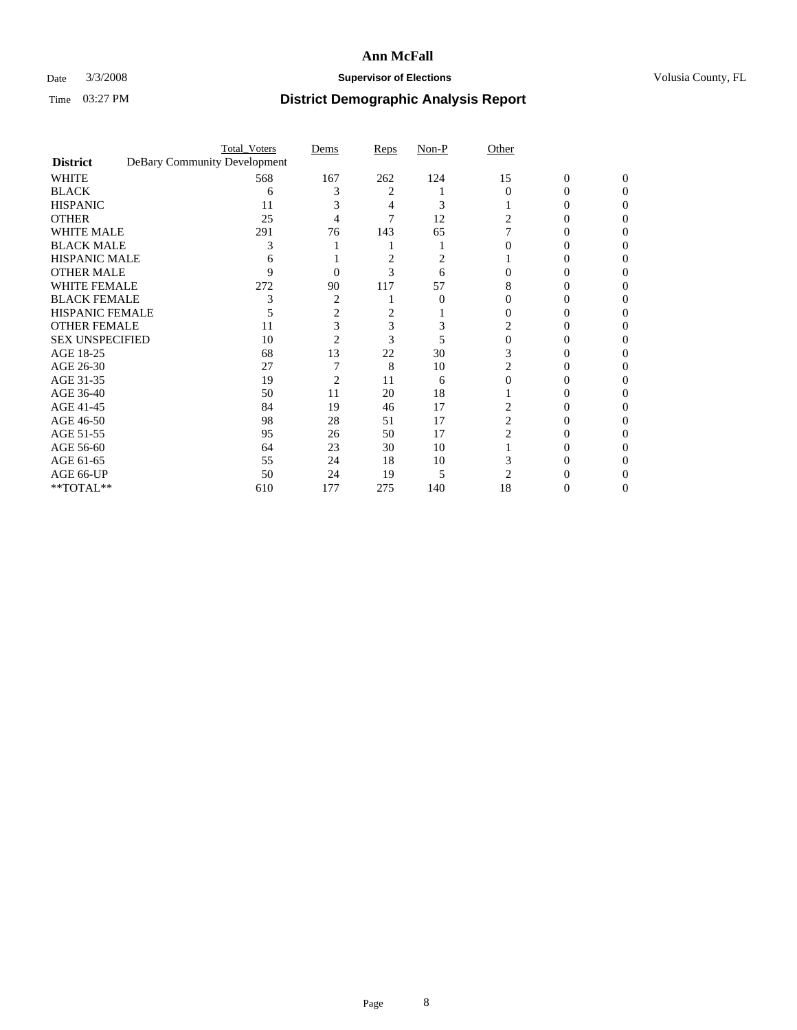# Ann McFall

Date 3/3/2008 **Supervisor of Elections** Volusia County, FL

Time 03:27 PM **District Demographic Analysis Report**

| | Total_Voters | Dems | Reps | Non-P | Other | | |
|---|---|---|---|---|---|---|---|
| **District** DeBary Community Development | | | | | | | |
| WHITE | 568 | 167 | 262 | 124 | 15 | 0 | 0 |
| BLACK | 6 | 3 | 2 | 1 | 0 | 0 | 0 |
| HISPANIC | 11 | 3 | 4 | 3 | 1 | 0 | 0 |
| OTHER | 25 | 4 | 7 | 12 | 2 | 0 | 0 |
| WHITE MALE | 291 | 76 | 143 | 65 | 7 | 0 | 0 |
| BLACK MALE | 3 | 1 | 1 | 1 | 0 | 0 | 0 |
| HISPANIC MALE | 6 | 1 | 2 | 2 | 1 | 0 | 0 |
| OTHER MALE | 9 | 0 | 3 | 6 | 0 | 0 | 0 |
| WHITE FEMALE | 272 | 90 | 117 | 57 | 8 | 0 | 0 |
| BLACK FEMALE | 3 | 2 | 1 | 0 | 0 | 0 | 0 |
| HISPANIC FEMALE | 5 | 2 | 2 | 1 | 0 | 0 | 0 |
| OTHER FEMALE | 11 | 3 | 3 | 3 | 2 | 0 | 0 |
| SEX UNSPECIFIED | 10 | 2 | 3 | 5 | 0 | 0 | 0 |
| AGE 18-25 | 68 | 13 | 22 | 30 | 3 | 0 | 0 |
| AGE 26-30 | 27 | 7 | 8 | 10 | 2 | 0 | 0 |
| AGE 31-35 | 19 | 2 | 11 | 6 | 0 | 0 | 0 |
| AGE 36-40 | 50 | 11 | 20 | 18 | 1 | 0 | 0 |
| AGE 41-45 | 84 | 19 | 46 | 17 | 2 | 0 | 0 |
| AGE 46-50 | 98 | 28 | 51 | 17 | 2 | 0 | 0 |
| AGE 51-55 | 95 | 26 | 50 | 17 | 2 | 0 | 0 |
| AGE 56-60 | 64 | 23 | 30 | 10 | 1 | 0 | 0 |
| AGE 61-65 | 55 | 24 | 18 | 10 | 3 | 0 | 0 |
| AGE 66-UP | 50 | 24 | 19 | 5 | 2 | 0 | 0 |
| **TOTAL** | 610 | 177 | 275 | 140 | 18 | 0 | 0 |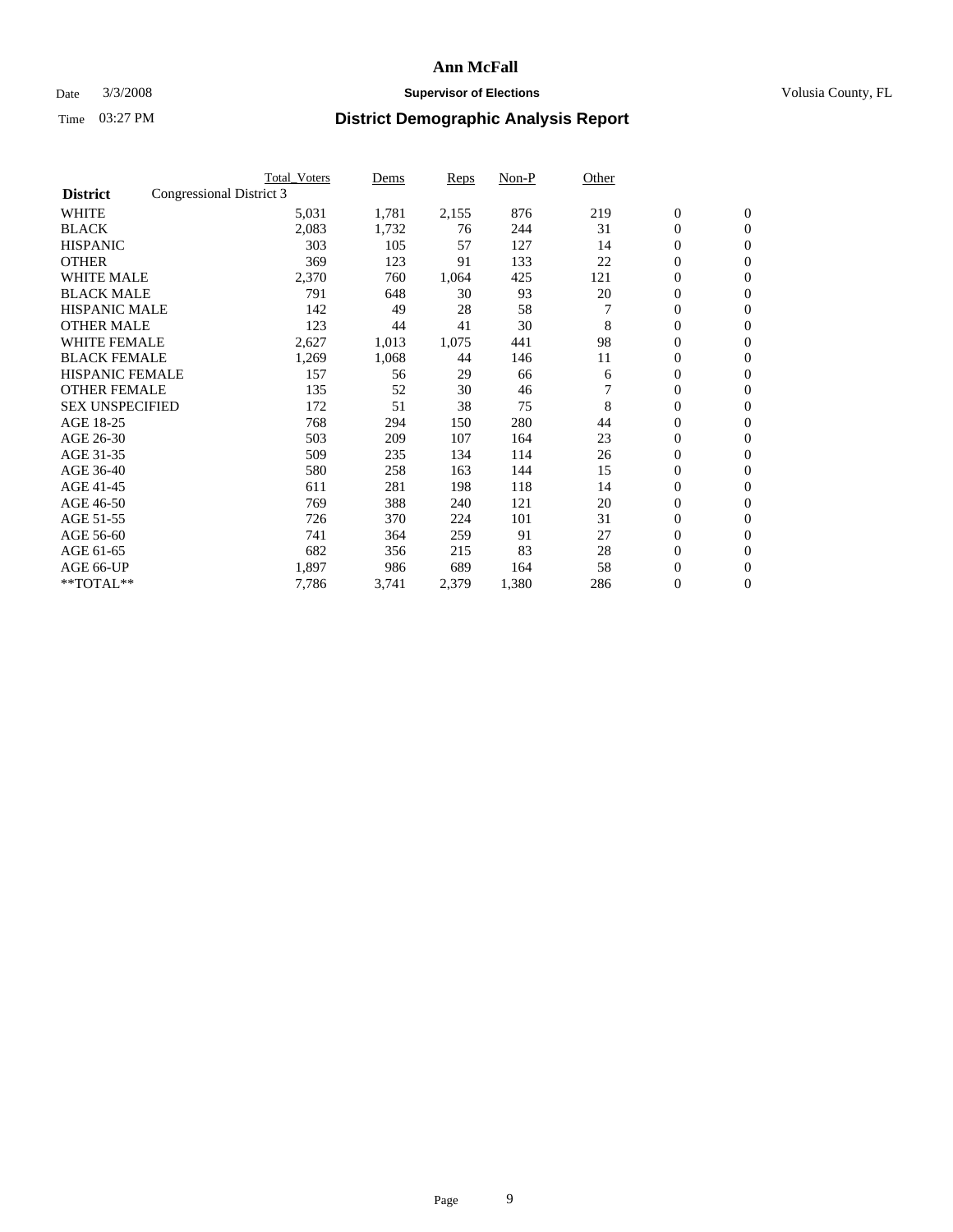# Ann McFall

Date 3/3/2008 **Supervisor of Elections** Volusia County, FL

Time 03:27 PM **District Demographic Analysis Report**

| District | Congressional District 3 | Total_Voters | Dems | Reps | Non-P | Other | | |
|---|---|---|---|---|---|---|---|---|
| WHITE | | 5,031 | 1,781 | 2,155 | 876 | 219 | 0 | 0 |
| BLACK | | 2,083 | 1,732 | 76 | 244 | 31 | 0 | 0 |
| HISPANIC | | 303 | 105 | 57 | 127 | 14 | 0 | 0 |
| OTHER | | 369 | 123 | 91 | 133 | 22 | 0 | 0 |
| WHITE MALE | | 2,370 | 760 | 1,064 | 425 | 121 | 0 | 0 |
| BLACK MALE | | 791 | 648 | 30 | 93 | 20 | 0 | 0 |
| HISPANIC MALE | | 142 | 49 | 28 | 58 | 7 | 0 | 0 |
| OTHER MALE | | 123 | 44 | 41 | 30 | 8 | 0 | 0 |
| WHITE FEMALE | | 2,627 | 1,013 | 1,075 | 441 | 98 | 0 | 0 |
| BLACK FEMALE | | 1,269 | 1,068 | 44 | 146 | 11 | 0 | 0 |
| HISPANIC FEMALE | | 157 | 56 | 29 | 66 | 6 | 0 | 0 |
| OTHER FEMALE | | 135 | 52 | 30 | 46 | 7 | 0 | 0 |
| SEX UNSPECIFIED | | 172 | 51 | 38 | 75 | 8 | 0 | 0 |
| AGE 18-25 | | 768 | 294 | 150 | 280 | 44 | 0 | 0 |
| AGE 26-30 | | 503 | 209 | 107 | 164 | 23 | 0 | 0 |
| AGE 31-35 | | 509 | 235 | 134 | 114 | 26 | 0 | 0 |
| AGE 36-40 | | 580 | 258 | 163 | 144 | 15 | 0 | 0 |
| AGE 41-45 | | 611 | 281 | 198 | 118 | 14 | 0 | 0 |
| AGE 46-50 | | 769 | 388 | 240 | 121 | 20 | 0 | 0 |
| AGE 51-55 | | 726 | 370 | 224 | 101 | 31 | 0 | 0 |
| AGE 56-60 | | 741 | 364 | 259 | 91 | 27 | 0 | 0 |
| AGE 61-65 | | 682 | 356 | 215 | 83 | 28 | 0 | 0 |
| AGE 66-UP | | 1,897 | 986 | 689 | 164 | 58 | 0 | 0 |
| **TOTAL** | | 7,786 | 3,741 | 2,379 | 1,380 | 286 | 0 | 0 |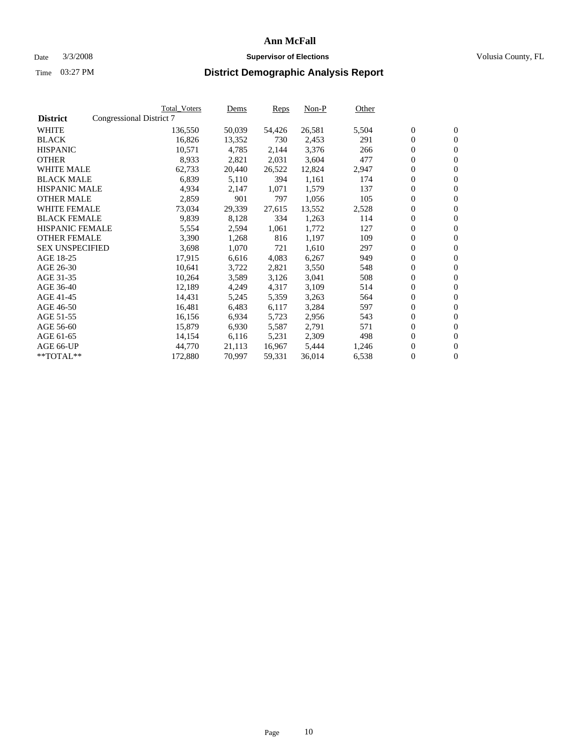# Ann McFall

Date 3/3/2008 **Supervisor of Elections** Volusia County, FL

Time 03:27 PM **District Demographic Analysis Report**

| | Total_Voters | Dems | Reps | Non-P | Other | | |
|---|---|---|---|---|---|---|---|
| **District** Congressional District 7 | | | | | | | |
| WHITE | 136,550 | 50,039 | 54,426 | 26,581 | 5,504 | 0 | 0 |
| BLACK | 16,826 | 13,352 | 730 | 2,453 | 291 | 0 | 0 |
| HISPANIC | 10,571 | 4,785 | 2,144 | 3,376 | 266 | 0 | 0 |
| OTHER | 8,933 | 2,821 | 2,031 | 3,604 | 477 | 0 | 0 |
| WHITE MALE | 62,733 | 20,440 | 26,522 | 12,824 | 2,947 | 0 | 0 |
| BLACK MALE | 6,839 | 5,110 | 394 | 1,161 | 174 | 0 | 0 |
| HISPANIC MALE | 4,934 | 2,147 | 1,071 | 1,579 | 137 | 0 | 0 |
| OTHER MALE | 2,859 | 901 | 797 | 1,056 | 105 | 0 | 0 |
| WHITE FEMALE | 73,034 | 29,339 | 27,615 | 13,552 | 2,528 | 0 | 0 |
| BLACK FEMALE | 9,839 | 8,128 | 334 | 1,263 | 114 | 0 | 0 |
| HISPANIC FEMALE | 5,554 | 2,594 | 1,061 | 1,772 | 127 | 0 | 0 |
| OTHER FEMALE | 3,390 | 1,268 | 816 | 1,197 | 109 | 0 | 0 |
| SEX UNSPECIFIED | 3,698 | 1,070 | 721 | 1,610 | 297 | 0 | 0 |
| AGE 18-25 | 17,915 | 6,616 | 4,083 | 6,267 | 949 | 0 | 0 |
| AGE 26-30 | 10,641 | 3,722 | 2,821 | 3,550 | 548 | 0 | 0 |
| AGE 31-35 | 10,264 | 3,589 | 3,126 | 3,041 | 508 | 0 | 0 |
| AGE 36-40 | 12,189 | 4,249 | 4,317 | 3,109 | 514 | 0 | 0 |
| AGE 41-45 | 14,431 | 5,245 | 5,359 | 3,263 | 564 | 0 | 0 |
| AGE 46-50 | 16,481 | 6,483 | 6,117 | 3,284 | 597 | 0 | 0 |
| AGE 51-55 | 16,156 | 6,934 | 5,723 | 2,956 | 543 | 0 | 0 |
| AGE 56-60 | 15,879 | 6,930 | 5,587 | 2,791 | 571 | 0 | 0 |
| AGE 61-65 | 14,154 | 6,116 | 5,231 | 2,309 | 498 | 0 | 0 |
| AGE 66-UP | 44,770 | 21,113 | 16,967 | 5,444 | 1,246 | 0 | 0 |
| **TOTAL** | 172,880 | 70,997 | 59,331 | 36,014 | 6,538 | 0 | 0 |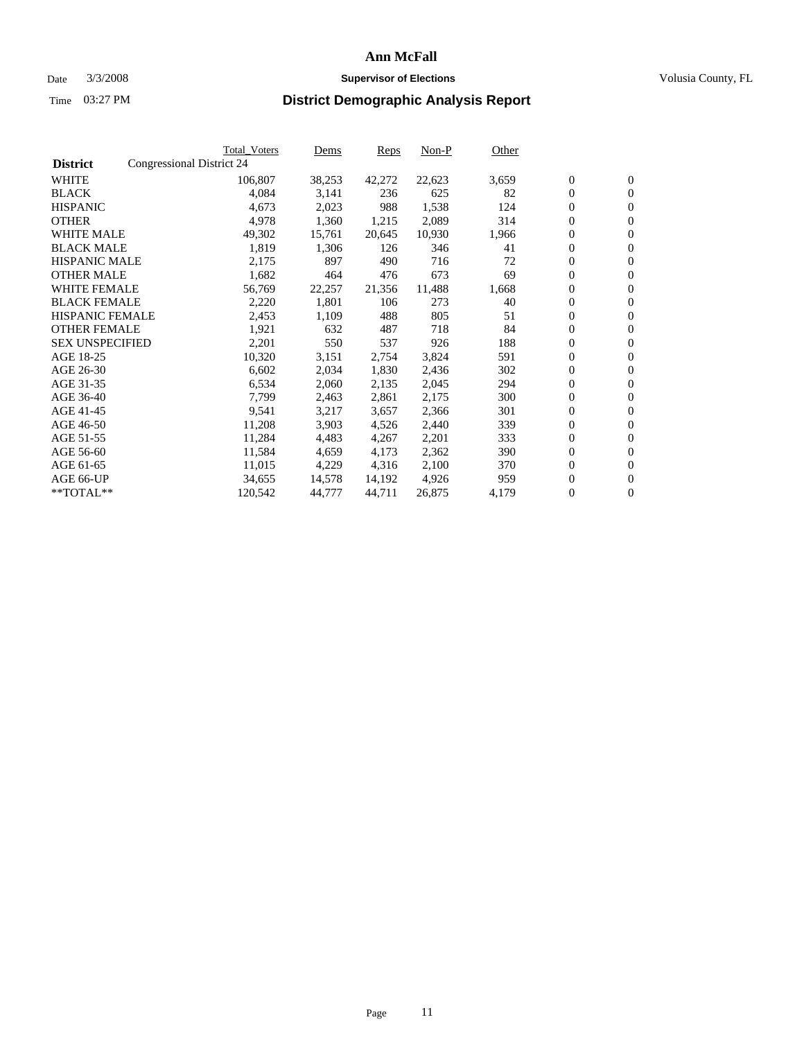# Ann McFall

Date 3/3/2008 **Supervisor of Elections** Volusia County, FL

Time 03:27 PM

## District Demographic Analysis Report

| | Total_Voters | Dems | Reps | Non-P | Other | | |
|---|---|---|---|---|---|---|---|
| **District** Congressional District 24 | | | | | | | |
| WHITE | 106,807 | 38,253 | 42,272 | 22,623 | 3,659 | 0 | 0 |
| BLACK | 4,084 | 3,141 | 236 | 625 | 82 | 0 | 0 |
| HISPANIC | 4,673 | 2,023 | 988 | 1,538 | 124 | 0 | 0 |
| OTHER | 4,978 | 1,360 | 1,215 | 2,089 | 314 | 0 | 0 |
| WHITE MALE | 49,302 | 15,761 | 20,645 | 10,930 | 1,966 | 0 | 0 |
| BLACK MALE | 1,819 | 1,306 | 126 | 346 | 41 | 0 | 0 |
| HISPANIC MALE | 2,175 | 897 | 490 | 716 | 72 | 0 | 0 |
| OTHER MALE | 1,682 | 464 | 476 | 673 | 69 | 0 | 0 |
| WHITE FEMALE | 56,769 | 22,257 | 21,356 | 11,488 | 1,668 | 0 | 0 |
| BLACK FEMALE | 2,220 | 1,801 | 106 | 273 | 40 | 0 | 0 |
| HISPANIC FEMALE | 2,453 | 1,109 | 488 | 805 | 51 | 0 | 0 |
| OTHER FEMALE | 1,921 | 632 | 487 | 718 | 84 | 0 | 0 |
| SEX UNSPECIFIED | 2,201 | 550 | 537 | 926 | 188 | 0 | 0 |
| AGE 18-25 | 10,320 | 3,151 | 2,754 | 3,824 | 591 | 0 | 0 |
| AGE 26-30 | 6,602 | 2,034 | 1,830 | 2,436 | 302 | 0 | 0 |
| AGE 31-35 | 6,534 | 2,060 | 2,135 | 2,045 | 294 | 0 | 0 |
| AGE 36-40 | 7,799 | 2,463 | 2,861 | 2,175 | 300 | 0 | 0 |
| AGE 41-45 | 9,541 | 3,217 | 3,657 | 2,366 | 301 | 0 | 0 |
| AGE 46-50 | 11,208 | 3,903 | 4,526 | 2,440 | 339 | 0 | 0 |
| AGE 51-55 | 11,284 | 4,483 | 4,267 | 2,201 | 333 | 0 | 0 |
| AGE 56-60 | 11,584 | 4,659 | 4,173 | 2,362 | 390 | 0 | 0 |
| AGE 61-65 | 11,015 | 4,229 | 4,316 | 2,100 | 370 | 0 | 0 |
| AGE 66-UP | 34,655 | 14,578 | 14,192 | 4,926 | 959 | 0 | 0 |
| **TOTAL** | 120,542 | 44,777 | 44,711 | 26,875 | 4,179 | 0 | 0 |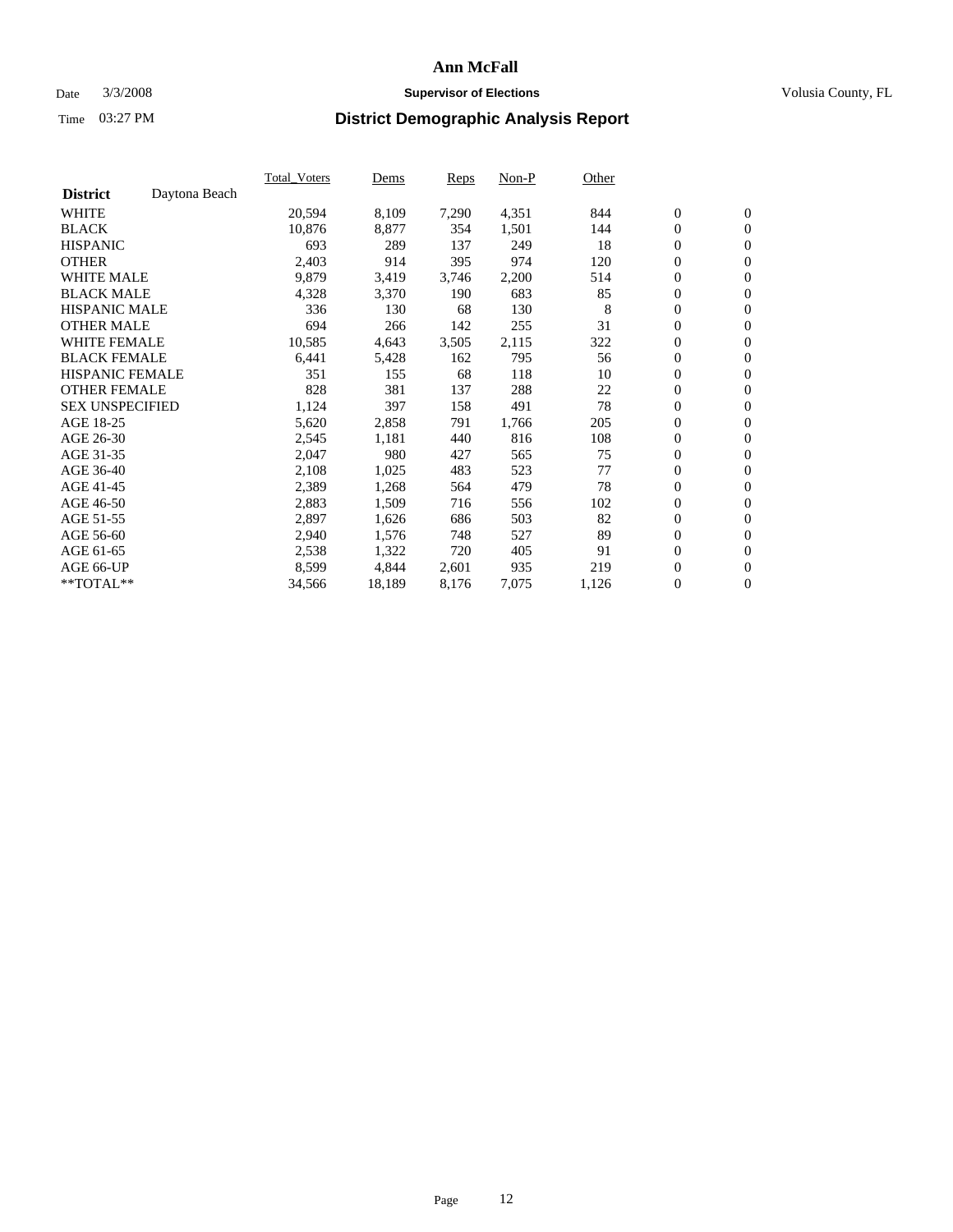# Ann McFall

Date 3/3/2008 **Supervisor of Elections** Volusia County, FL

Time 03:27 PM **District Demographic Analysis Report**

| **District** Daytona Beach | Total_Voters | Dems | Reps | Non-P | Other | | |
|---|---|---|---|---|---|---|---|
| WHITE | 20,594 | 8,109 | 7,290 | 4,351 | 844 | 0 | 0 |
| BLACK | 10,876 | 8,877 | 354 | 1,501 | 144 | 0 | 0 |
| HISPANIC | 693 | 289 | 137 | 249 | 18 | 0 | 0 |
| OTHER | 2,403 | 914 | 395 | 974 | 120 | 0 | 0 |
| WHITE MALE | 9,879 | 3,419 | 3,746 | 2,200 | 514 | 0 | 0 |
| BLACK MALE | 4,328 | 3,370 | 190 | 683 | 85 | 0 | 0 |
| HISPANIC MALE | 336 | 130 | 68 | 130 | 8 | 0 | 0 |
| OTHER MALE | 694 | 266 | 142 | 255 | 31 | 0 | 0 |
| WHITE FEMALE | 10,585 | 4,643 | 3,505 | 2,115 | 322 | 0 | 0 |
| BLACK FEMALE | 6,441 | 5,428 | 162 | 795 | 56 | 0 | 0 |
| HISPANIC FEMALE | 351 | 155 | 68 | 118 | 10 | 0 | 0 |
| OTHER FEMALE | 828 | 381 | 137 | 288 | 22 | 0 | 0 |
| SEX UNSPECIFIED | 1,124 | 397 | 158 | 491 | 78 | 0 | 0 |
| AGE 18-25 | 5,620 | 2,858 | 791 | 1,766 | 205 | 0 | 0 |
| AGE 26-30 | 2,545 | 1,181 | 440 | 816 | 108 | 0 | 0 |
| AGE 31-35 | 2,047 | 980 | 427 | 565 | 75 | 0 | 0 |
| AGE 36-40 | 2,108 | 1,025 | 483 | 523 | 77 | 0 | 0 |
| AGE 41-45 | 2,389 | 1,268 | 564 | 479 | 78 | 0 | 0 |
| AGE 46-50 | 2,883 | 1,509 | 716 | 556 | 102 | 0 | 0 |
| AGE 51-55 | 2,897 | 1,626 | 686 | 503 | 82 | 0 | 0 |
| AGE 56-60 | 2,940 | 1,576 | 748 | 527 | 89 | 0 | 0 |
| AGE 61-65 | 2,538 | 1,322 | 720 | 405 | 91 | 0 | 0 |
| AGE 66-UP | 8,599 | 4,844 | 2,601 | 935 | 219 | 0 | 0 |
| **TOTAL** | 34,566 | 18,189 | 8,176 | 7,075 | 1,126 | 0 | 0 |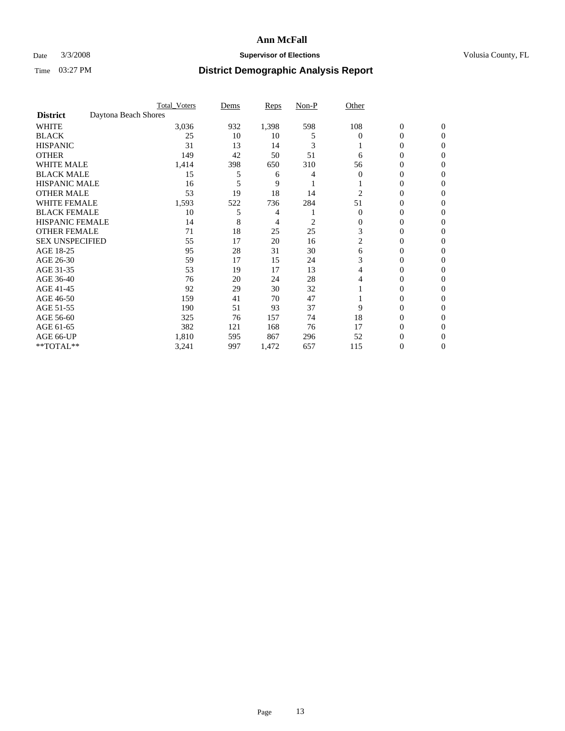# Ann McFall

Date 3/3/2008 **Supervisor of Elections** Volusia County, FL

Time 03:27 PM **District Demographic Analysis Report**

| | Total_Voters | Dems | Reps | Non-P | Other | | |
|---|---|---|---|---|---|---|---|
| **District** Daytona Beach Shores | | | | | | | |
| WHITE | 3,036 | 932 | 1,398 | 598 | 108 | 0 | 0 |
| BLACK | 25 | 10 | 10 | 5 | 0 | 0 | 0 |
| HISPANIC | 31 | 13 | 14 | 3 | 1 | 0 | 0 |
| OTHER | 149 | 42 | 50 | 51 | 6 | 0 | 0 |
| WHITE MALE | 1,414 | 398 | 650 | 310 | 56 | 0 | 0 |
| BLACK MALE | 15 | 5 | 6 | 4 | 0 | 0 | 0 |
| HISPANIC MALE | 16 | 5 | 9 | 1 | 1 | 0 | 0 |
| OTHER MALE | 53 | 19 | 18 | 14 | 2 | 0 | 0 |
| WHITE FEMALE | 1,593 | 522 | 736 | 284 | 51 | 0 | 0 |
| BLACK FEMALE | 10 | 5 | 4 | 1 | 0 | 0 | 0 |
| HISPANIC FEMALE | 14 | 8 | 4 | 2 | 0 | 0 | 0 |
| OTHER FEMALE | 71 | 18 | 25 | 25 | 3 | 0 | 0 |
| SEX UNSPECIFIED | 55 | 17 | 20 | 16 | 2 | 0 | 0 |
| AGE 18-25 | 95 | 28 | 31 | 30 | 6 | 0 | 0 |
| AGE 26-30 | 59 | 17 | 15 | 24 | 3 | 0 | 0 |
| AGE 31-35 | 53 | 19 | 17 | 13 | 4 | 0 | 0 |
| AGE 36-40 | 76 | 20 | 24 | 28 | 4 | 0 | 0 |
| AGE 41-45 | 92 | 29 | 30 | 32 | 1 | 0 | 0 |
| AGE 46-50 | 159 | 41 | 70 | 47 | 1 | 0 | 0 |
| AGE 51-55 | 190 | 51 | 93 | 37 | 9 | 0 | 0 |
| AGE 56-60 | 325 | 76 | 157 | 74 | 18 | 0 | 0 |
| AGE 61-65 | 382 | 121 | 168 | 76 | 17 | 0 | 0 |
| AGE 66-UP | 1,810 | 595 | 867 | 296 | 52 | 0 | 0 |
| **TOTAL** | 3,241 | 997 | 1,472 | 657 | 115 | 0 | 0 |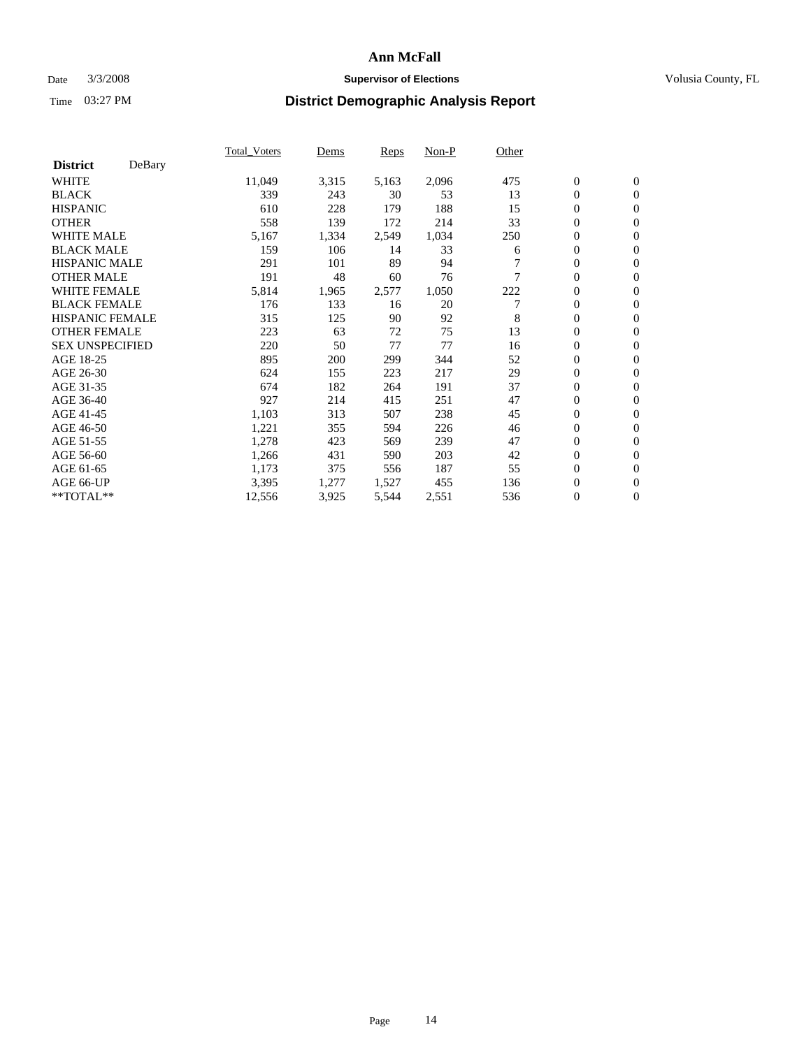# Ann McFall

Date 3/3/2008 **Supervisor of Elections** Volusia County, FL

Time 03:27 PM **District Demographic Analysis Report**

| District DeBary | Total_Voters | Dems | Reps | Non-P | Other | | |
|---|---|---|---|---|---|---|---|
| WHITE | 11,049 | 3,315 | 5,163 | 2,096 | 475 | 0 | 0 |
| BLACK | 339 | 243 | 30 | 53 | 13 | 0 | 0 |
| HISPANIC | 610 | 228 | 179 | 188 | 15 | 0 | 0 |
| OTHER | 558 | 139 | 172 | 214 | 33 | 0 | 0 |
| WHITE MALE | 5,167 | 1,334 | 2,549 | 1,034 | 250 | 0 | 0 |
| BLACK MALE | 159 | 106 | 14 | 33 | 6 | 0 | 0 |
| HISPANIC MALE | 291 | 101 | 89 | 94 | 7 | 0 | 0 |
| OTHER MALE | 191 | 48 | 60 | 76 | 7 | 0 | 0 |
| WHITE FEMALE | 5,814 | 1,965 | 2,577 | 1,050 | 222 | 0 | 0 |
| BLACK FEMALE | 176 | 133 | 16 | 20 | 7 | 0 | 0 |
| HISPANIC FEMALE | 315 | 125 | 90 | 92 | 8 | 0 | 0 |
| OTHER FEMALE | 223 | 63 | 72 | 75 | 13 | 0 | 0 |
| SEX UNSPECIFIED | 220 | 50 | 77 | 77 | 16 | 0 | 0 |
| AGE 18-25 | 895 | 200 | 299 | 344 | 52 | 0 | 0 |
| AGE 26-30 | 624 | 155 | 223 | 217 | 29 | 0 | 0 |
| AGE 31-35 | 674 | 182 | 264 | 191 | 37 | 0 | 0 |
| AGE 36-40 | 927 | 214 | 415 | 251 | 47 | 0 | 0 |
| AGE 41-45 | 1,103 | 313 | 507 | 238 | 45 | 0 | 0 |
| AGE 46-50 | 1,221 | 355 | 594 | 226 | 46 | 0 | 0 |
| AGE 51-55 | 1,278 | 423 | 569 | 239 | 47 | 0 | 0 |
| AGE 56-60 | 1,266 | 431 | 590 | 203 | 42 | 0 | 0 |
| AGE 61-65 | 1,173 | 375 | 556 | 187 | 55 | 0 | 0 |
| AGE 66-UP | 3,395 | 1,277 | 1,527 | 455 | 136 | 0 | 0 |
| **TOTAL** | 12,556 | 3,925 | 5,544 | 2,551 | 536 | 0 | 0 |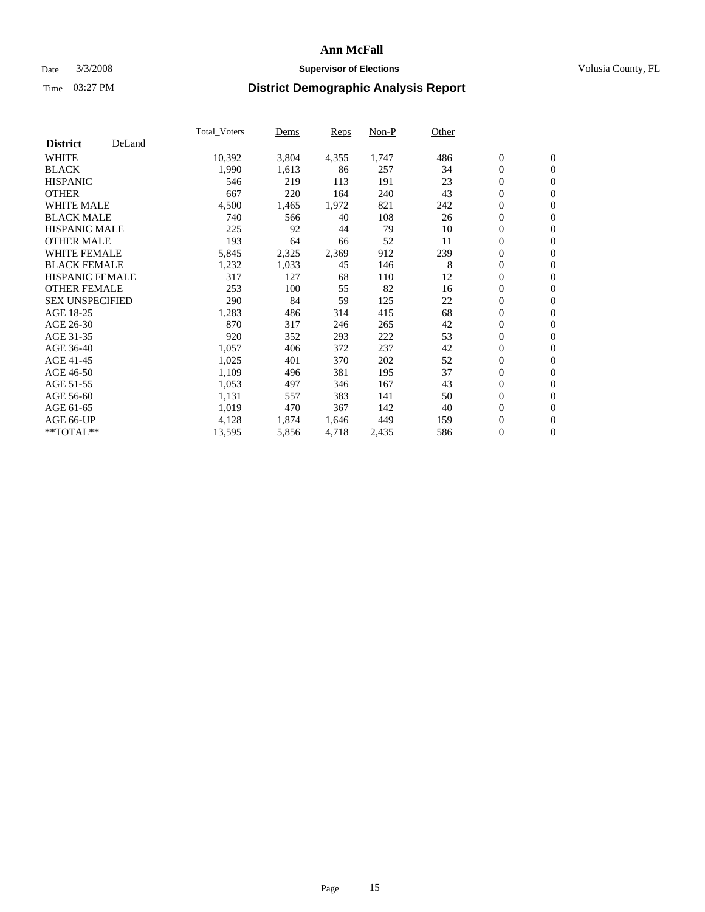# Ann McFall

Date 3/3/2008 **Supervisor of Elections** Volusia County, FL

Time 03:27 PM **District Demographic Analysis Report**

| **District** DeLand | Total_Voters | Dems | Reps | Non-P | Other | | |
|---|---|---|---|---|---|---|---|
| WHITE | 10,392 | 3,804 | 4,355 | 1,747 | 486 | 0 | 0 |
| BLACK | 1,990 | 1,613 | 86 | 257 | 34 | 0 | 0 |
| HISPANIC | 546 | 219 | 113 | 191 | 23 | 0 | 0 |
| OTHER | 667 | 220 | 164 | 240 | 43 | 0 | 0 |
| WHITE MALE | 4,500 | 1,465 | 1,972 | 821 | 242 | 0 | 0 |
| BLACK MALE | 740 | 566 | 40 | 108 | 26 | 0 | 0 |
| HISPANIC MALE | 225 | 92 | 44 | 79 | 10 | 0 | 0 |
| OTHER MALE | 193 | 64 | 66 | 52 | 11 | 0 | 0 |
| WHITE FEMALE | 5,845 | 2,325 | 2,369 | 912 | 239 | 0 | 0 |
| BLACK FEMALE | 1,232 | 1,033 | 45 | 146 | 8 | 0 | 0 |
| HISPANIC FEMALE | 317 | 127 | 68 | 110 | 12 | 0 | 0 |
| OTHER FEMALE | 253 | 100 | 55 | 82 | 16 | 0 | 0 |
| SEX UNSPECIFIED | 290 | 84 | 59 | 125 | 22 | 0 | 0 |
| AGE 18-25 | 1,283 | 486 | 314 | 415 | 68 | 0 | 0 |
| AGE 26-30 | 870 | 317 | 246 | 265 | 42 | 0 | 0 |
| AGE 31-35 | 920 | 352 | 293 | 222 | 53 | 0 | 0 |
| AGE 36-40 | 1,057 | 406 | 372 | 237 | 42 | 0 | 0 |
| AGE 41-45 | 1,025 | 401 | 370 | 202 | 52 | 0 | 0 |
| AGE 46-50 | 1,109 | 496 | 381 | 195 | 37 | 0 | 0 |
| AGE 51-55 | 1,053 | 497 | 346 | 167 | 43 | 0 | 0 |
| AGE 56-60 | 1,131 | 557 | 383 | 141 | 50 | 0 | 0 |
| AGE 61-65 | 1,019 | 470 | 367 | 142 | 40 | 0 | 0 |
| AGE 66-UP | 4,128 | 1,874 | 1,646 | 449 | 159 | 0 | 0 |
| **TOTAL** | 13,595 | 5,856 | 4,718 | 2,435 | 586 | 0 | 0 |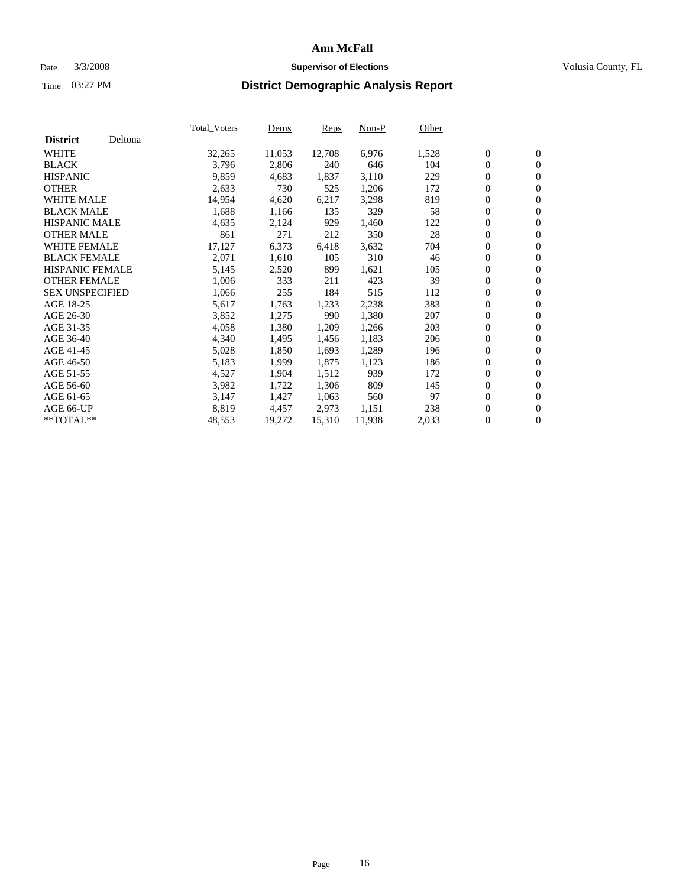# Ann McFall

Date 3/3/2008 **Supervisor of Elections** Volusia County, FL

Time 03:27 PM **District Demographic Analysis Report**

| **District** Deltona | Total_Voters | Dems | Reps | Non-P | Other | | |
|---|---|---|---|---|---|---|---|
| WHITE | 32,265 | 11,053 | 12,708 | 6,976 | 1,528 | 0 | 0 |
| BLACK | 3,796 | 2,806 | 240 | 646 | 104 | 0 | 0 |
| HISPANIC | 9,859 | 4,683 | 1,837 | 3,110 | 229 | 0 | 0 |
| OTHER | 2,633 | 730 | 525 | 1,206 | 172 | 0 | 0 |
| WHITE MALE | 14,954 | 4,620 | 6,217 | 3,298 | 819 | 0 | 0 |
| BLACK MALE | 1,688 | 1,166 | 135 | 329 | 58 | 0 | 0 |
| HISPANIC MALE | 4,635 | 2,124 | 929 | 1,460 | 122 | 0 | 0 |
| OTHER MALE | 861 | 271 | 212 | 350 | 28 | 0 | 0 |
| WHITE FEMALE | 17,127 | 6,373 | 6,418 | 3,632 | 704 | 0 | 0 |
| BLACK FEMALE | 2,071 | 1,610 | 105 | 310 | 46 | 0 | 0 |
| HISPANIC FEMALE | 5,145 | 2,520 | 899 | 1,621 | 105 | 0 | 0 |
| OTHER FEMALE | 1,006 | 333 | 211 | 423 | 39 | 0 | 0 |
| SEX UNSPECIFIED | 1,066 | 255 | 184 | 515 | 112 | 0 | 0 |
| AGE 18-25 | 5,617 | 1,763 | 1,233 | 2,238 | 383 | 0 | 0 |
| AGE 26-30 | 3,852 | 1,275 | 990 | 1,380 | 207 | 0 | 0 |
| AGE 31-35 | 4,058 | 1,380 | 1,209 | 1,266 | 203 | 0 | 0 |
| AGE 36-40 | 4,340 | 1,495 | 1,456 | 1,183 | 206 | 0 | 0 |
| AGE 41-45 | 5,028 | 1,850 | 1,693 | 1,289 | 196 | 0 | 0 |
| AGE 46-50 | 5,183 | 1,999 | 1,875 | 1,123 | 186 | 0 | 0 |
| AGE 51-55 | 4,527 | 1,904 | 1,512 | 939 | 172 | 0 | 0 |
| AGE 56-60 | 3,982 | 1,722 | 1,306 | 809 | 145 | 0 | 0 |
| AGE 61-65 | 3,147 | 1,427 | 1,063 | 560 | 97 | 0 | 0 |
| AGE 66-UP | 8,819 | 4,457 | 2,973 | 1,151 | 238 | 0 | 0 |
| **TOTAL** | 48,553 | 19,272 | 15,310 | 11,938 | 2,033 | 0 | 0 |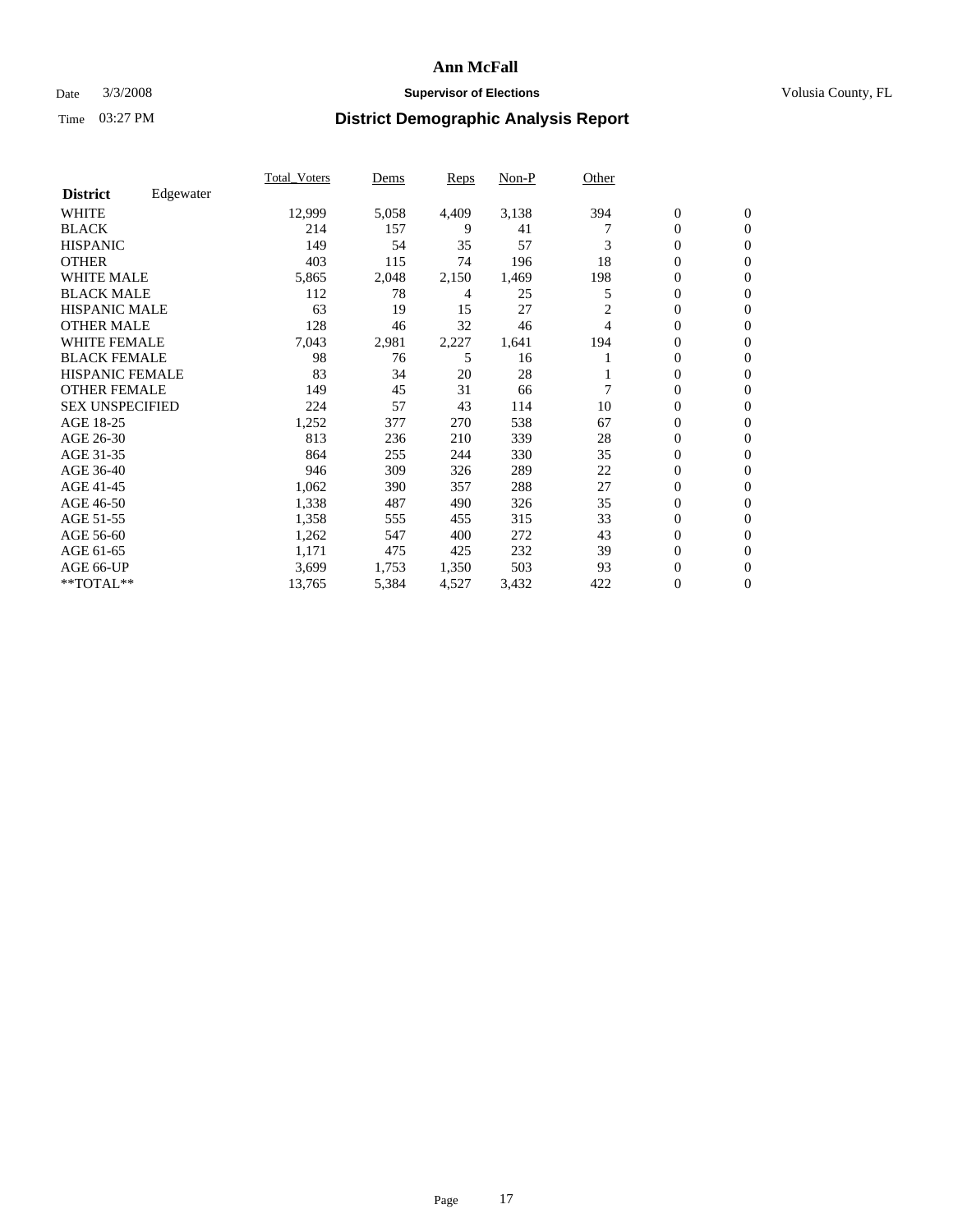# Ann McFall

Date 3/3/2008 **Supervisor of Elections** Volusia County, FL

Time 03:27 PM **District Demographic Analysis Report**

| **District** Edgewater | Total_Voters | Dems | Reps | Non-P | Other | | |
|---|---|---|---|---|---|---|---|
| WHITE | 12,999 | 5,058 | 4,409 | 3,138 | 394 | 0 | 0 |
| BLACK | 214 | 157 | 9 | 41 | 7 | 0 | 0 |
| HISPANIC | 149 | 54 | 35 | 57 | 3 | 0 | 0 |
| OTHER | 403 | 115 | 74 | 196 | 18 | 0 | 0 |
| WHITE MALE | 5,865 | 2,048 | 2,150 | 1,469 | 198 | 0 | 0 |
| BLACK MALE | 112 | 78 | 4 | 25 | 5 | 0 | 0 |
| HISPANIC MALE | 63 | 19 | 15 | 27 | 2 | 0 | 0 |
| OTHER MALE | 128 | 46 | 32 | 46 | 4 | 0 | 0 |
| WHITE FEMALE | 7,043 | 2,981 | 2,227 | 1,641 | 194 | 0 | 0 |
| BLACK FEMALE | 98 | 76 | 5 | 16 | 1 | 0 | 0 |
| HISPANIC FEMALE | 83 | 34 | 20 | 28 | 1 | 0 | 0 |
| OTHER FEMALE | 149 | 45 | 31 | 66 | 7 | 0 | 0 |
| SEX UNSPECIFIED | 224 | 57 | 43 | 114 | 10 | 0 | 0 |
| AGE 18-25 | 1,252 | 377 | 270 | 538 | 67 | 0 | 0 |
| AGE 26-30 | 813 | 236 | 210 | 339 | 28 | 0 | 0 |
| AGE 31-35 | 864 | 255 | 244 | 330 | 35 | 0 | 0 |
| AGE 36-40 | 946 | 309 | 326 | 289 | 22 | 0 | 0 |
| AGE 41-45 | 1,062 | 390 | 357 | 288 | 27 | 0 | 0 |
| AGE 46-50 | 1,338 | 487 | 490 | 326 | 35 | 0 | 0 |
| AGE 51-55 | 1,358 | 555 | 455 | 315 | 33 | 0 | 0 |
| AGE 56-60 | 1,262 | 547 | 400 | 272 | 43 | 0 | 0 |
| AGE 61-65 | 1,171 | 475 | 425 | 232 | 39 | 0 | 0 |
| AGE 66-UP | 3,699 | 1,753 | 1,350 | 503 | 93 | 0 | 0 |
| **TOTAL** | 13,765 | 5,384 | 4,527 | 3,432 | 422 | 0 | 0 |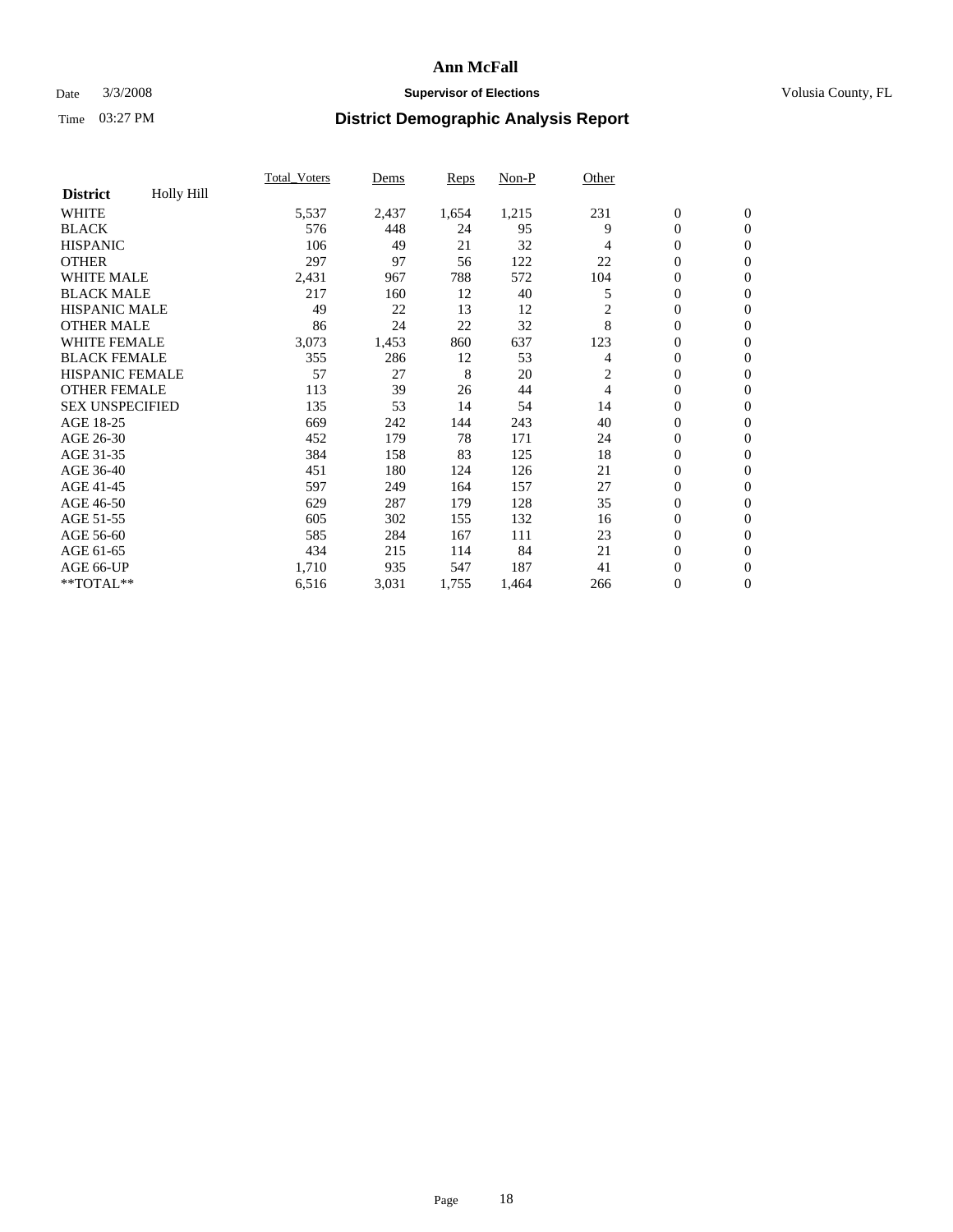# Ann McFall

Date 3/3/2008 **Supervisor of Elections** Volusia County, FL

Time 03:27 PM **District Demographic Analysis Report**

| | Total_Voters | Dems | Reps | Non-P | Other | | |
|---|---|---|---|---|---|---|---|
| **District** Holly Hill | | | | | | | |
| WHITE | 5,537 | 2,437 | 1,654 | 1,215 | 231 | 0 | 0 |
| BLACK | 576 | 448 | 24 | 95 | 9 | 0 | 0 |
| HISPANIC | 106 | 49 | 21 | 32 | 4 | 0 | 0 |
| OTHER | 297 | 97 | 56 | 122 | 22 | 0 | 0 |
| WHITE MALE | 2,431 | 967 | 788 | 572 | 104 | 0 | 0 |
| BLACK MALE | 217 | 160 | 12 | 40 | 5 | 0 | 0 |
| HISPANIC MALE | 49 | 22 | 13 | 12 | 2 | 0 | 0 |
| OTHER MALE | 86 | 24 | 22 | 32 | 8 | 0 | 0 |
| WHITE FEMALE | 3,073 | 1,453 | 860 | 637 | 123 | 0 | 0 |
| BLACK FEMALE | 355 | 286 | 12 | 53 | 4 | 0 | 0 |
| HISPANIC FEMALE | 57 | 27 | 8 | 20 | 2 | 0 | 0 |
| OTHER FEMALE | 113 | 39 | 26 | 44 | 4 | 0 | 0 |
| SEX UNSPECIFIED | 135 | 53 | 14 | 54 | 14 | 0 | 0 |
| AGE 18-25 | 669 | 242 | 144 | 243 | 40 | 0 | 0 |
| AGE 26-30 | 452 | 179 | 78 | 171 | 24 | 0 | 0 |
| AGE 31-35 | 384 | 158 | 83 | 125 | 18 | 0 | 0 |
| AGE 36-40 | 451 | 180 | 124 | 126 | 21 | 0 | 0 |
| AGE 41-45 | 597 | 249 | 164 | 157 | 27 | 0 | 0 |
| AGE 46-50 | 629 | 287 | 179 | 128 | 35 | 0 | 0 |
| AGE 51-55 | 605 | 302 | 155 | 132 | 16 | 0 | 0 |
| AGE 56-60 | 585 | 284 | 167 | 111 | 23 | 0 | 0 |
| AGE 61-65 | 434 | 215 | 114 | 84 | 21 | 0 | 0 |
| AGE 66-UP | 1,710 | 935 | 547 | 187 | 41 | 0 | 0 |
| **TOTAL** | 6,516 | 3,031 | 1,755 | 1,464 | 266 | 0 | 0 |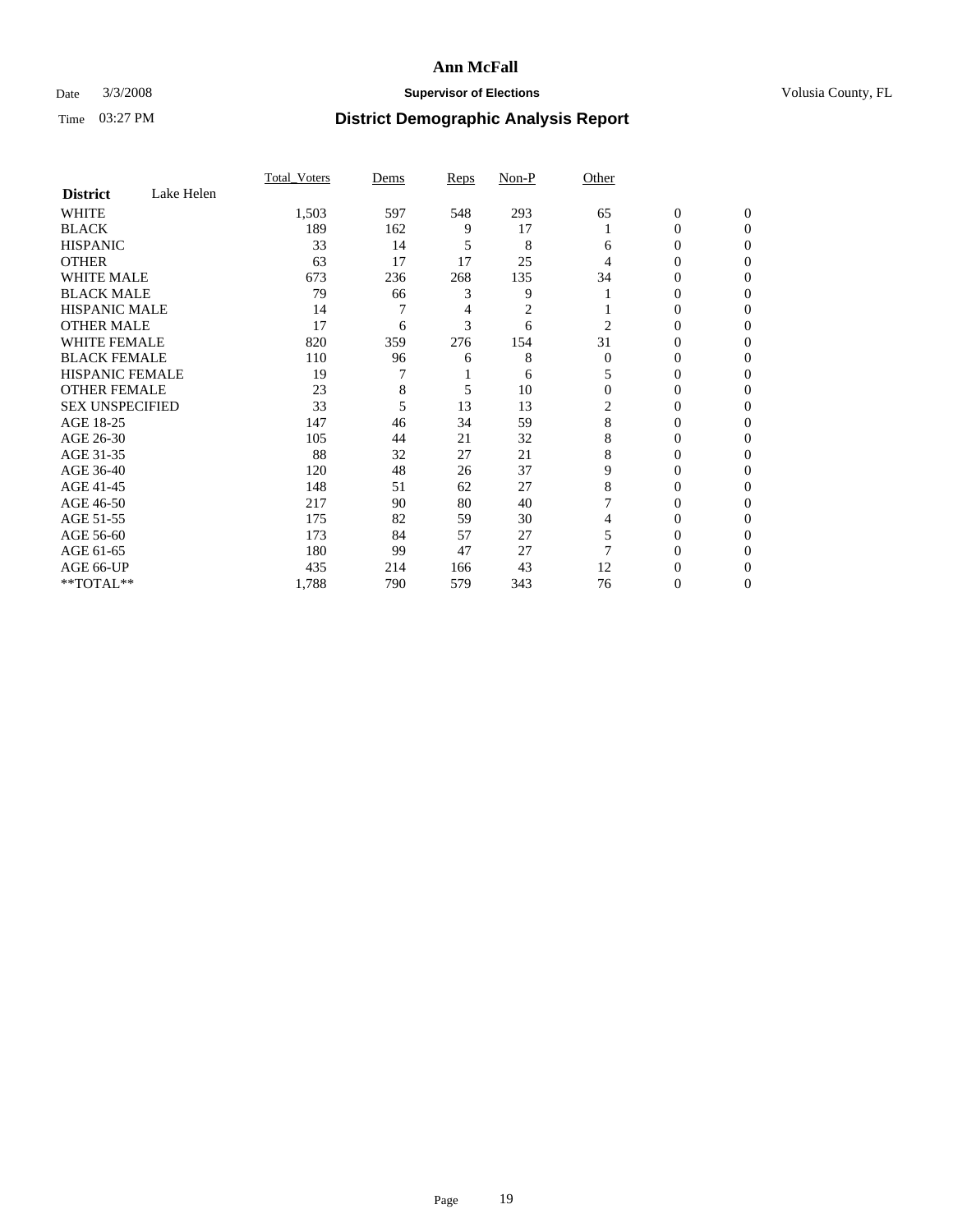# Ann McFall

Date 3/3/2008 **Supervisor of Elections** Volusia County, FL

Time 03:27 PM **District Demographic Analysis Report**

| **District** Lake Helen | Total_Voters | Dems | Reps | Non-P | Other | | |
|---|---|---|---|---|---|---|---|
| WHITE | 1,503 | 597 | 548 | 293 | 65 | 0 | 0 |
| BLACK | 189 | 162 | 9 | 17 | 1 | 0 | 0 |
| HISPANIC | 33 | 14 | 5 | 8 | 6 | 0 | 0 |
| OTHER | 63 | 17 | 17 | 25 | 4 | 0 | 0 |
| WHITE MALE | 673 | 236 | 268 | 135 | 34 | 0 | 0 |
| BLACK MALE | 79 | 66 | 3 | 9 | 1 | 0 | 0 |
| HISPANIC MALE | 14 | 7 | 4 | 2 | 1 | 0 | 0 |
| OTHER MALE | 17 | 6 | 3 | 6 | 2 | 0 | 0 |
| WHITE FEMALE | 820 | 359 | 276 | 154 | 31 | 0 | 0 |
| BLACK FEMALE | 110 | 96 | 6 | 8 | 0 | 0 | 0 |
| HISPANIC FEMALE | 19 | 7 | 1 | 6 | 5 | 0 | 0 |
| OTHER FEMALE | 23 | 8 | 5 | 10 | 0 | 0 | 0 |
| SEX UNSPECIFIED | 33 | 5 | 13 | 13 | 2 | 0 | 0 |
| AGE 18-25 | 147 | 46 | 34 | 59 | 8 | 0 | 0 |
| AGE 26-30 | 105 | 44 | 21 | 32 | 8 | 0 | 0 |
| AGE 31-35 | 88 | 32 | 27 | 21 | 8 | 0 | 0 |
| AGE 36-40 | 120 | 48 | 26 | 37 | 9 | 0 | 0 |
| AGE 41-45 | 148 | 51 | 62 | 27 | 8 | 0 | 0 |
| AGE 46-50 | 217 | 90 | 80 | 40 | 7 | 0 | 0 |
| AGE 51-55 | 175 | 82 | 59 | 30 | 4 | 0 | 0 |
| AGE 56-60 | 173 | 84 | 57 | 27 | 5 | 0 | 0 |
| AGE 61-65 | 180 | 99 | 47 | 27 | 7 | 0 | 0 |
| AGE 66-UP | 435 | 214 | 166 | 43 | 12 | 0 | 0 |
| **TOTAL** | 1,788 | 790 | 579 | 343 | 76 | 0 | 0 |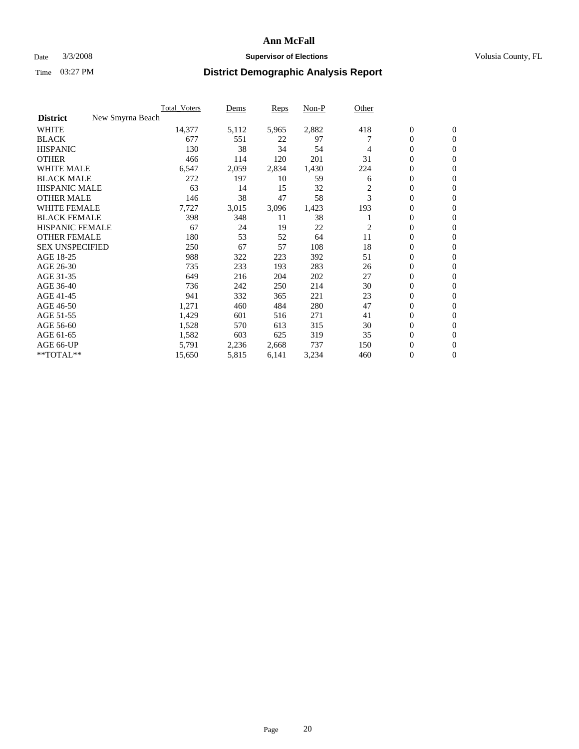# Ann McFall

Date 3/3/2008 **Supervisor of Elections** Volusia County, FL

Time 03:27 PM **District Demographic Analysis Report**

| | Total_Voters | Dems | Reps | Non-P | Other | | |
|---|---|---|---|---|---|---|---|
| **District** New Smyrna Beach | | | | | | | |
| WHITE | 14,377 | 5,112 | 5,965 | 2,882 | 418 | 0 | 0 |
| BLACK | 677 | 551 | 22 | 97 | 7 | 0 | 0 |
| HISPANIC | 130 | 38 | 34 | 54 | 4 | 0 | 0 |
| OTHER | 466 | 114 | 120 | 201 | 31 | 0 | 0 |
| WHITE MALE | 6,547 | 2,059 | 2,834 | 1,430 | 224 | 0 | 0 |
| BLACK MALE | 272 | 197 | 10 | 59 | 6 | 0 | 0 |
| HISPANIC MALE | 63 | 14 | 15 | 32 | 2 | 0 | 0 |
| OTHER MALE | 146 | 38 | 47 | 58 | 3 | 0 | 0 |
| WHITE FEMALE | 7,727 | 3,015 | 3,096 | 1,423 | 193 | 0 | 0 |
| BLACK FEMALE | 398 | 348 | 11 | 38 | 1 | 0 | 0 |
| HISPANIC FEMALE | 67 | 24 | 19 | 22 | 2 | 0 | 0 |
| OTHER FEMALE | 180 | 53 | 52 | 64 | 11 | 0 | 0 |
| SEX UNSPECIFIED | 250 | 67 | 57 | 108 | 18 | 0 | 0 |
| AGE 18-25 | 988 | 322 | 223 | 392 | 51 | 0 | 0 |
| AGE 26-30 | 735 | 233 | 193 | 283 | 26 | 0 | 0 |
| AGE 31-35 | 649 | 216 | 204 | 202 | 27 | 0 | 0 |
| AGE 36-40 | 736 | 242 | 250 | 214 | 30 | 0 | 0 |
| AGE 41-45 | 941 | 332 | 365 | 221 | 23 | 0 | 0 |
| AGE 46-50 | 1,271 | 460 | 484 | 280 | 47 | 0 | 0 |
| AGE 51-55 | 1,429 | 601 | 516 | 271 | 41 | 0 | 0 |
| AGE 56-60 | 1,528 | 570 | 613 | 315 | 30 | 0 | 0 |
| AGE 61-65 | 1,582 | 603 | 625 | 319 | 35 | 0 | 0 |
| AGE 66-UP | 5,791 | 2,236 | 2,668 | 737 | 150 | 0 | 0 |
| **TOTAL** | 15,650 | 5,815 | 6,141 | 3,234 | 460 | 0 | 0 |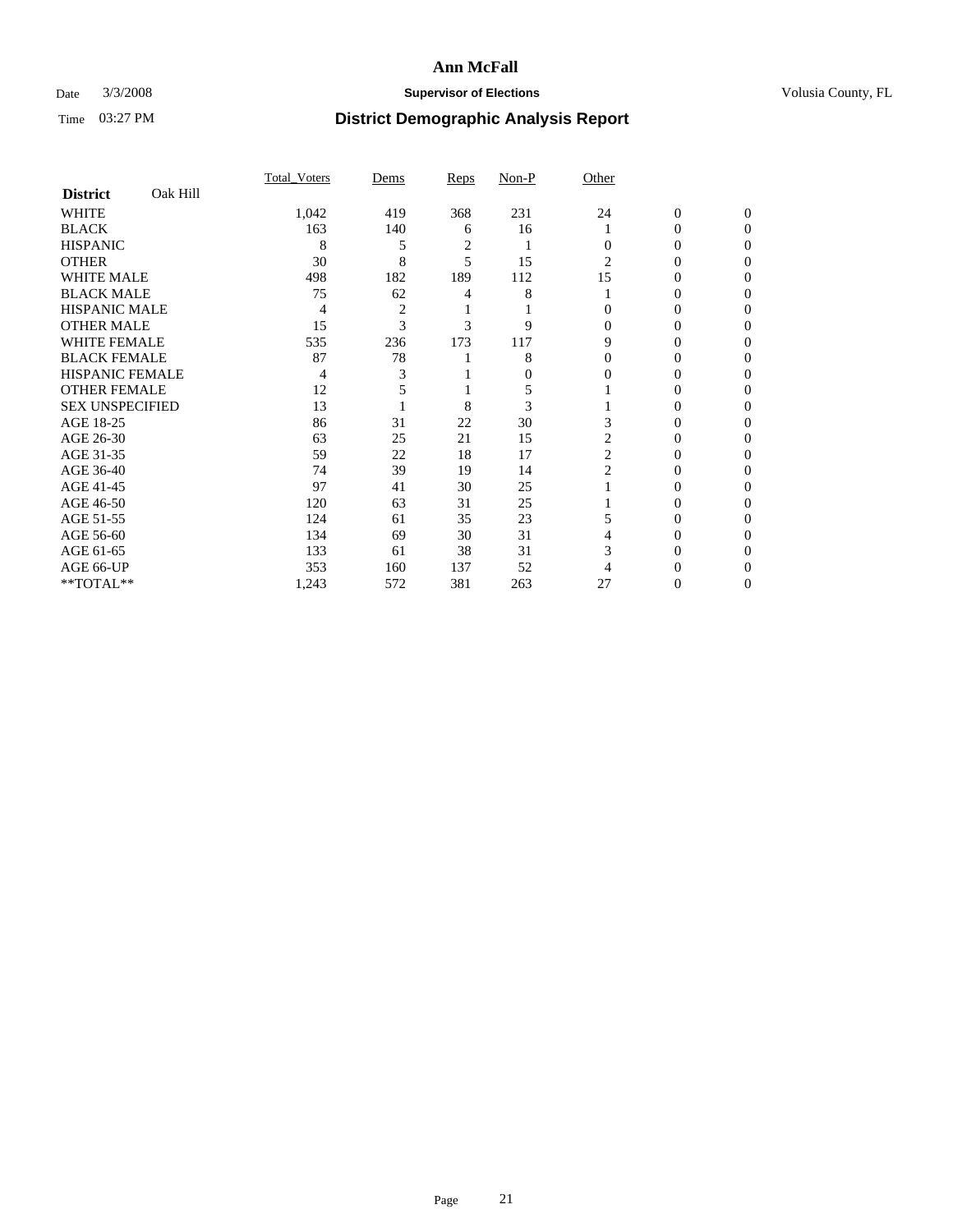**Ann McFall**

Date 3/3/2008 **Supervisor of Elections** Volusia County, FL

Time 03:27 PM **District Demographic Analysis Report**

| **District** Oak Hill | Total_Voters | Dems | Reps | Non-P | Other | | |
|---|---|---|---|---|---|---|---|
| WHITE | 1,042 | 419 | 368 | 231 | 24 | 0 | 0 |
| BLACK | 163 | 140 | 6 | 16 | 1 | 0 | 0 |
| HISPANIC | 8 | 5 | 2 | 1 | 0 | 0 | 0 |
| OTHER | 30 | 8 | 5 | 15 | 2 | 0 | 0 |
| WHITE MALE | 498 | 182 | 189 | 112 | 15 | 0 | 0 |
| BLACK MALE | 75 | 62 | 4 | 8 | 1 | 0 | 0 |
| HISPANIC MALE | 4 | 2 | 1 | 1 | 0 | 0 | 0 |
| OTHER MALE | 15 | 3 | 3 | 9 | 0 | 0 | 0 |
| WHITE FEMALE | 535 | 236 | 173 | 117 | 9 | 0 | 0 |
| BLACK FEMALE | 87 | 78 | 1 | 8 | 0 | 0 | 0 |
| HISPANIC FEMALE | 4 | 3 | 1 | 0 | 0 | 0 | 0 |
| OTHER FEMALE | 12 | 5 | 1 | 5 | 1 | 0 | 0 |
| SEX UNSPECIFIED | 13 | 1 | 8 | 3 | 1 | 0 | 0 |
| AGE 18-25 | 86 | 31 | 22 | 30 | 3 | 0 | 0 |
| AGE 26-30 | 63 | 25 | 21 | 15 | 2 | 0 | 0 |
| AGE 31-35 | 59 | 22 | 18 | 17 | 2 | 0 | 0 |
| AGE 36-40 | 74 | 39 | 19 | 14 | 2 | 0 | 0 |
| AGE 41-45 | 97 | 41 | 30 | 25 | 1 | 0 | 0 |
| AGE 46-50 | 120 | 63 | 31 | 25 | 1 | 0 | 0 |
| AGE 51-55 | 124 | 61 | 35 | 23 | 5 | 0 | 0 |
| AGE 56-60 | 134 | 69 | 30 | 31 | 4 | 0 | 0 |
| AGE 61-65 | 133 | 61 | 38 | 31 | 3 | 0 | 0 |
| AGE 66-UP | 353 | 160 | 137 | 52 | 4 | 0 | 0 |
| **TOTAL** | 1,243 | 572 | 381 | 263 | 27 | 0 | 0 |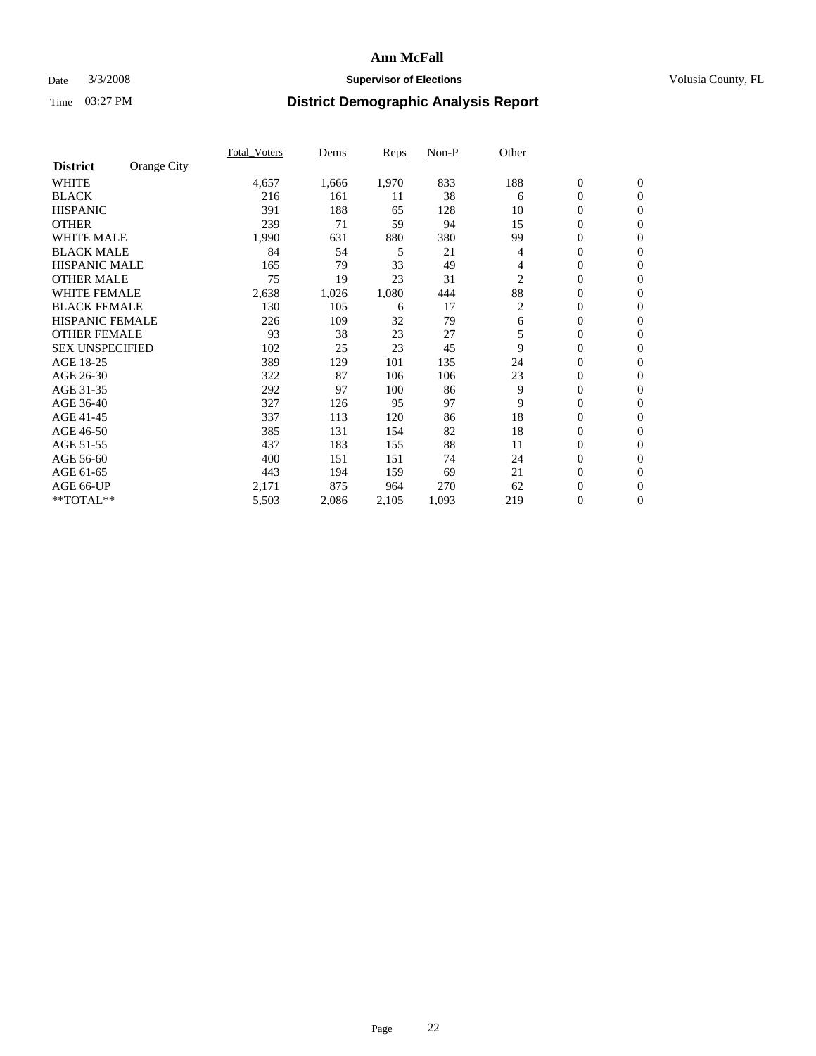# Ann McFall

Date 3/3/2008 **Supervisor of Elections** Volusia County, FL

Time 03:27 PM **District Demographic Analysis Report**

| **District** Orange City | Total_Voters | Dems | Reps | Non-P | Other | | |
|---|---|---|---|---|---|---|---|
| WHITE | 4,657 | 1,666 | 1,970 | 833 | 188 | 0 | 0 |
| BLACK | 216 | 161 | 11 | 38 | 6 | 0 | 0 |
| HISPANIC | 391 | 188 | 65 | 128 | 10 | 0 | 0 |
| OTHER | 239 | 71 | 59 | 94 | 15 | 0 | 0 |
| WHITE MALE | 1,990 | 631 | 880 | 380 | 99 | 0 | 0 |
| BLACK MALE | 84 | 54 | 5 | 21 | 4 | 0 | 0 |
| HISPANIC MALE | 165 | 79 | 33 | 49 | 4 | 0 | 0 |
| OTHER MALE | 75 | 19 | 23 | 31 | 2 | 0 | 0 |
| WHITE FEMALE | 2,638 | 1,026 | 1,080 | 444 | 88 | 0 | 0 |
| BLACK FEMALE | 130 | 105 | 6 | 17 | 2 | 0 | 0 |
| HISPANIC FEMALE | 226 | 109 | 32 | 79 | 6 | 0 | 0 |
| OTHER FEMALE | 93 | 38 | 23 | 27 | 5 | 0 | 0 |
| SEX UNSPECIFIED | 102 | 25 | 23 | 45 | 9 | 0 | 0 |
| AGE 18-25 | 389 | 129 | 101 | 135 | 24 | 0 | 0 |
| AGE 26-30 | 322 | 87 | 106 | 106 | 23 | 0 | 0 |
| AGE 31-35 | 292 | 97 | 100 | 86 | 9 | 0 | 0 |
| AGE 36-40 | 327 | 126 | 95 | 97 | 9 | 0 | 0 |
| AGE 41-45 | 337 | 113 | 120 | 86 | 18 | 0 | 0 |
| AGE 46-50 | 385 | 131 | 154 | 82 | 18 | 0 | 0 |
| AGE 51-55 | 437 | 183 | 155 | 88 | 11 | 0 | 0 |
| AGE 56-60 | 400 | 151 | 151 | 74 | 24 | 0 | 0 |
| AGE 61-65 | 443 | 194 | 159 | 69 | 21 | 0 | 0 |
| AGE 66-UP | 2,171 | 875 | 964 | 270 | 62 | 0 | 0 |
| **TOTAL** | 5,503 | 2,086 | 2,105 | 1,093 | 219 | 0 | 0 |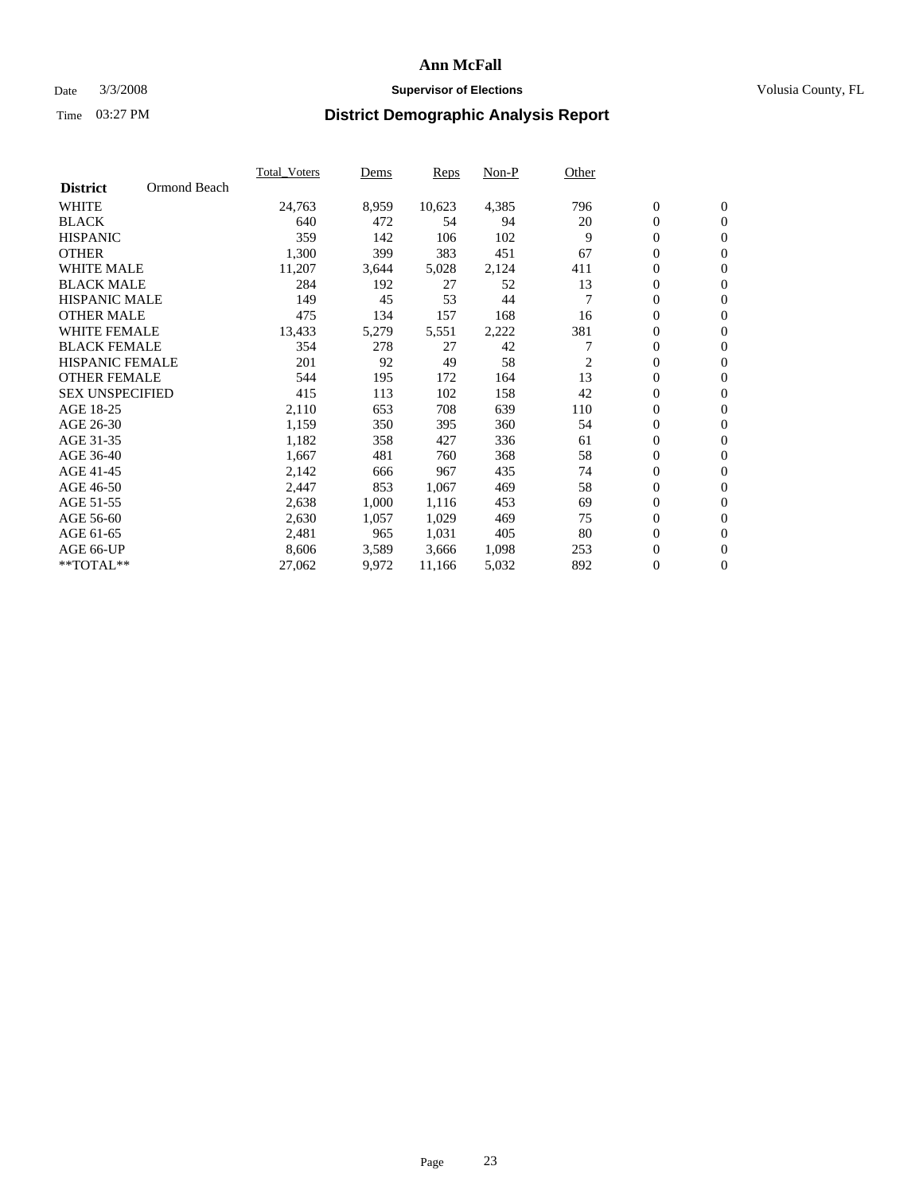# Ann McFall

Date 3/3/2008 **Supervisor of Elections** Volusia County, FL

Time 03:27 PM **District Demographic Analysis Report**

| **District** Ormond Beach | Total_Voters | Dems | Reps | Non-P | Other | | |
|---|---|---|---|---|---|---|---|
| WHITE | 24,763 | 8,959 | 10,623 | 4,385 | 796 | 0 | 0 |
| BLACK | 640 | 472 | 54 | 94 | 20 | 0 | 0 |
| HISPANIC | 359 | 142 | 106 | 102 | 9 | 0 | 0 |
| OTHER | 1,300 | 399 | 383 | 451 | 67 | 0 | 0 |
| WHITE MALE | 11,207 | 3,644 | 5,028 | 2,124 | 411 | 0 | 0 |
| BLACK MALE | 284 | 192 | 27 | 52 | 13 | 0 | 0 |
| HISPANIC MALE | 149 | 45 | 53 | 44 | 7 | 0 | 0 |
| OTHER MALE | 475 | 134 | 157 | 168 | 16 | 0 | 0 |
| WHITE FEMALE | 13,433 | 5,279 | 5,551 | 2,222 | 381 | 0 | 0 |
| BLACK FEMALE | 354 | 278 | 27 | 42 | 7 | 0 | 0 |
| HISPANIC FEMALE | 201 | 92 | 49 | 58 | 2 | 0 | 0 |
| OTHER FEMALE | 544 | 195 | 172 | 164 | 13 | 0 | 0 |
| SEX UNSPECIFIED | 415 | 113 | 102 | 158 | 42 | 0 | 0 |
| AGE 18-25 | 2,110 | 653 | 708 | 639 | 110 | 0 | 0 |
| AGE 26-30 | 1,159 | 350 | 395 | 360 | 54 | 0 | 0 |
| AGE 31-35 | 1,182 | 358 | 427 | 336 | 61 | 0 | 0 |
| AGE 36-40 | 1,667 | 481 | 760 | 368 | 58 | 0 | 0 |
| AGE 41-45 | 2,142 | 666 | 967 | 435 | 74 | 0 | 0 |
| AGE 46-50 | 2,447 | 853 | 1,067 | 469 | 58 | 0 | 0 |
| AGE 51-55 | 2,638 | 1,000 | 1,116 | 453 | 69 | 0 | 0 |
| AGE 56-60 | 2,630 | 1,057 | 1,029 | 469 | 75 | 0 | 0 |
| AGE 61-65 | 2,481 | 965 | 1,031 | 405 | 80 | 0 | 0 |
| AGE 66-UP | 8,606 | 3,589 | 3,666 | 1,098 | 253 | 0 | 0 |
| **TOTAL** | 27,062 | 9,972 | 11,166 | 5,032 | 892 | 0 | 0 |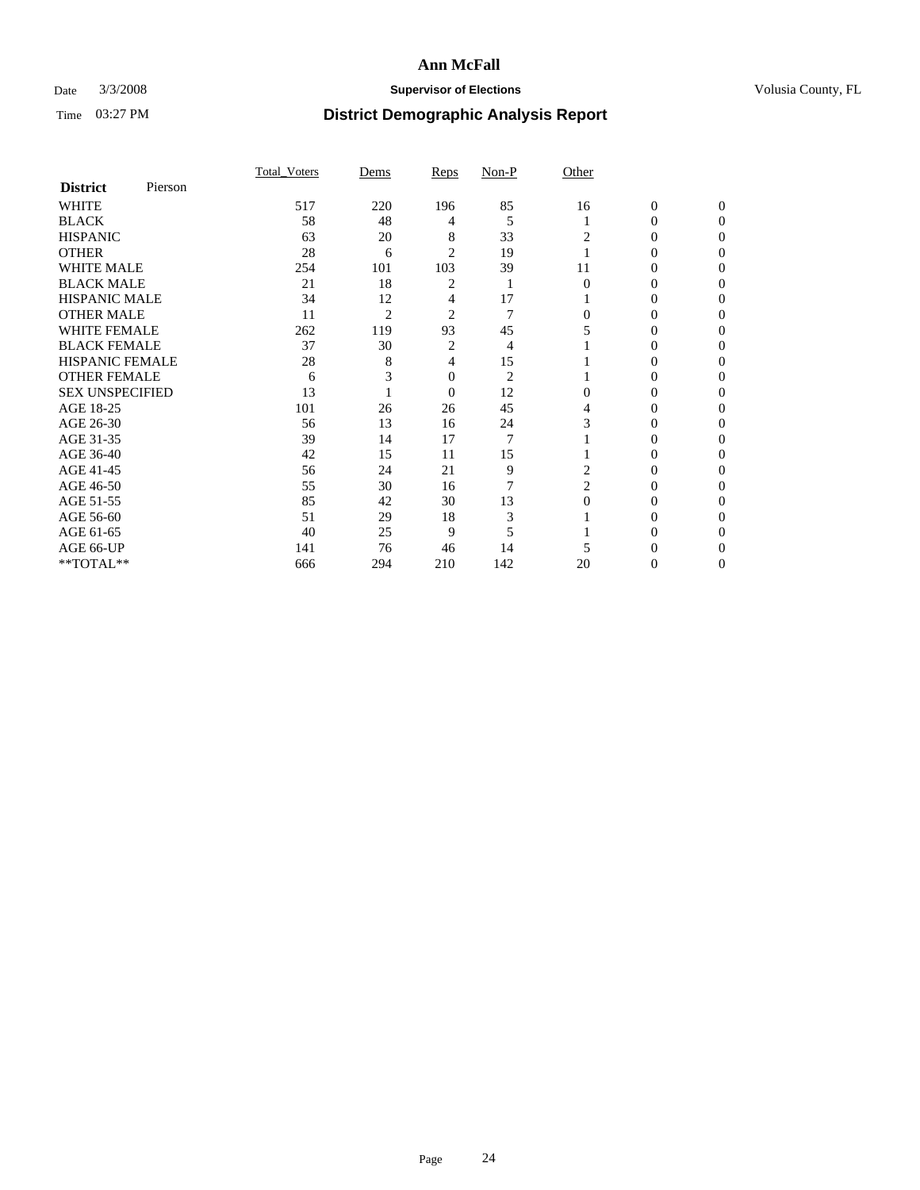**Ann McFall**

Date 3/3/2008 **Supervisor of Elections** Volusia County, FL

Time 03:27 PM **District Demographic Analysis Report**

| **District** Pierson | Total_Voters | Dems | Reps | Non-P | Other | | |
|---|---|---|---|---|---|---|---|
| WHITE | 517 | 220 | 196 | 85 | 16 | 0 | 0 |
| BLACK | 58 | 48 | 4 | 5 | 1 | 0 | 0 |
| HISPANIC | 63 | 20 | 8 | 33 | 2 | 0 | 0 |
| OTHER | 28 | 6 | 2 | 19 | 1 | 0 | 0 |
| WHITE MALE | 254 | 101 | 103 | 39 | 11 | 0 | 0 |
| BLACK MALE | 21 | 18 | 2 | 1 | 0 | 0 | 0 |
| HISPANIC MALE | 34 | 12 | 4 | 17 | 1 | 0 | 0 |
| OTHER MALE | 11 | 2 | 2 | 7 | 0 | 0 | 0 |
| WHITE FEMALE | 262 | 119 | 93 | 45 | 5 | 0 | 0 |
| BLACK FEMALE | 37 | 30 | 2 | 4 | 1 | 0 | 0 |
| HISPANIC FEMALE | 28 | 8 | 4 | 15 | 1 | 0 | 0 |
| OTHER FEMALE | 6 | 3 | 0 | 2 | 1 | 0 | 0 |
| SEX UNSPECIFIED | 13 | 1 | 0 | 12 | 0 | 0 | 0 |
| AGE 18-25 | 101 | 26 | 26 | 45 | 4 | 0 | 0 |
| AGE 26-30 | 56 | 13 | 16 | 24 | 3 | 0 | 0 |
| AGE 31-35 | 39 | 14 | 17 | 7 | 1 | 0 | 0 |
| AGE 36-40 | 42 | 15 | 11 | 15 | 1 | 0 | 0 |
| AGE 41-45 | 56 | 24 | 21 | 9 | 2 | 0 | 0 |
| AGE 46-50 | 55 | 30 | 16 | 7 | 2 | 0 | 0 |
| AGE 51-55 | 85 | 42 | 30 | 13 | 0 | 0 | 0 |
| AGE 56-60 | 51 | 29 | 18 | 3 | 1 | 0 | 0 |
| AGE 61-65 | 40 | 25 | 9 | 5 | 1 | 0 | 0 |
| AGE 66-UP | 141 | 76 | 46 | 14 | 5 | 0 | 0 |
| **TOTAL** | 666 | 294 | 210 | 142 | 20 | 0 | 0 |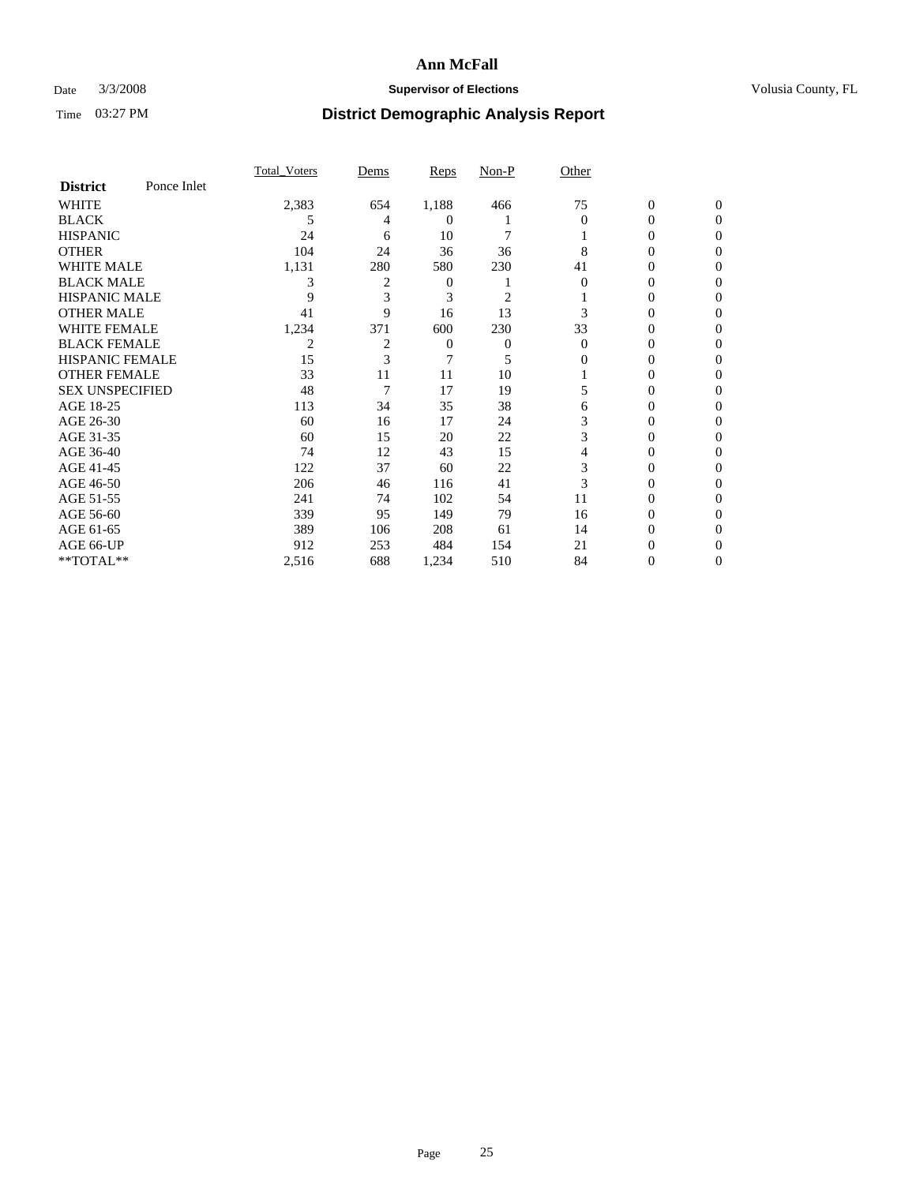# Ann McFall

Date 3/3/2008 **Supervisor of Elections** Volusia County, FL

Time 03:27 PM **District Demographic Analysis Report**

| **District** Ponce Inlet | Total_Voters | Dems | Reps | Non-P | Other | | |
|---|---|---|---|---|---|---|---|
| WHITE | 2,383 | 654 | 1,188 | 466 | 75 | 0 | 0 |
| BLACK | 5 | 4 | 0 | 1 | 0 | 0 | 0 |
| HISPANIC | 24 | 6 | 10 | 7 | 1 | 0 | 0 |
| OTHER | 104 | 24 | 36 | 36 | 8 | 0 | 0 |
| WHITE MALE | 1,131 | 280 | 580 | 230 | 41 | 0 | 0 |
| BLACK MALE | 3 | 2 | 0 | 1 | 0 | 0 | 0 |
| HISPANIC MALE | 9 | 3 | 3 | 2 | 1 | 0 | 0 |
| OTHER MALE | 41 | 9 | 16 | 13 | 3 | 0 | 0 |
| WHITE FEMALE | 1,234 | 371 | 600 | 230 | 33 | 0 | 0 |
| BLACK FEMALE | 2 | 2 | 0 | 0 | 0 | 0 | 0 |
| HISPANIC FEMALE | 15 | 3 | 7 | 5 | 0 | 0 | 0 |
| OTHER FEMALE | 33 | 11 | 11 | 10 | 1 | 0 | 0 |
| SEX UNSPECIFIED | 48 | 7 | 17 | 19 | 5 | 0 | 0 |
| AGE 18-25 | 113 | 34 | 35 | 38 | 6 | 0 | 0 |
| AGE 26-30 | 60 | 16 | 17 | 24 | 3 | 0 | 0 |
| AGE 31-35 | 60 | 15 | 20 | 22 | 3 | 0 | 0 |
| AGE 36-40 | 74 | 12 | 43 | 15 | 4 | 0 | 0 |
| AGE 41-45 | 122 | 37 | 60 | 22 | 3 | 0 | 0 |
| AGE 46-50 | 206 | 46 | 116 | 41 | 3 | 0 | 0 |
| AGE 51-55 | 241 | 74 | 102 | 54 | 11 | 0 | 0 |
| AGE 56-60 | 339 | 95 | 149 | 79 | 16 | 0 | 0 |
| AGE 61-65 | 389 | 106 | 208 | 61 | 14 | 0 | 0 |
| AGE 66-UP | 912 | 253 | 484 | 154 | 21 | 0 | 0 |
| **TOTAL** | 2,516 | 688 | 1,234 | 510 | 84 | 0 | 0 |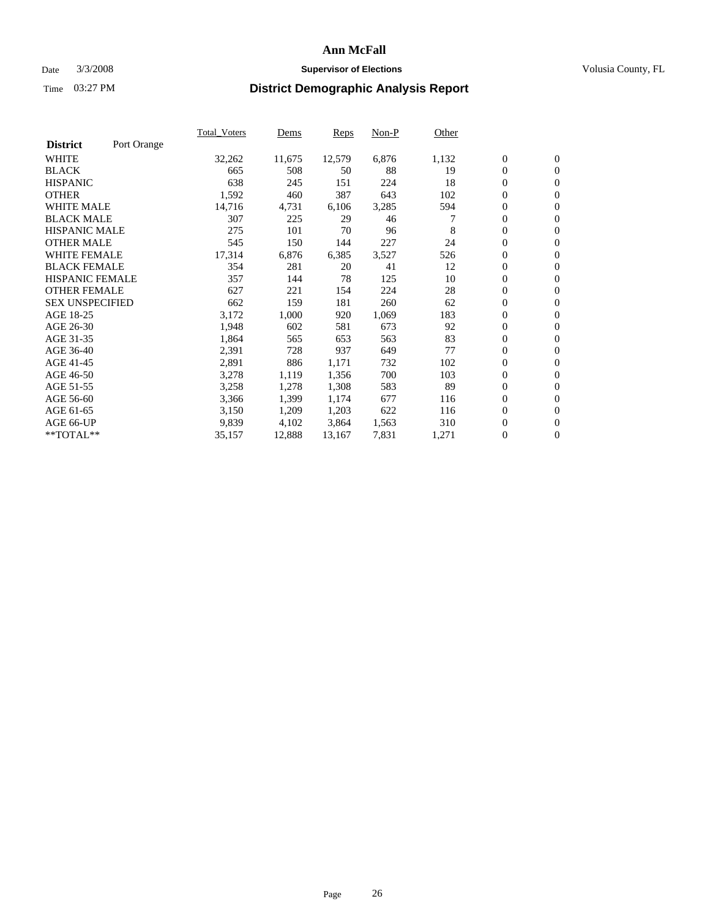# Ann McFall

Date 3/3/2008 **Supervisor of Elections** Volusia County, FL

Time 03:27 PM **District Demographic Analysis Report**

| **District** Port Orange | Total_Voters | Dems | Reps | Non-P | Other | | |
|---|---|---|---|---|---|---|---|
| WHITE | 32,262 | 11,675 | 12,579 | 6,876 | 1,132 | 0 | 0 |
| BLACK | 665 | 508 | 50 | 88 | 19 | 0 | 0 |
| HISPANIC | 638 | 245 | 151 | 224 | 18 | 0 | 0 |
| OTHER | 1,592 | 460 | 387 | 643 | 102 | 0 | 0 |
| WHITE MALE | 14,716 | 4,731 | 6,106 | 3,285 | 594 | 0 | 0 |
| BLACK MALE | 307 | 225 | 29 | 46 | 7 | 0 | 0 |
| HISPANIC MALE | 275 | 101 | 70 | 96 | 8 | 0 | 0 |
| OTHER MALE | 545 | 150 | 144 | 227 | 24 | 0 | 0 |
| WHITE FEMALE | 17,314 | 6,876 | 6,385 | 3,527 | 526 | 0 | 0 |
| BLACK FEMALE | 354 | 281 | 20 | 41 | 12 | 0 | 0 |
| HISPANIC FEMALE | 357 | 144 | 78 | 125 | 10 | 0 | 0 |
| OTHER FEMALE | 627 | 221 | 154 | 224 | 28 | 0 | 0 |
| SEX UNSPECIFIED | 662 | 159 | 181 | 260 | 62 | 0 | 0 |
| AGE 18-25 | 3,172 | 1,000 | 920 | 1,069 | 183 | 0 | 0 |
| AGE 26-30 | 1,948 | 602 | 581 | 673 | 92 | 0 | 0 |
| AGE 31-35 | 1,864 | 565 | 653 | 563 | 83 | 0 | 0 |
| AGE 36-40 | 2,391 | 728 | 937 | 649 | 77 | 0 | 0 |
| AGE 41-45 | 2,891 | 886 | 1,171 | 732 | 102 | 0 | 0 |
| AGE 46-50 | 3,278 | 1,119 | 1,356 | 700 | 103 | 0 | 0 |
| AGE 51-55 | 3,258 | 1,278 | 1,308 | 583 | 89 | 0 | 0 |
| AGE 56-60 | 3,366 | 1,399 | 1,174 | 677 | 116 | 0 | 0 |
| AGE 61-65 | 3,150 | 1,209 | 1,203 | 622 | 116 | 0 | 0 |
| AGE 66-UP | 9,839 | 4,102 | 3,864 | 1,563 | 310 | 0 | 0 |
| **TOTAL** | 35,157 | 12,888 | 13,167 | 7,831 | 1,271 | 0 | 0 |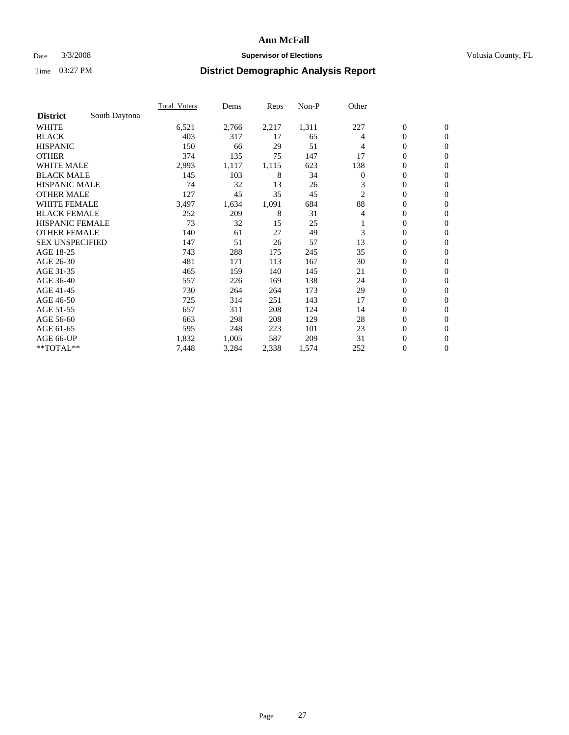# Ann McFall

Date 3/3/2008 **Supervisor of Elections** Volusia County, FL

Time 03:27 PM **District Demographic Analysis Report**

| | Total_Voters | Dems | Reps | Non-P | Other | | |
|---|---|---|---|---|---|---|---|
| **District** South Daytona | | | | | | | |
| WHITE | 6,521 | 2,766 | 2,217 | 1,311 | 227 | 0 | 0 |
| BLACK | 403 | 317 | 17 | 65 | 4 | 0 | 0 |
| HISPANIC | 150 | 66 | 29 | 51 | 4 | 0 | 0 |
| OTHER | 374 | 135 | 75 | 147 | 17 | 0 | 0 |
| WHITE MALE | 2,993 | 1,117 | 1,115 | 623 | 138 | 0 | 0 |
| BLACK MALE | 145 | 103 | 8 | 34 | 0 | 0 | 0 |
| HISPANIC MALE | 74 | 32 | 13 | 26 | 3 | 0 | 0 |
| OTHER MALE | 127 | 45 | 35 | 45 | 2 | 0 | 0 |
| WHITE FEMALE | 3,497 | 1,634 | 1,091 | 684 | 88 | 0 | 0 |
| BLACK FEMALE | 252 | 209 | 8 | 31 | 4 | 0 | 0 |
| HISPANIC FEMALE | 73 | 32 | 15 | 25 | 1 | 0 | 0 |
| OTHER FEMALE | 140 | 61 | 27 | 49 | 3 | 0 | 0 |
| SEX UNSPECIFIED | 147 | 51 | 26 | 57 | 13 | 0 | 0 |
| AGE 18-25 | 743 | 288 | 175 | 245 | 35 | 0 | 0 |
| AGE 26-30 | 481 | 171 | 113 | 167 | 30 | 0 | 0 |
| AGE 31-35 | 465 | 159 | 140 | 145 | 21 | 0 | 0 |
| AGE 36-40 | 557 | 226 | 169 | 138 | 24 | 0 | 0 |
| AGE 41-45 | 730 | 264 | 264 | 173 | 29 | 0 | 0 |
| AGE 46-50 | 725 | 314 | 251 | 143 | 17 | 0 | 0 |
| AGE 51-55 | 657 | 311 | 208 | 124 | 14 | 0 | 0 |
| AGE 56-60 | 663 | 298 | 208 | 129 | 28 | 0 | 0 |
| AGE 61-65 | 595 | 248 | 223 | 101 | 23 | 0 | 0 |
| AGE 66-UP | 1,832 | 1,005 | 587 | 209 | 31 | 0 | 0 |
| **TOTAL** | 7,448 | 3,284 | 2,338 | 1,574 | 252 | 0 | 0 |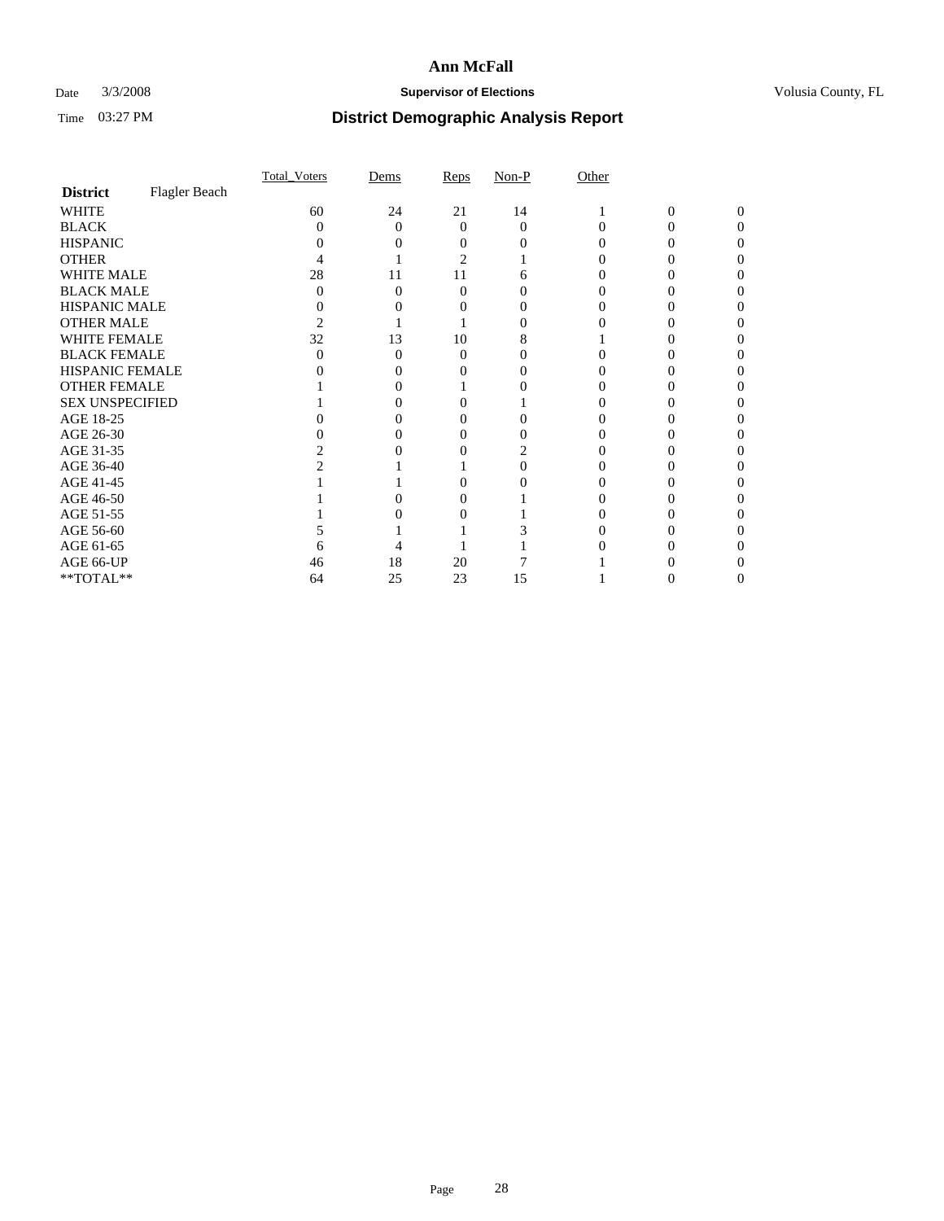# Ann McFall

Date 3/3/2008 **Supervisor of Elections** Volusia County, FL

Time 03:27 PM

## District Demographic Analysis Report

| | Total_Voters | Dems | Reps | Non-P | Other | | |
|---|---|---|---|---|---|---|---|
| **District** Flagler Beach | | | | | | | |
| WHITE | 60 | 24 | 21 | 14 | 1 | 0 | 0 |
| BLACK | 0 | 0 | 0 | 0 | 0 | 0 | 0 |
| HISPANIC | 0 | 0 | 0 | 0 | 0 | 0 | 0 |
| OTHER | 4 | 1 | 2 | 1 | 0 | 0 | 0 |
| WHITE MALE | 28 | 11 | 11 | 6 | 0 | 0 | 0 |
| BLACK MALE | 0 | 0 | 0 | 0 | 0 | 0 | 0 |
| HISPANIC MALE | 0 | 0 | 0 | 0 | 0 | 0 | 0 |
| OTHER MALE | 2 | 1 | 1 | 0 | 0 | 0 | 0 |
| WHITE FEMALE | 32 | 13 | 10 | 8 | 1 | 0 | 0 |
| BLACK FEMALE | 0 | 0 | 0 | 0 | 0 | 0 | 0 |
| HISPANIC FEMALE | 0 | 0 | 0 | 0 | 0 | 0 | 0 |
| OTHER FEMALE | 1 | 0 | 1 | 0 | 0 | 0 | 0 |
| SEX UNSPECIFIED | 1 | 0 | 0 | 1 | 0 | 0 | 0 |
| AGE 18-25 | 0 | 0 | 0 | 0 | 0 | 0 | 0 |
| AGE 26-30 | 0 | 0 | 0 | 0 | 0 | 0 | 0 |
| AGE 31-35 | 2 | 0 | 0 | 2 | 0 | 0 | 0 |
| AGE 36-40 | 2 | 1 | 1 | 0 | 0 | 0 | 0 |
| AGE 41-45 | 1 | 1 | 0 | 0 | 0 | 0 | 0 |
| AGE 46-50 | 1 | 0 | 0 | 1 | 0 | 0 | 0 |
| AGE 51-55 | 1 | 0 | 0 | 1 | 0 | 0 | 0 |
| AGE 56-60 | 5 | 1 | 1 | 3 | 0 | 0 | 0 |
| AGE 61-65 | 6 | 4 | 1 | 1 | 0 | 0 | 0 |
| AGE 66-UP | 46 | 18 | 20 | 7 | 1 | 0 | 0 |
| **TOTAL** | 64 | 25 | 23 | 15 | 1 | 0 | 0 |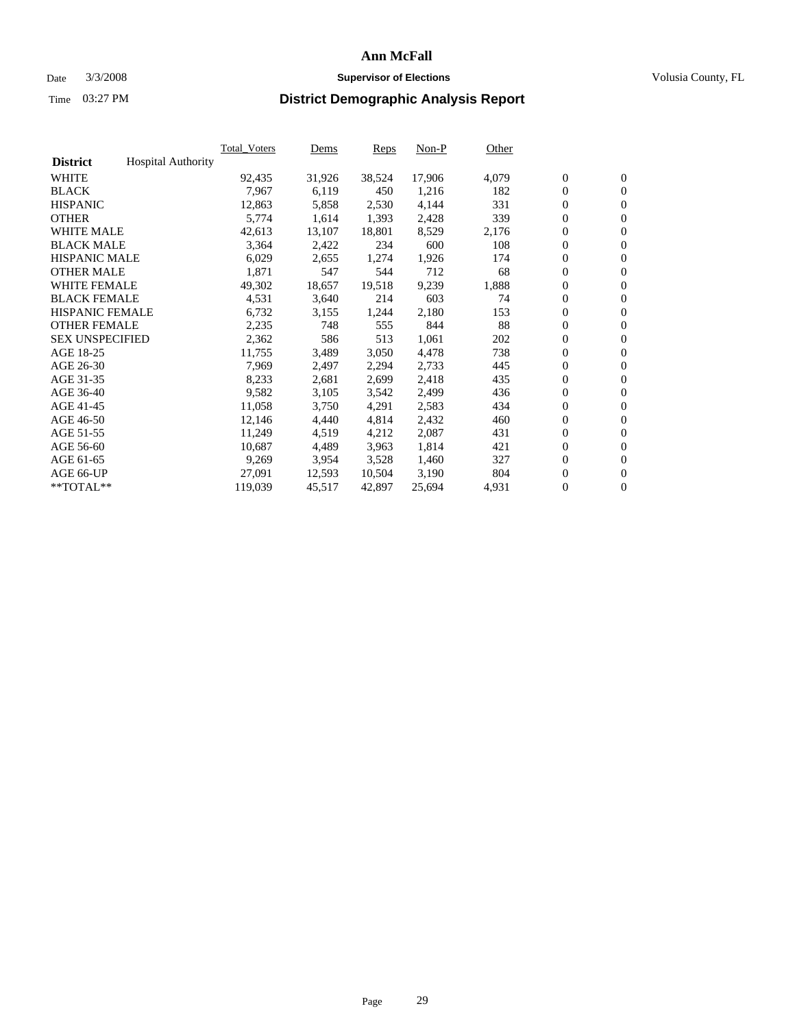# Ann McFall

Date 3/3/2008 **Supervisor of Elections** Volusia County, FL

Time 03:27 PM **District Demographic Analysis Report**

| **District** Hospital Authority | Total_Voters | Dems | Reps | Non-P | Other | | |
|---|---|---|---|---|---|---|---|
| WHITE | 92,435 | 31,926 | 38,524 | 17,906 | 4,079 | 0 | 0 |
| BLACK | 7,967 | 6,119 | 450 | 1,216 | 182 | 0 | 0 |
| HISPANIC | 12,863 | 5,858 | 2,530 | 4,144 | 331 | 0 | 0 |
| OTHER | 5,774 | 1,614 | 1,393 | 2,428 | 339 | 0 | 0 |
| WHITE MALE | 42,613 | 13,107 | 18,801 | 8,529 | 2,176 | 0 | 0 |
| BLACK MALE | 3,364 | 2,422 | 234 | 600 | 108 | 0 | 0 |
| HISPANIC MALE | 6,029 | 2,655 | 1,274 | 1,926 | 174 | 0 | 0 |
| OTHER MALE | 1,871 | 547 | 544 | 712 | 68 | 0 | 0 |
| WHITE FEMALE | 49,302 | 18,657 | 19,518 | 9,239 | 1,888 | 0 | 0 |
| BLACK FEMALE | 4,531 | 3,640 | 214 | 603 | 74 | 0 | 0 |
| HISPANIC FEMALE | 6,732 | 3,155 | 1,244 | 2,180 | 153 | 0 | 0 |
| OTHER FEMALE | 2,235 | 748 | 555 | 844 | 88 | 0 | 0 |
| SEX UNSPECIFIED | 2,362 | 586 | 513 | 1,061 | 202 | 0 | 0 |
| AGE 18-25 | 11,755 | 3,489 | 3,050 | 4,478 | 738 | 0 | 0 |
| AGE 26-30 | 7,969 | 2,497 | 2,294 | 2,733 | 445 | 0 | 0 |
| AGE 31-35 | 8,233 | 2,681 | 2,699 | 2,418 | 435 | 0 | 0 |
| AGE 36-40 | 9,582 | 3,105 | 3,542 | 2,499 | 436 | 0 | 0 |
| AGE 41-45 | 11,058 | 3,750 | 4,291 | 2,583 | 434 | 0 | 0 |
| AGE 46-50 | 12,146 | 4,440 | 4,814 | 2,432 | 460 | 0 | 0 |
| AGE 51-55 | 11,249 | 4,519 | 4,212 | 2,087 | 431 | 0 | 0 |
| AGE 56-60 | 10,687 | 4,489 | 3,963 | 1,814 | 421 | 0 | 0 |
| AGE 61-65 | 9,269 | 3,954 | 3,528 | 1,460 | 327 | 0 | 0 |
| AGE 66-UP | 27,091 | 12,593 | 10,504 | 3,190 | 804 | 0 | 0 |
| **TOTAL** | 119,039 | 45,517 | 42,897 | 25,694 | 4,931 | 0 | 0 |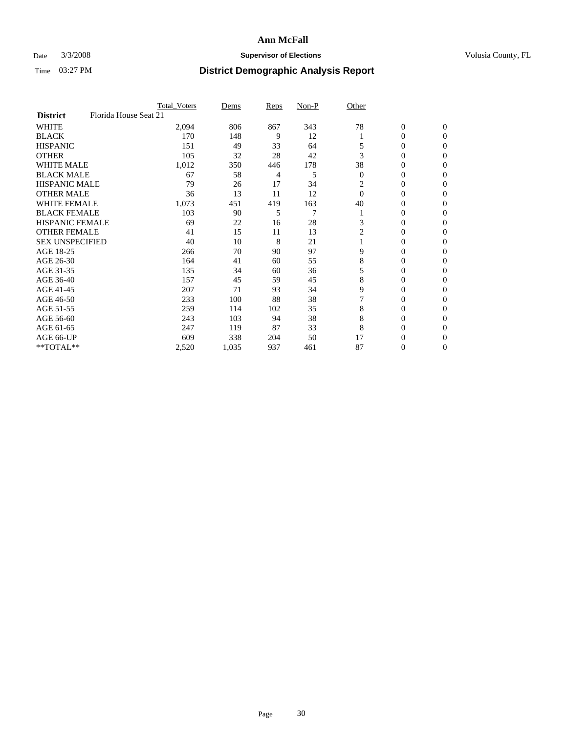# Ann McFall

Date 3/3/2008 **Supervisor of Elections** Volusia County, FL

Time 03:27 PM **District Demographic Analysis Report**

| | Total_Voters | Dems | Reps | Non-P | Other | | |
|---|---|---|---|---|---|---|---|
| **District** Florida House Seat 21 | | | | | | | |
| WHITE | 2,094 | 806 | 867 | 343 | 78 | 0 | 0 |
| BLACK | 170 | 148 | 9 | 12 | 1 | 0 | 0 |
| HISPANIC | 151 | 49 | 33 | 64 | 5 | 0 | 0 |
| OTHER | 105 | 32 | 28 | 42 | 3 | 0 | 0 |
| WHITE MALE | 1,012 | 350 | 446 | 178 | 38 | 0 | 0 |
| BLACK MALE | 67 | 58 | 4 | 5 | 0 | 0 | 0 |
| HISPANIC MALE | 79 | 26 | 17 | 34 | 2 | 0 | 0 |
| OTHER MALE | 36 | 13 | 11 | 12 | 0 | 0 | 0 |
| WHITE FEMALE | 1,073 | 451 | 419 | 163 | 40 | 0 | 0 |
| BLACK FEMALE | 103 | 90 | 5 | 7 | 1 | 0 | 0 |
| HISPANIC FEMALE | 69 | 22 | 16 | 28 | 3 | 0 | 0 |
| OTHER FEMALE | 41 | 15 | 11 | 13 | 2 | 0 | 0 |
| SEX UNSPECIFIED | 40 | 10 | 8 | 21 | 1 | 0 | 0 |
| AGE 18-25 | 266 | 70 | 90 | 97 | 9 | 0 | 0 |
| AGE 26-30 | 164 | 41 | 60 | 55 | 8 | 0 | 0 |
| AGE 31-35 | 135 | 34 | 60 | 36 | 5 | 0 | 0 |
| AGE 36-40 | 157 | 45 | 59 | 45 | 8 | 0 | 0 |
| AGE 41-45 | 207 | 71 | 93 | 34 | 9 | 0 | 0 |
| AGE 46-50 | 233 | 100 | 88 | 38 | 7 | 0 | 0 |
| AGE 51-55 | 259 | 114 | 102 | 35 | 8 | 0 | 0 |
| AGE 56-60 | 243 | 103 | 94 | 38 | 8 | 0 | 0 |
| AGE 61-65 | 247 | 119 | 87 | 33 | 8 | 0 | 0 |
| AGE 66-UP | 609 | 338 | 204 | 50 | 17 | 0 | 0 |
| **TOTAL** | 2,520 | 1,035 | 937 | 461 | 87 | 0 | 0 |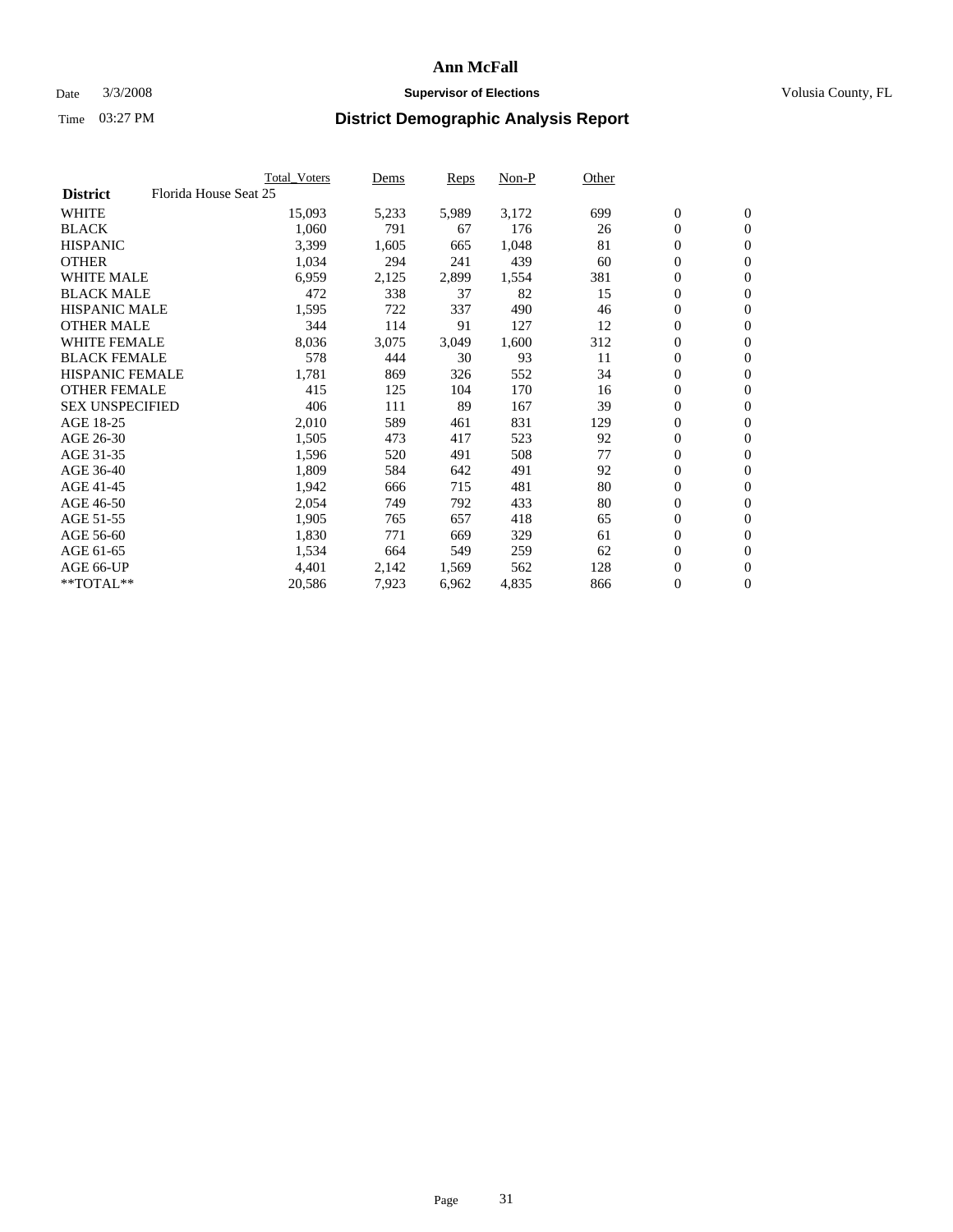# Ann McFall

Date 3/3/2008 **Supervisor of Elections** Volusia County, FL

Time 03:27 PM **District Demographic Analysis Report**

| | Total_Voters | Dems | Reps | Non-P | Other | | |
|---|---|---|---|---|---|---|---|
| **District** Florida House Seat 25 | | | | | | | |
| WHITE | 15,093 | 5,233 | 5,989 | 3,172 | 699 | 0 | 0 |
| BLACK | 1,060 | 791 | 67 | 176 | 26 | 0 | 0 |
| HISPANIC | 3,399 | 1,605 | 665 | 1,048 | 81 | 0 | 0 |
| OTHER | 1,034 | 294 | 241 | 439 | 60 | 0 | 0 |
| WHITE MALE | 6,959 | 2,125 | 2,899 | 1,554 | 381 | 0 | 0 |
| BLACK MALE | 472 | 338 | 37 | 82 | 15 | 0 | 0 |
| HISPANIC MALE | 1,595 | 722 | 337 | 490 | 46 | 0 | 0 |
| OTHER MALE | 344 | 114 | 91 | 127 | 12 | 0 | 0 |
| WHITE FEMALE | 8,036 | 3,075 | 3,049 | 1,600 | 312 | 0 | 0 |
| BLACK FEMALE | 578 | 444 | 30 | 93 | 11 | 0 | 0 |
| HISPANIC FEMALE | 1,781 | 869 | 326 | 552 | 34 | 0 | 0 |
| OTHER FEMALE | 415 | 125 | 104 | 170 | 16 | 0 | 0 |
| SEX UNSPECIFIED | 406 | 111 | 89 | 167 | 39 | 0 | 0 |
| AGE 18-25 | 2,010 | 589 | 461 | 831 | 129 | 0 | 0 |
| AGE 26-30 | 1,505 | 473 | 417 | 523 | 92 | 0 | 0 |
| AGE 31-35 | 1,596 | 520 | 491 | 508 | 77 | 0 | 0 |
| AGE 36-40 | 1,809 | 584 | 642 | 491 | 92 | 0 | 0 |
| AGE 41-45 | 1,942 | 666 | 715 | 481 | 80 | 0 | 0 |
| AGE 46-50 | 2,054 | 749 | 792 | 433 | 80 | 0 | 0 |
| AGE 51-55 | 1,905 | 765 | 657 | 418 | 65 | 0 | 0 |
| AGE 56-60 | 1,830 | 771 | 669 | 329 | 61 | 0 | 0 |
| AGE 61-65 | 1,534 | 664 | 549 | 259 | 62 | 0 | 0 |
| AGE 66-UP | 4,401 | 2,142 | 1,569 | 562 | 128 | 0 | 0 |
| **TOTAL** | 20,586 | 7,923 | 6,962 | 4,835 | 866 | 0 | 0 |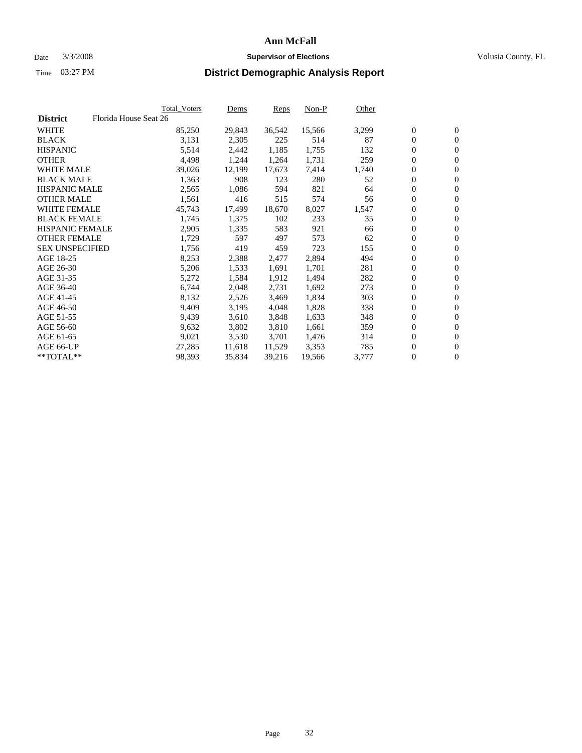# Ann McFall

Date 3/3/2008 **Supervisor of Elections** Volusia County, FL

Time 03:27 PM **District Demographic Analysis Report**

| **District** Florida House Seat 26 | Total_Voters | Dems | Reps | Non-P | Other | | |
|---|---|---|---|---|---|---|---|
| WHITE | 85,250 | 29,843 | 36,542 | 15,566 | 3,299 | 0 | 0 |
| BLACK | 3,131 | 2,305 | 225 | 514 | 87 | 0 | 0 |
| HISPANIC | 5,514 | 2,442 | 1,185 | 1,755 | 132 | 0 | 0 |
| OTHER | 4,498 | 1,244 | 1,264 | 1,731 | 259 | 0 | 0 |
| WHITE MALE | 39,026 | 12,199 | 17,673 | 7,414 | 1,740 | 0 | 0 |
| BLACK MALE | 1,363 | 908 | 123 | 280 | 52 | 0 | 0 |
| HISPANIC MALE | 2,565 | 1,086 | 594 | 821 | 64 | 0 | 0 |
| OTHER MALE | 1,561 | 416 | 515 | 574 | 56 | 0 | 0 |
| WHITE FEMALE | 45,743 | 17,499 | 18,670 | 8,027 | 1,547 | 0 | 0 |
| BLACK FEMALE | 1,745 | 1,375 | 102 | 233 | 35 | 0 | 0 |
| HISPANIC FEMALE | 2,905 | 1,335 | 583 | 921 | 66 | 0 | 0 |
| OTHER FEMALE | 1,729 | 597 | 497 | 573 | 62 | 0 | 0 |
| SEX UNSPECIFIED | 1,756 | 419 | 459 | 723 | 155 | 0 | 0 |
| AGE 18-25 | 8,253 | 2,388 | 2,477 | 2,894 | 494 | 0 | 0 |
| AGE 26-30 | 5,206 | 1,533 | 1,691 | 1,701 | 281 | 0 | 0 |
| AGE 31-35 | 5,272 | 1,584 | 1,912 | 1,494 | 282 | 0 | 0 |
| AGE 36-40 | 6,744 | 2,048 | 2,731 | 1,692 | 273 | 0 | 0 |
| AGE 41-45 | 8,132 | 2,526 | 3,469 | 1,834 | 303 | 0 | 0 |
| AGE 46-50 | 9,409 | 3,195 | 4,048 | 1,828 | 338 | 0 | 0 |
| AGE 51-55 | 9,439 | 3,610 | 3,848 | 1,633 | 348 | 0 | 0 |
| AGE 56-60 | 9,632 | 3,802 | 3,810 | 1,661 | 359 | 0 | 0 |
| AGE 61-65 | 9,021 | 3,530 | 3,701 | 1,476 | 314 | 0 | 0 |
| AGE 66-UP | 27,285 | 11,618 | 11,529 | 3,353 | 785 | 0 | 0 |
| **TOTAL** | 98,393 | 35,834 | 39,216 | 19,566 | 3,777 | 0 | 0 |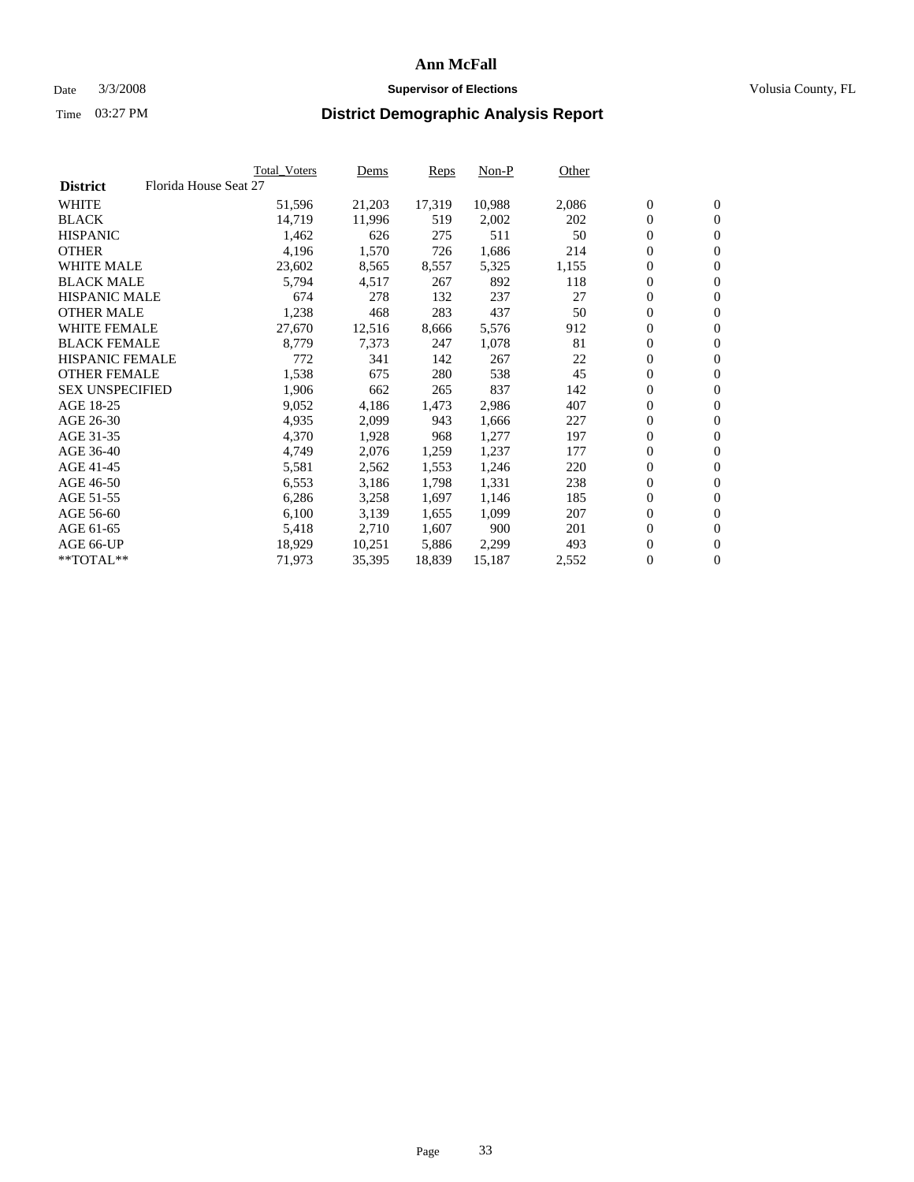# Ann McFall

Date 3/3/2008 **Supervisor of Elections** Volusia County, FL

Time 03:27 PM **District Demographic Analysis Report**

| | Total_Voters | Dems | Reps | Non-P | Other | | |
|---|---|---|---|---|---|---|---|
| **District** Florida House Seat 27 | | | | | | | |
| WHITE | 51,596 | 21,203 | 17,319 | 10,988 | 2,086 | 0 | 0 |
| BLACK | 14,719 | 11,996 | 519 | 2,002 | 202 | 0 | 0 |
| HISPANIC | 1,462 | 626 | 275 | 511 | 50 | 0 | 0 |
| OTHER | 4,196 | 1,570 | 726 | 1,686 | 214 | 0 | 0 |
| WHITE MALE | 23,602 | 8,565 | 8,557 | 5,325 | 1,155 | 0 | 0 |
| BLACK MALE | 5,794 | 4,517 | 267 | 892 | 118 | 0 | 0 |
| HISPANIC MALE | 674 | 278 | 132 | 237 | 27 | 0 | 0 |
| OTHER MALE | 1,238 | 468 | 283 | 437 | 50 | 0 | 0 |
| WHITE FEMALE | 27,670 | 12,516 | 8,666 | 5,576 | 912 | 0 | 0 |
| BLACK FEMALE | 8,779 | 7,373 | 247 | 1,078 | 81 | 0 | 0 |
| HISPANIC FEMALE | 772 | 341 | 142 | 267 | 22 | 0 | 0 |
| OTHER FEMALE | 1,538 | 675 | 280 | 538 | 45 | 0 | 0 |
| SEX UNSPECIFIED | 1,906 | 662 | 265 | 837 | 142 | 0 | 0 |
| AGE 18-25 | 9,052 | 4,186 | 1,473 | 2,986 | 407 | 0 | 0 |
| AGE 26-30 | 4,935 | 2,099 | 943 | 1,666 | 227 | 0 | 0 |
| AGE 31-35 | 4,370 | 1,928 | 968 | 1,277 | 197 | 0 | 0 |
| AGE 36-40 | 4,749 | 2,076 | 1,259 | 1,237 | 177 | 0 | 0 |
| AGE 41-45 | 5,581 | 2,562 | 1,553 | 1,246 | 220 | 0 | 0 |
| AGE 46-50 | 6,553 | 3,186 | 1,798 | 1,331 | 238 | 0 | 0 |
| AGE 51-55 | 6,286 | 3,258 | 1,697 | 1,146 | 185 | 0 | 0 |
| AGE 56-60 | 6,100 | 3,139 | 1,655 | 1,099 | 207 | 0 | 0 |
| AGE 61-65 | 5,418 | 2,710 | 1,607 | 900 | 201 | 0 | 0 |
| AGE 66-UP | 18,929 | 10,251 | 5,886 | 2,299 | 493 | 0 | 0 |
| **TOTAL** | 71,973 | 35,395 | 18,839 | 15,187 | 2,552 | 0 | 0 |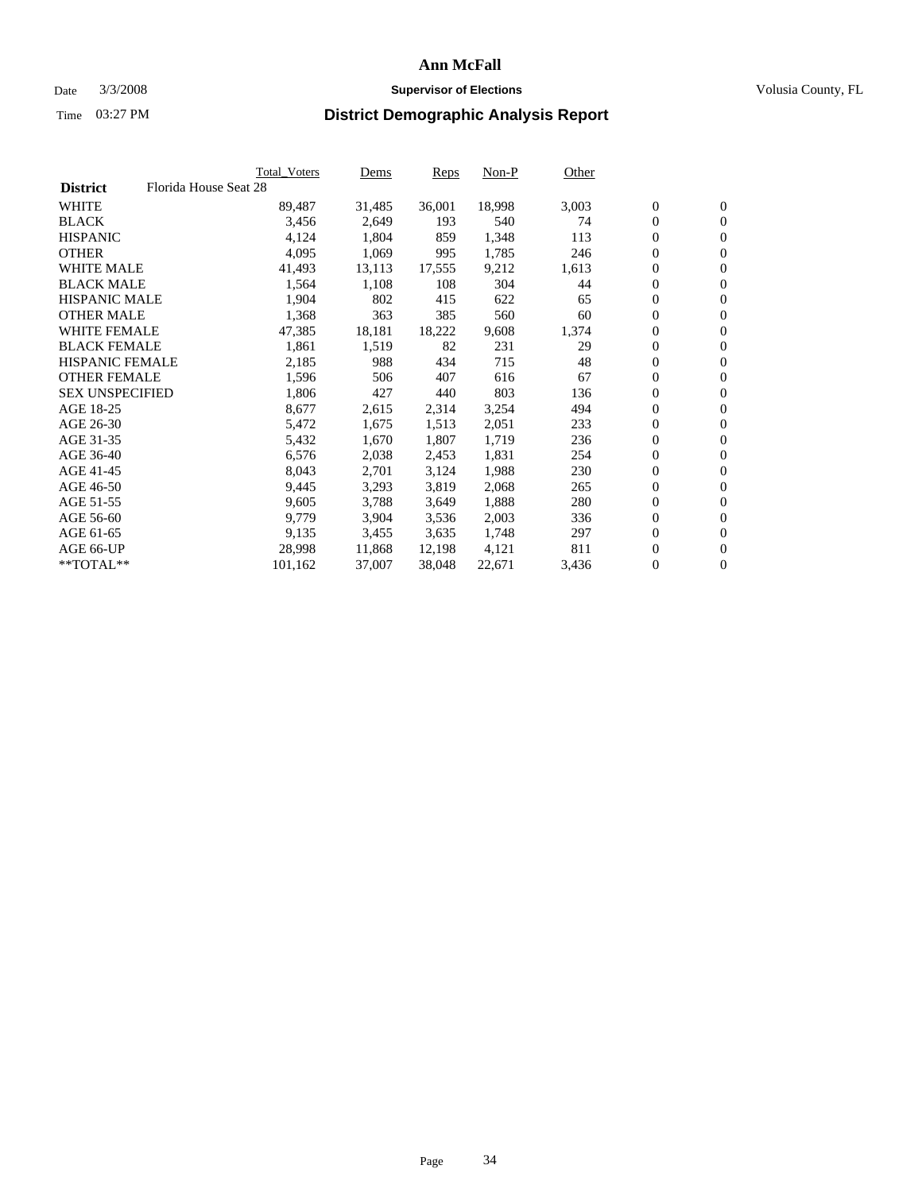# Ann McFall

Date 3/3/2008 **Supervisor of Elections** Volusia County, FL

Time 03:27 PM **District Demographic Analysis Report**

| | Total_Voters | Dems | Reps | Non-P | Other | | |
|---|---|---|---|---|---|---|---|
| **District** Florida House Seat 28 | | | | | | | |
| WHITE | 89,487 | 31,485 | 36,001 | 18,998 | 3,003 | 0 | 0 |
| BLACK | 3,456 | 2,649 | 193 | 540 | 74 | 0 | 0 |
| HISPANIC | 4,124 | 1,804 | 859 | 1,348 | 113 | 0 | 0 |
| OTHER | 4,095 | 1,069 | 995 | 1,785 | 246 | 0 | 0 |
| WHITE MALE | 41,493 | 13,113 | 17,555 | 9,212 | 1,613 | 0 | 0 |
| BLACK MALE | 1,564 | 1,108 | 108 | 304 | 44 | 0 | 0 |
| HISPANIC MALE | 1,904 | 802 | 415 | 622 | 65 | 0 | 0 |
| OTHER MALE | 1,368 | 363 | 385 | 560 | 60 | 0 | 0 |
| WHITE FEMALE | 47,385 | 18,181 | 18,222 | 9,608 | 1,374 | 0 | 0 |
| BLACK FEMALE | 1,861 | 1,519 | 82 | 231 | 29 | 0 | 0 |
| HISPANIC FEMALE | 2,185 | 988 | 434 | 715 | 48 | 0 | 0 |
| OTHER FEMALE | 1,596 | 506 | 407 | 616 | 67 | 0 | 0 |
| SEX UNSPECIFIED | 1,806 | 427 | 440 | 803 | 136 | 0 | 0 |
| AGE 18-25 | 8,677 | 2,615 | 2,314 | 3,254 | 494 | 0 | 0 |
| AGE 26-30 | 5,472 | 1,675 | 1,513 | 2,051 | 233 | 0 | 0 |
| AGE 31-35 | 5,432 | 1,670 | 1,807 | 1,719 | 236 | 0 | 0 |
| AGE 36-40 | 6,576 | 2,038 | 2,453 | 1,831 | 254 | 0 | 0 |
| AGE 41-45 | 8,043 | 2,701 | 3,124 | 1,988 | 230 | 0 | 0 |
| AGE 46-50 | 9,445 | 3,293 | 3,819 | 2,068 | 265 | 0 | 0 |
| AGE 51-55 | 9,605 | 3,788 | 3,649 | 1,888 | 280 | 0 | 0 |
| AGE 56-60 | 9,779 | 3,904 | 3,536 | 2,003 | 336 | 0 | 0 |
| AGE 61-65 | 9,135 | 3,455 | 3,635 | 1,748 | 297 | 0 | 0 |
| AGE 66-UP | 28,998 | 11,868 | 12,198 | 4,121 | 811 | 0 | 0 |
| **TOTAL** | 101,162 | 37,007 | 38,048 | 22,671 | 3,436 | 0 | 0 |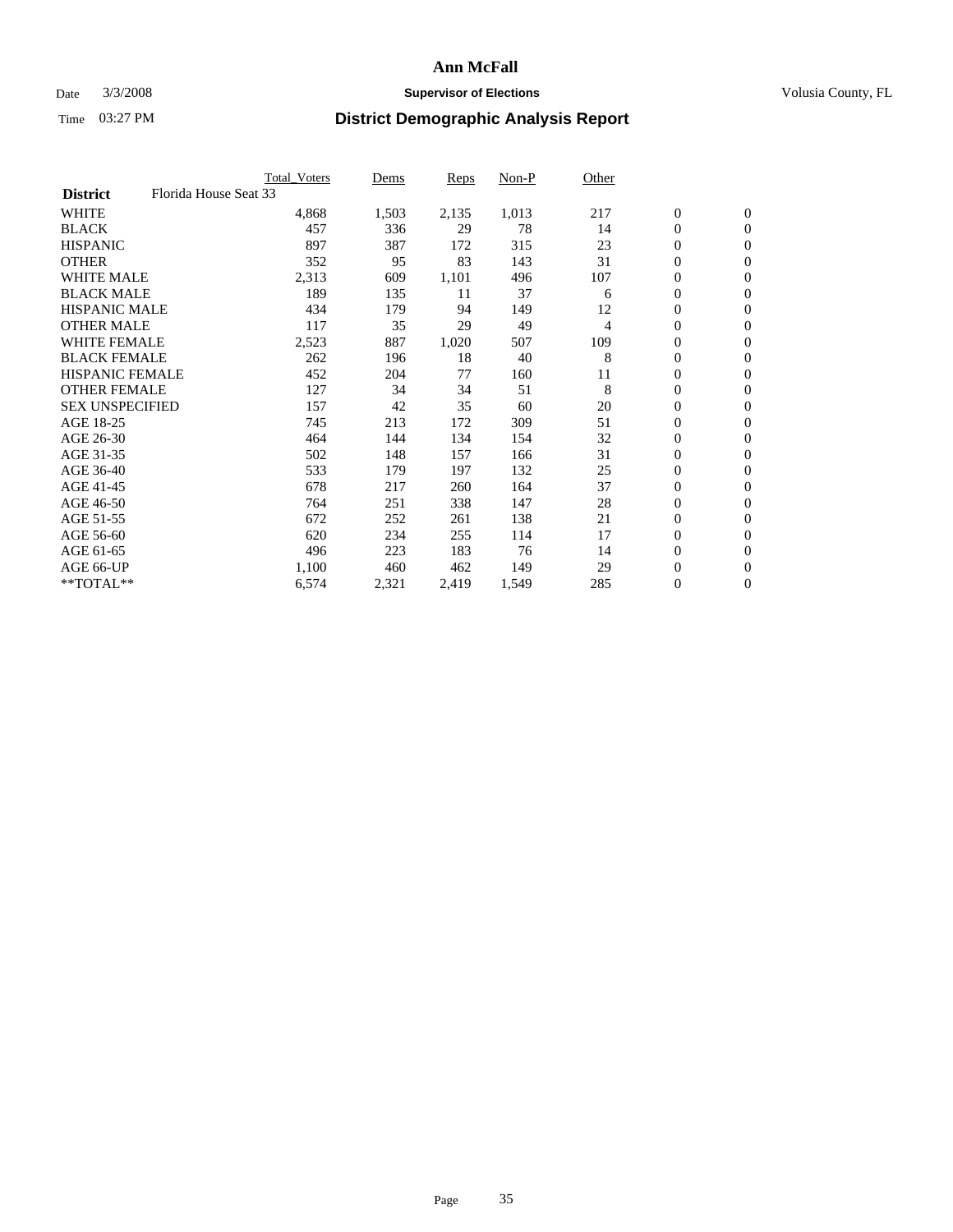# Ann McFall

Date 3/3/2008 **Supervisor of Elections** Volusia County, FL

Time 03:27 PM **District Demographic Analysis Report**

| | Total_Voters | Dems | Reps | Non-P | Other | | |
|---|---|---|---|---|---|---|---|
| **District** Florida House Seat 33 | | | | | | | |
| WHITE | 4,868 | 1,503 | 2,135 | 1,013 | 217 | 0 | 0 |
| BLACK | 457 | 336 | 29 | 78 | 14 | 0 | 0 |
| HISPANIC | 897 | 387 | 172 | 315 | 23 | 0 | 0 |
| OTHER | 352 | 95 | 83 | 143 | 31 | 0 | 0 |
| WHITE MALE | 2,313 | 609 | 1,101 | 496 | 107 | 0 | 0 |
| BLACK MALE | 189 | 135 | 11 | 37 | 6 | 0 | 0 |
| HISPANIC MALE | 434 | 179 | 94 | 149 | 12 | 0 | 0 |
| OTHER MALE | 117 | 35 | 29 | 49 | 4 | 0 | 0 |
| WHITE FEMALE | 2,523 | 887 | 1,020 | 507 | 109 | 0 | 0 |
| BLACK FEMALE | 262 | 196 | 18 | 40 | 8 | 0 | 0 |
| HISPANIC FEMALE | 452 | 204 | 77 | 160 | 11 | 0 | 0 |
| OTHER FEMALE | 127 | 34 | 34 | 51 | 8 | 0 | 0 |
| SEX UNSPECIFIED | 157 | 42 | 35 | 60 | 20 | 0 | 0 |
| AGE 18-25 | 745 | 213 | 172 | 309 | 51 | 0 | 0 |
| AGE 26-30 | 464 | 144 | 134 | 154 | 32 | 0 | 0 |
| AGE 31-35 | 502 | 148 | 157 | 166 | 31 | 0 | 0 |
| AGE 36-40 | 533 | 179 | 197 | 132 | 25 | 0 | 0 |
| AGE 41-45 | 678 | 217 | 260 | 164 | 37 | 0 | 0 |
| AGE 46-50 | 764 | 251 | 338 | 147 | 28 | 0 | 0 |
| AGE 51-55 | 672 | 252 | 261 | 138 | 21 | 0 | 0 |
| AGE 56-60 | 620 | 234 | 255 | 114 | 17 | 0 | 0 |
| AGE 61-65 | 496 | 223 | 183 | 76 | 14 | 0 | 0 |
| AGE 66-UP | 1,100 | 460 | 462 | 149 | 29 | 0 | 0 |
| **TOTAL** | 6,574 | 2,321 | 2,419 | 1,549 | 285 | 0 | 0 |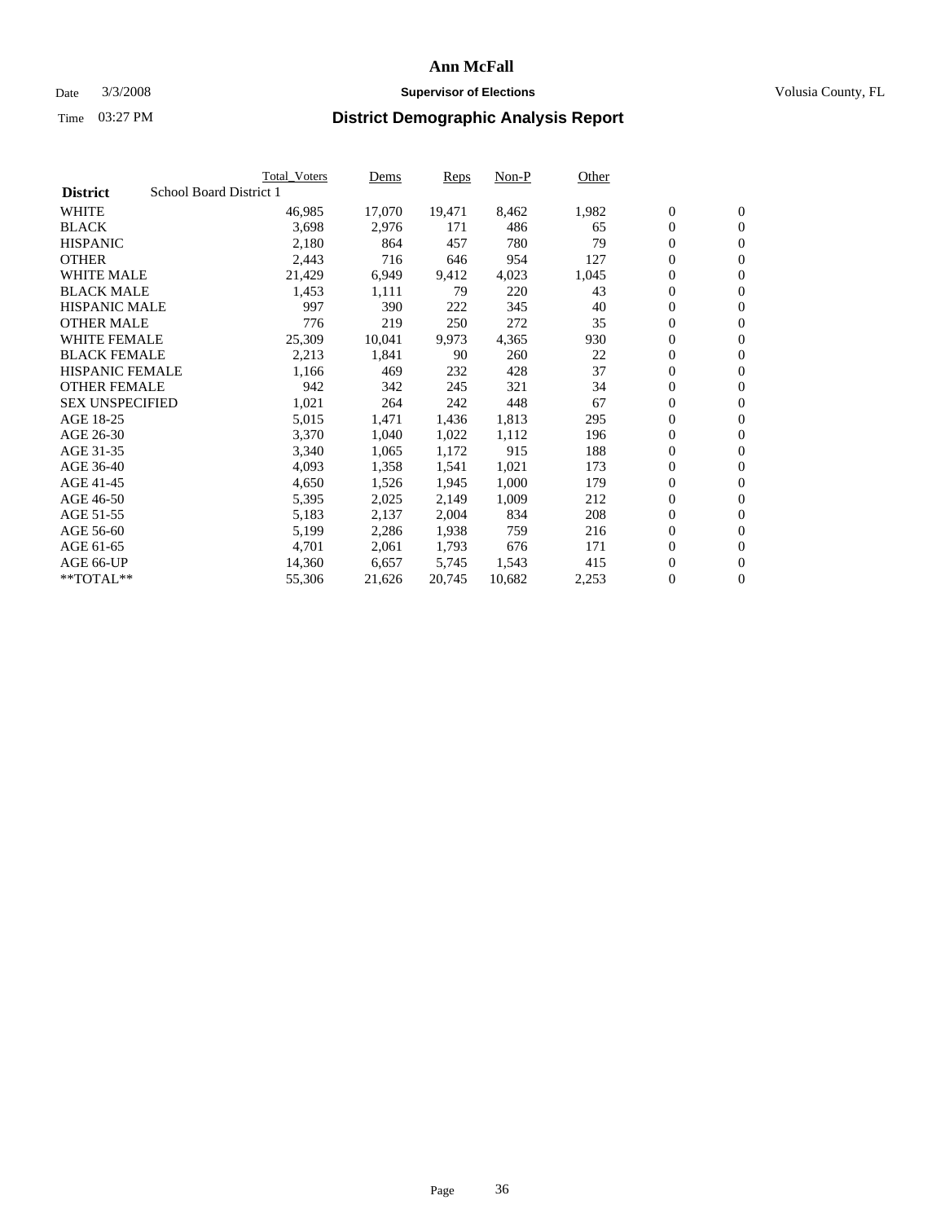# Ann McFall

Date 3/3/2008 **Supervisor of Elections** Volusia County, FL

Time 03:27 PM **District Demographic Analysis Report**

| | Total_Voters | Dems | Reps | Non-P | Other | | |
|---|---|---|---|---|---|---|---|
| **District** School Board District 1 | | | | | | | |
| WHITE | 46,985 | 17,070 | 19,471 | 8,462 | 1,982 | 0 | 0 |
| BLACK | 3,698 | 2,976 | 171 | 486 | 65 | 0 | 0 |
| HISPANIC | 2,180 | 864 | 457 | 780 | 79 | 0 | 0 |
| OTHER | 2,443 | 716 | 646 | 954 | 127 | 0 | 0 |
| WHITE MALE | 21,429 | 6,949 | 9,412 | 4,023 | 1,045 | 0 | 0 |
| BLACK MALE | 1,453 | 1,111 | 79 | 220 | 43 | 0 | 0 |
| HISPANIC MALE | 997 | 390 | 222 | 345 | 40 | 0 | 0 |
| OTHER MALE | 776 | 219 | 250 | 272 | 35 | 0 | 0 |
| WHITE FEMALE | 25,309 | 10,041 | 9,973 | 4,365 | 930 | 0 | 0 |
| BLACK FEMALE | 2,213 | 1,841 | 90 | 260 | 22 | 0 | 0 |
| HISPANIC FEMALE | 1,166 | 469 | 232 | 428 | 37 | 0 | 0 |
| OTHER FEMALE | 942 | 342 | 245 | 321 | 34 | 0 | 0 |
| SEX UNSPECIFIED | 1,021 | 264 | 242 | 448 | 67 | 0 | 0 |
| AGE 18-25 | 5,015 | 1,471 | 1,436 | 1,813 | 295 | 0 | 0 |
| AGE 26-30 | 3,370 | 1,040 | 1,022 | 1,112 | 196 | 0 | 0 |
| AGE 31-35 | 3,340 | 1,065 | 1,172 | 915 | 188 | 0 | 0 |
| AGE 36-40 | 4,093 | 1,358 | 1,541 | 1,021 | 173 | 0 | 0 |
| AGE 41-45 | 4,650 | 1,526 | 1,945 | 1,000 | 179 | 0 | 0 |
| AGE 46-50 | 5,395 | 2,025 | 2,149 | 1,009 | 212 | 0 | 0 |
| AGE 51-55 | 5,183 | 2,137 | 2,004 | 834 | 208 | 0 | 0 |
| AGE 56-60 | 5,199 | 2,286 | 1,938 | 759 | 216 | 0 | 0 |
| AGE 61-65 | 4,701 | 2,061 | 1,793 | 676 | 171 | 0 | 0 |
| AGE 66-UP | 14,360 | 6,657 | 5,745 | 1,543 | 415 | 0 | 0 |
| **TOTAL** | 55,306 | 21,626 | 20,745 | 10,682 | 2,253 | 0 | 0 |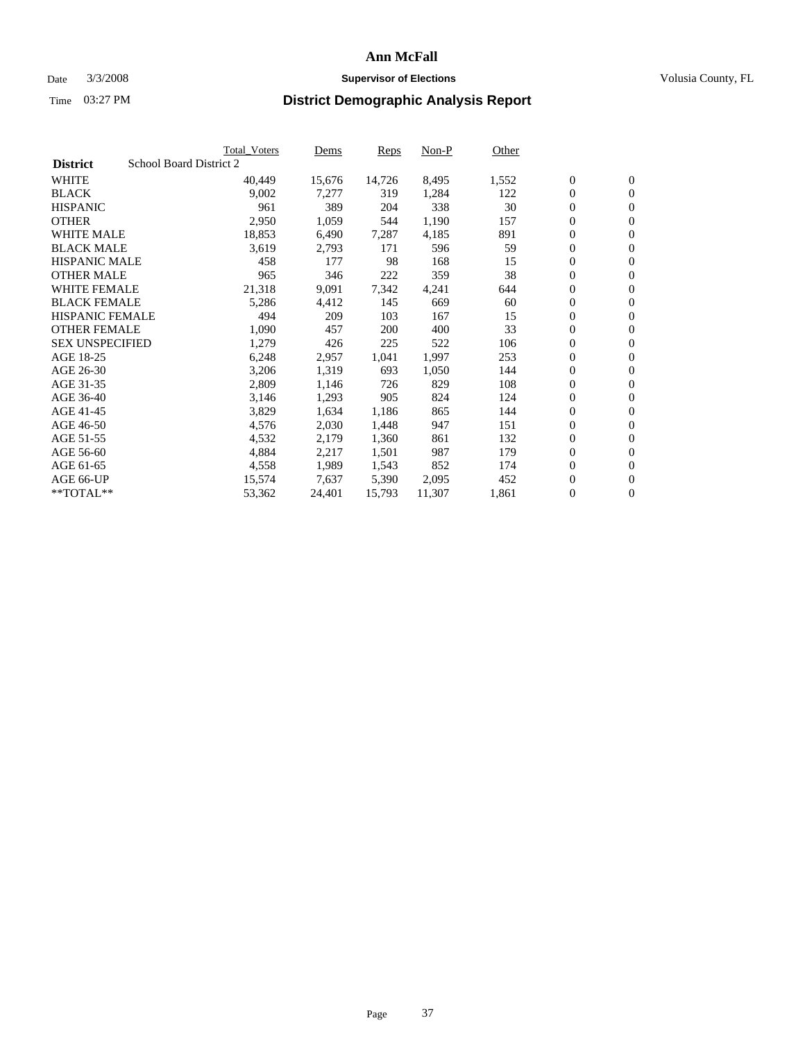# Ann McFall

Date 3/3/2008 **Supervisor of Elections** Volusia County, FL

Time 03:27 PM **District Demographic Analysis Report**

| **District** School Board District 2 | Total_Voters | Dems | Reps | Non-P | Other | | |
|---|---|---|---|---|---|---|---|
| WHITE | 40,449 | 15,676 | 14,726 | 8,495 | 1,552 | 0 | 0 |
| BLACK | 9,002 | 7,277 | 319 | 1,284 | 122 | 0 | 0 |
| HISPANIC | 961 | 389 | 204 | 338 | 30 | 0 | 0 |
| OTHER | 2,950 | 1,059 | 544 | 1,190 | 157 | 0 | 0 |
| WHITE MALE | 18,853 | 6,490 | 7,287 | 4,185 | 891 | 0 | 0 |
| BLACK MALE | 3,619 | 2,793 | 171 | 596 | 59 | 0 | 0 |
| HISPANIC MALE | 458 | 177 | 98 | 168 | 15 | 0 | 0 |
| OTHER MALE | 965 | 346 | 222 | 359 | 38 | 0 | 0 |
| WHITE FEMALE | 21,318 | 9,091 | 7,342 | 4,241 | 644 | 0 | 0 |
| BLACK FEMALE | 5,286 | 4,412 | 145 | 669 | 60 | 0 | 0 |
| HISPANIC FEMALE | 494 | 209 | 103 | 167 | 15 | 0 | 0 |
| OTHER FEMALE | 1,090 | 457 | 200 | 400 | 33 | 0 | 0 |
| SEX UNSPECIFIED | 1,279 | 426 | 225 | 522 | 106 | 0 | 0 |
| AGE 18-25 | 6,248 | 2,957 | 1,041 | 1,997 | 253 | 0 | 0 |
| AGE 26-30 | 3,206 | 1,319 | 693 | 1,050 | 144 | 0 | 0 |
| AGE 31-35 | 2,809 | 1,146 | 726 | 829 | 108 | 0 | 0 |
| AGE 36-40 | 3,146 | 1,293 | 905 | 824 | 124 | 0 | 0 |
| AGE 41-45 | 3,829 | 1,634 | 1,186 | 865 | 144 | 0 | 0 |
| AGE 46-50 | 4,576 | 2,030 | 1,448 | 947 | 151 | 0 | 0 |
| AGE 51-55 | 4,532 | 2,179 | 1,360 | 861 | 132 | 0 | 0 |
| AGE 56-60 | 4,884 | 2,217 | 1,501 | 987 | 179 | 0 | 0 |
| AGE 61-65 | 4,558 | 1,989 | 1,543 | 852 | 174 | 0 | 0 |
| AGE 66-UP | 15,574 | 7,637 | 5,390 | 2,095 | 452 | 0 | 0 |
| **TOTAL** | 53,362 | 24,401 | 15,793 | 11,307 | 1,861 | 0 | 0 |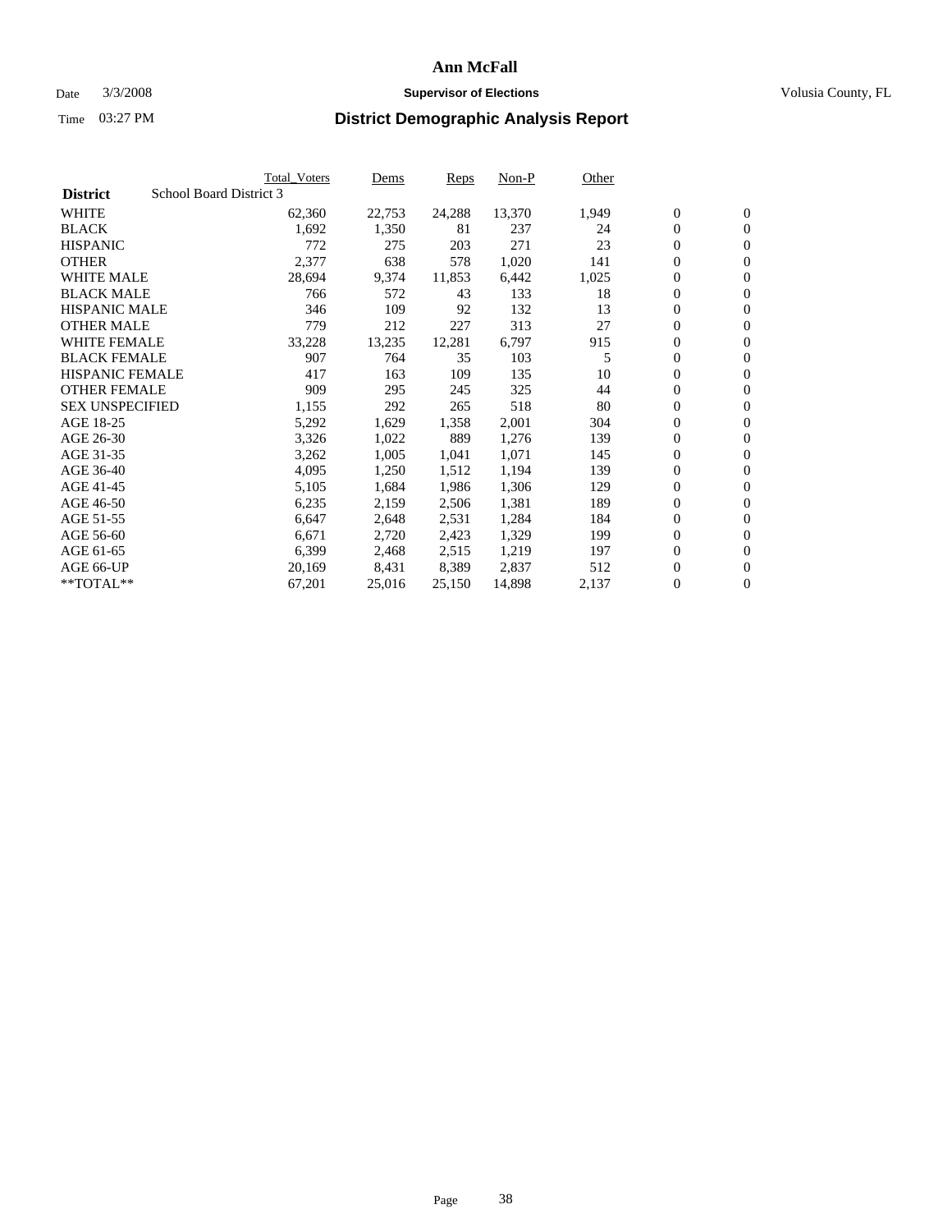# Ann McFall

Date 3/3/2008 **Supervisor of Elections** Volusia County, FL

Time 03:27 PM **District Demographic Analysis Report**

| | Total_Voters | Dems | Reps | Non-P | Other | | |
|---|---|---|---|---|---|---|---|
| **District** School Board District 3 | | | | | | | |
| WHITE | 62,360 | 22,753 | 24,288 | 13,370 | 1,949 | 0 | 0 |
| BLACK | 1,692 | 1,350 | 81 | 237 | 24 | 0 | 0 |
| HISPANIC | 772 | 275 | 203 | 271 | 23 | 0 | 0 |
| OTHER | 2,377 | 638 | 578 | 1,020 | 141 | 0 | 0 |
| WHITE MALE | 28,694 | 9,374 | 11,853 | 6,442 | 1,025 | 0 | 0 |
| BLACK MALE | 766 | 572 | 43 | 133 | 18 | 0 | 0 |
| HISPANIC MALE | 346 | 109 | 92 | 132 | 13 | 0 | 0 |
| OTHER MALE | 779 | 212 | 227 | 313 | 27 | 0 | 0 |
| WHITE FEMALE | 33,228 | 13,235 | 12,281 | 6,797 | 915 | 0 | 0 |
| BLACK FEMALE | 907 | 764 | 35 | 103 | 5 | 0 | 0 |
| HISPANIC FEMALE | 417 | 163 | 109 | 135 | 10 | 0 | 0 |
| OTHER FEMALE | 909 | 295 | 245 | 325 | 44 | 0 | 0 |
| SEX UNSPECIFIED | 1,155 | 292 | 265 | 518 | 80 | 0 | 0 |
| AGE 18-25 | 5,292 | 1,629 | 1,358 | 2,001 | 304 | 0 | 0 |
| AGE 26-30 | 3,326 | 1,022 | 889 | 1,276 | 139 | 0 | 0 |
| AGE 31-35 | 3,262 | 1,005 | 1,041 | 1,071 | 145 | 0 | 0 |
| AGE 36-40 | 4,095 | 1,250 | 1,512 | 1,194 | 139 | 0 | 0 |
| AGE 41-45 | 5,105 | 1,684 | 1,986 | 1,306 | 129 | 0 | 0 |
| AGE 46-50 | 6,235 | 2,159 | 2,506 | 1,381 | 189 | 0 | 0 |
| AGE 51-55 | 6,647 | 2,648 | 2,531 | 1,284 | 184 | 0 | 0 |
| AGE 56-60 | 6,671 | 2,720 | 2,423 | 1,329 | 199 | 0 | 0 |
| AGE 61-65 | 6,399 | 2,468 | 2,515 | 1,219 | 197 | 0 | 0 |
| AGE 66-UP | 20,169 | 8,431 | 8,389 | 2,837 | 512 | 0 | 0 |
| **TOTAL** | 67,201 | 25,016 | 25,150 | 14,898 | 2,137 | 0 | 0 |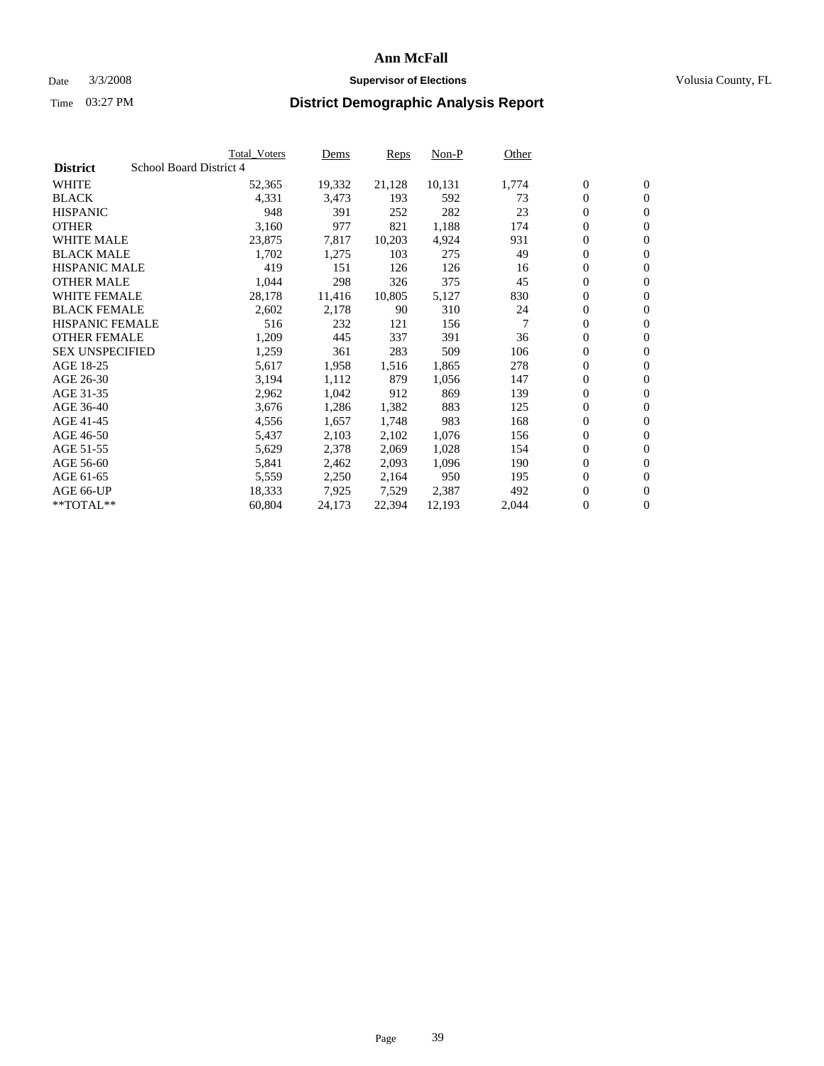# Ann McFall

Date 3/3/2008 **Supervisor of Elections** Volusia County, FL

Time 03:27 PM **District Demographic Analysis Report**

| | Total_Voters | Dems | Reps | Non-P | Other | | |
|---|---|---|---|---|---|---|---|
| **District** School Board District 4 | | | | | | | |
| WHITE | 52,365 | 19,332 | 21,128 | 10,131 | 1,774 | 0 | 0 |
| BLACK | 4,331 | 3,473 | 193 | 592 | 73 | 0 | 0 |
| HISPANIC | 948 | 391 | 252 | 282 | 23 | 0 | 0 |
| OTHER | 3,160 | 977 | 821 | 1,188 | 174 | 0 | 0 |
| WHITE MALE | 23,875 | 7,817 | 10,203 | 4,924 | 931 | 0 | 0 |
| BLACK MALE | 1,702 | 1,275 | 103 | 275 | 49 | 0 | 0 |
| HISPANIC MALE | 419 | 151 | 126 | 126 | 16 | 0 | 0 |
| OTHER MALE | 1,044 | 298 | 326 | 375 | 45 | 0 | 0 |
| WHITE FEMALE | 28,178 | 11,416 | 10,805 | 5,127 | 830 | 0 | 0 |
| BLACK FEMALE | 2,602 | 2,178 | 90 | 310 | 24 | 0 | 0 |
| HISPANIC FEMALE | 516 | 232 | 121 | 156 | 7 | 0 | 0 |
| OTHER FEMALE | 1,209 | 445 | 337 | 391 | 36 | 0 | 0 |
| SEX UNSPECIFIED | 1,259 | 361 | 283 | 509 | 106 | 0 | 0 |
| AGE 18-25 | 5,617 | 1,958 | 1,516 | 1,865 | 278 | 0 | 0 |
| AGE 26-30 | 3,194 | 1,112 | 879 | 1,056 | 147 | 0 | 0 |
| AGE 31-35 | 2,962 | 1,042 | 912 | 869 | 139 | 0 | 0 |
| AGE 36-40 | 3,676 | 1,286 | 1,382 | 883 | 125 | 0 | 0 |
| AGE 41-45 | 4,556 | 1,657 | 1,748 | 983 | 168 | 0 | 0 |
| AGE 46-50 | 5,437 | 2,103 | 2,102 | 1,076 | 156 | 0 | 0 |
| AGE 51-55 | 5,629 | 2,378 | 2,069 | 1,028 | 154 | 0 | 0 |
| AGE 56-60 | 5,841 | 2,462 | 2,093 | 1,096 | 190 | 0 | 0 |
| AGE 61-65 | 5,559 | 2,250 | 2,164 | 950 | 195 | 0 | 0 |
| AGE 66-UP | 18,333 | 7,925 | 7,529 | 2,387 | 492 | 0 | 0 |
| **TOTAL** | 60,804 | 24,173 | 22,394 | 12,193 | 2,044 | 0 | 0 |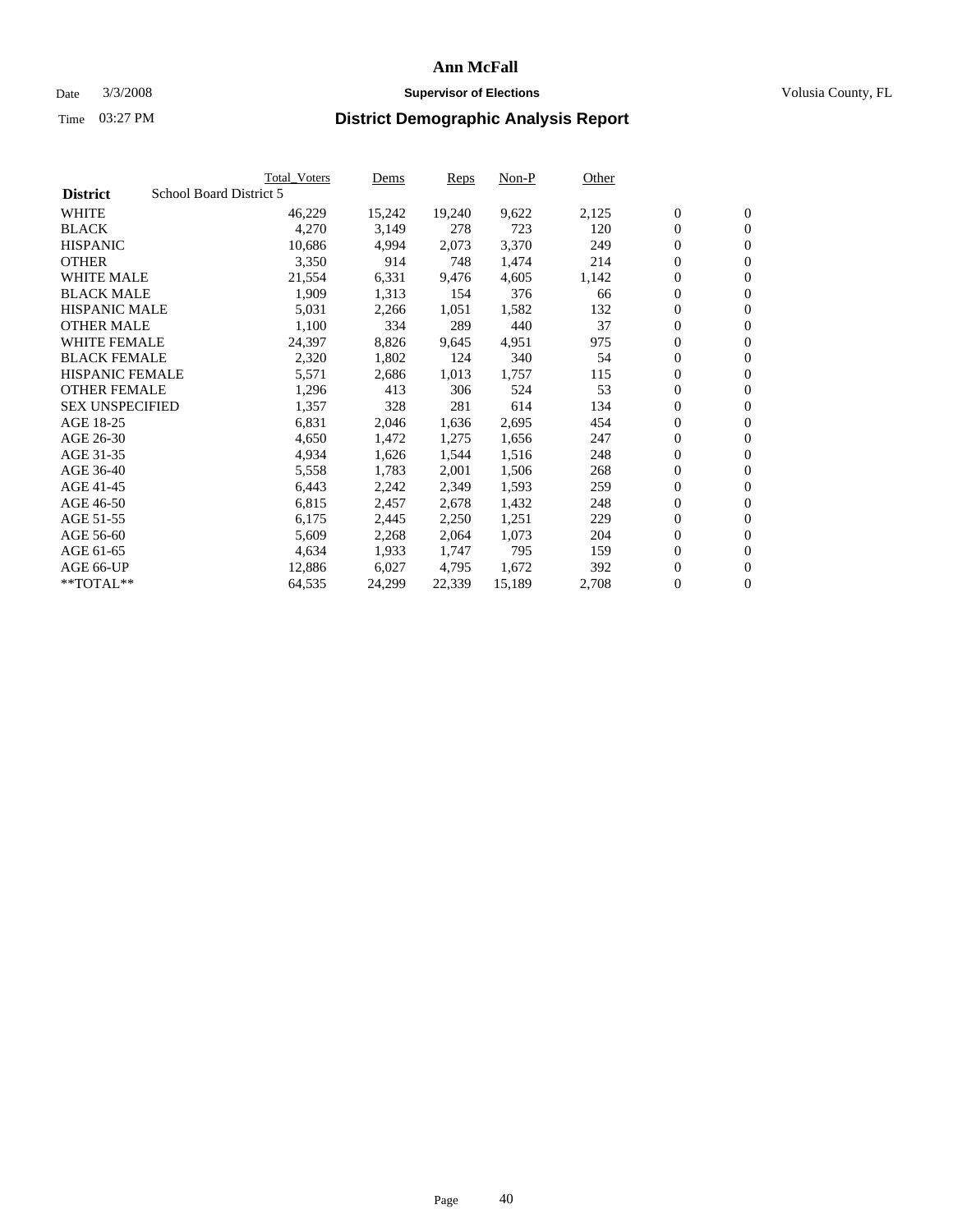# Ann McFall

Date 3/3/2008 **Supervisor of Elections** Volusia County, FL

Time 03:27 PM **District Demographic Analysis Report**

| District | School Board District 5 | Total_Voters | Dems | Reps | Non-P | Other | | |
|---|---|---|---|---|---|---|---|---|
| WHITE | | 46,229 | 15,242 | 19,240 | 9,622 | 2,125 | 0 | 0 |
| BLACK | | 4,270 | 3,149 | 278 | 723 | 120 | 0 | 0 |
| HISPANIC | | 10,686 | 4,994 | 2,073 | 3,370 | 249 | 0 | 0 |
| OTHER | | 3,350 | 914 | 748 | 1,474 | 214 | 0 | 0 |
| WHITE MALE | | 21,554 | 6,331 | 9,476 | 4,605 | 1,142 | 0 | 0 |
| BLACK MALE | | 1,909 | 1,313 | 154 | 376 | 66 | 0 | 0 |
| HISPANIC MALE | | 5,031 | 2,266 | 1,051 | 1,582 | 132 | 0 | 0 |
| OTHER MALE | | 1,100 | 334 | 289 | 440 | 37 | 0 | 0 |
| WHITE FEMALE | | 24,397 | 8,826 | 9,645 | 4,951 | 975 | 0 | 0 |
| BLACK FEMALE | | 2,320 | 1,802 | 124 | 340 | 54 | 0 | 0 |
| HISPANIC FEMALE | | 5,571 | 2,686 | 1,013 | 1,757 | 115 | 0 | 0 |
| OTHER FEMALE | | 1,296 | 413 | 306 | 524 | 53 | 0 | 0 |
| SEX UNSPECIFIED | | 1,357 | 328 | 281 | 614 | 134 | 0 | 0 |
| AGE 18-25 | | 6,831 | 2,046 | 1,636 | 2,695 | 454 | 0 | 0 |
| AGE 26-30 | | 4,650 | 1,472 | 1,275 | 1,656 | 247 | 0 | 0 |
| AGE 31-35 | | 4,934 | 1,626 | 1,544 | 1,516 | 248 | 0 | 0 |
| AGE 36-40 | | 5,558 | 1,783 | 2,001 | 1,506 | 268 | 0 | 0 |
| AGE 41-45 | | 6,443 | 2,242 | 2,349 | 1,593 | 259 | 0 | 0 |
| AGE 46-50 | | 6,815 | 2,457 | 2,678 | 1,432 | 248 | 0 | 0 |
| AGE 51-55 | | 6,175 | 2,445 | 2,250 | 1,251 | 229 | 0 | 0 |
| AGE 56-60 | | 5,609 | 2,268 | 2,064 | 1,073 | 204 | 0 | 0 |
| AGE 61-65 | | 4,634 | 1,933 | 1,747 | 795 | 159 | 0 | 0 |
| AGE 66-UP | | 12,886 | 6,027 | 4,795 | 1,672 | 392 | 0 | 0 |
| **TOTAL** | | 64,535 | 24,299 | 22,339 | 15,189 | 2,708 | 0 | 0 |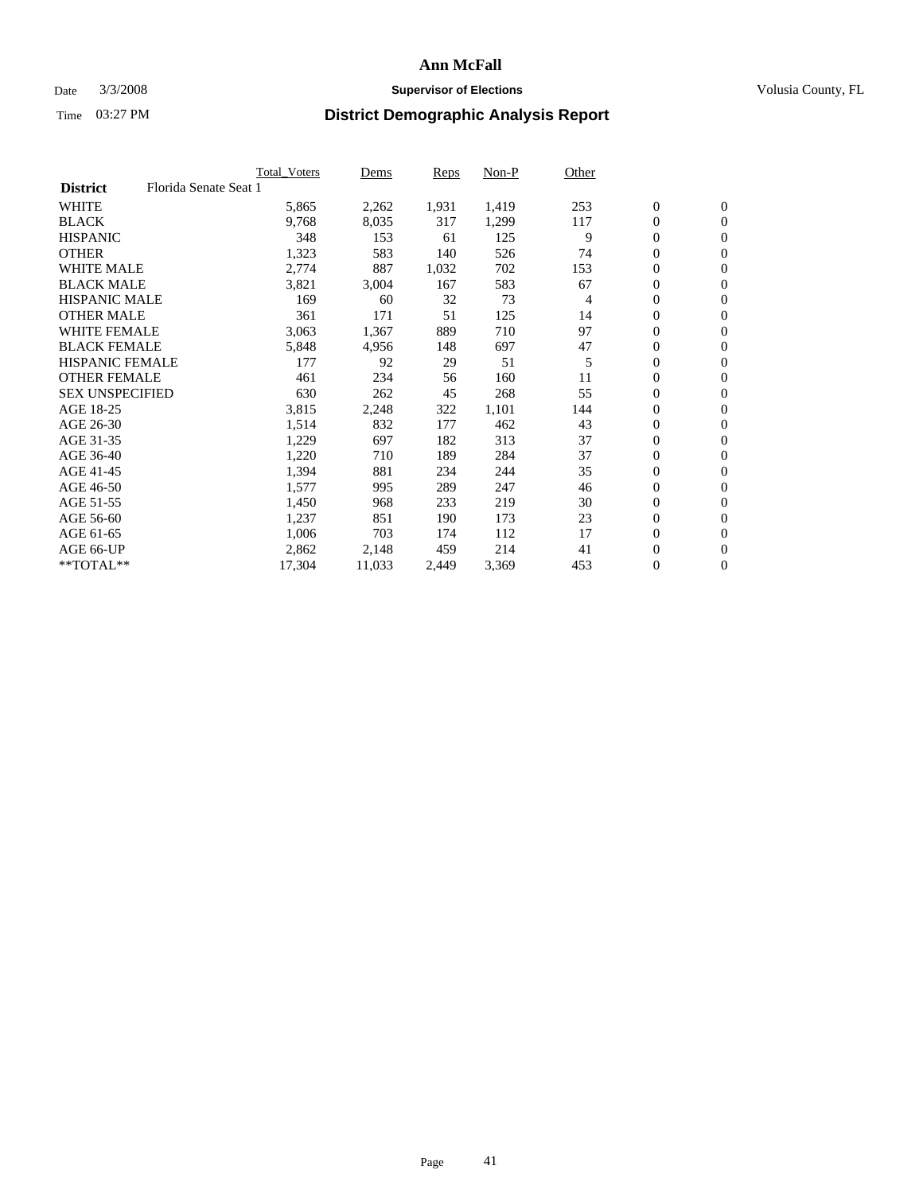# Ann McFall

Date 3/3/2008 **Supervisor of Elections** Volusia County, FL

Time 03:27 PM **District Demographic Analysis Report**

| | Total_Voters | Dems | Reps | Non-P | Other | | |
|---|---|---|---|---|---|---|---|
| **District** Florida Senate Seat 1 | | | | | | | |
| WHITE | 5,865 | 2,262 | 1,931 | 1,419 | 253 | 0 | 0 |
| BLACK | 9,768 | 8,035 | 317 | 1,299 | 117 | 0 | 0 |
| HISPANIC | 348 | 153 | 61 | 125 | 9 | 0 | 0 |
| OTHER | 1,323 | 583 | 140 | 526 | 74 | 0 | 0 |
| WHITE MALE | 2,774 | 887 | 1,032 | 702 | 153 | 0 | 0 |
| BLACK MALE | 3,821 | 3,004 | 167 | 583 | 67 | 0 | 0 |
| HISPANIC MALE | 169 | 60 | 32 | 73 | 4 | 0 | 0 |
| OTHER MALE | 361 | 171 | 51 | 125 | 14 | 0 | 0 |
| WHITE FEMALE | 3,063 | 1,367 | 889 | 710 | 97 | 0 | 0 |
| BLACK FEMALE | 5,848 | 4,956 | 148 | 697 | 47 | 0 | 0 |
| HISPANIC FEMALE | 177 | 92 | 29 | 51 | 5 | 0 | 0 |
| OTHER FEMALE | 461 | 234 | 56 | 160 | 11 | 0 | 0 |
| SEX UNSPECIFIED | 630 | 262 | 45 | 268 | 55 | 0 | 0 |
| AGE 18-25 | 3,815 | 2,248 | 322 | 1,101 | 144 | 0 | 0 |
| AGE 26-30 | 1,514 | 832 | 177 | 462 | 43 | 0 | 0 |
| AGE 31-35 | 1,229 | 697 | 182 | 313 | 37 | 0 | 0 |
| AGE 36-40 | 1,220 | 710 | 189 | 284 | 37 | 0 | 0 |
| AGE 41-45 | 1,394 | 881 | 234 | 244 | 35 | 0 | 0 |
| AGE 46-50 | 1,577 | 995 | 289 | 247 | 46 | 0 | 0 |
| AGE 51-55 | 1,450 | 968 | 233 | 219 | 30 | 0 | 0 |
| AGE 56-60 | 1,237 | 851 | 190 | 173 | 23 | 0 | 0 |
| AGE 61-65 | 1,006 | 703 | 174 | 112 | 17 | 0 | 0 |
| AGE 66-UP | 2,862 | 2,148 | 459 | 214 | 41 | 0 | 0 |
| **TOTAL** | 17,304 | 11,033 | 2,449 | 3,369 | 453 | 0 | 0 |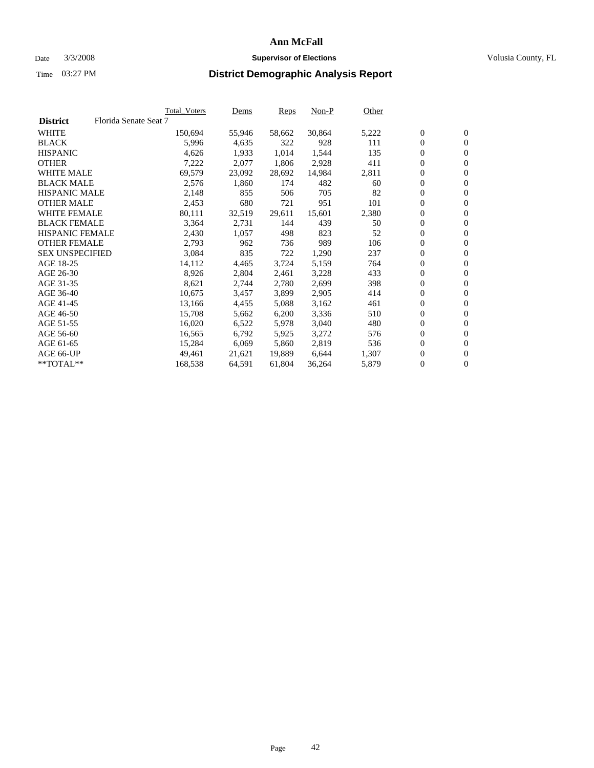# Ann McFall

Date 3/3/2008 **Supervisor of Elections** Volusia County, FL

Time 03:27 PM

## District Demographic Analysis Report

| District | Florida Senate Seat 7 | Total_Voters | Dems | Reps | Non-P | Other | | |
|---|---|---|---|---|---|---|---|---|
| WHITE | | 150,694 | 55,946 | 58,662 | 30,864 | 5,222 | 0 | 0 |
| BLACK | | 5,996 | 4,635 | 322 | 928 | 111 | 0 | 0 |
| HISPANIC | | 4,626 | 1,933 | 1,014 | 1,544 | 135 | 0 | 0 |
| OTHER | | 7,222 | 2,077 | 1,806 | 2,928 | 411 | 0 | 0 |
| WHITE MALE | | 69,579 | 23,092 | 28,692 | 14,984 | 2,811 | 0 | 0 |
| BLACK MALE | | 2,576 | 1,860 | 174 | 482 | 60 | 0 | 0 |
| HISPANIC MALE | | 2,148 | 855 | 506 | 705 | 82 | 0 | 0 |
| OTHER MALE | | 2,453 | 680 | 721 | 951 | 101 | 0 | 0 |
| WHITE FEMALE | | 80,111 | 32,519 | 29,611 | 15,601 | 2,380 | 0 | 0 |
| BLACK FEMALE | | 3,364 | 2,731 | 144 | 439 | 50 | 0 | 0 |
| HISPANIC FEMALE | | 2,430 | 1,057 | 498 | 823 | 52 | 0 | 0 |
| OTHER FEMALE | | 2,793 | 962 | 736 | 989 | 106 | 0 | 0 |
| SEX UNSPECIFIED | | 3,084 | 835 | 722 | 1,290 | 237 | 0 | 0 |
| AGE 18-25 | | 14,112 | 4,465 | 3,724 | 5,159 | 764 | 0 | 0 |
| AGE 26-30 | | 8,926 | 2,804 | 2,461 | 3,228 | 433 | 0 | 0 |
| AGE 31-35 | | 8,621 | 2,744 | 2,780 | 2,699 | 398 | 0 | 0 |
| AGE 36-40 | | 10,675 | 3,457 | 3,899 | 2,905 | 414 | 0 | 0 |
| AGE 41-45 | | 13,166 | 4,455 | 5,088 | 3,162 | 461 | 0 | 0 |
| AGE 46-50 | | 15,708 | 5,662 | 6,200 | 3,336 | 510 | 0 | 0 |
| AGE 51-55 | | 16,020 | 6,522 | 5,978 | 3,040 | 480 | 0 | 0 |
| AGE 56-60 | | 16,565 | 6,792 | 5,925 | 3,272 | 576 | 0 | 0 |
| AGE 61-65 | | 15,284 | 6,069 | 5,860 | 2,819 | 536 | 0 | 0 |
| AGE 66-UP | | 49,461 | 21,621 | 19,889 | 6,644 | 1,307 | 0 | 0 |
| **TOTAL** | | 168,538 | 64,591 | 61,804 | 36,264 | 5,879 | 0 | 0 |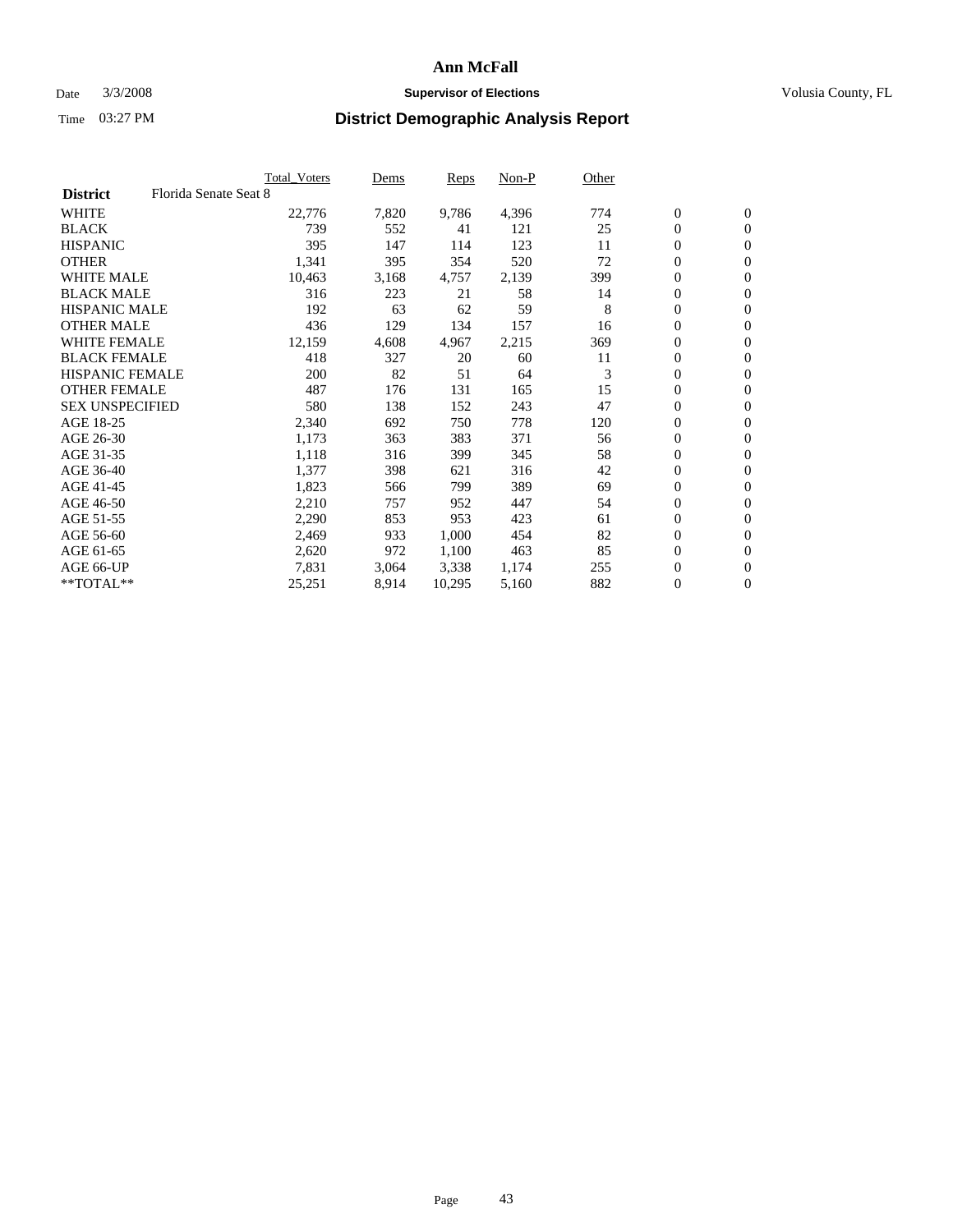# Ann McFall

Date 3/3/2008 **Supervisor of Elections** Volusia County, FL

Time 03:27 PM **District Demographic Analysis Report**

| | Total_Voters | Dems | Reps | Non-P | Other | | |
|---|---|---|---|---|---|---|---|
| **District** Florida Senate Seat 8 | | | | | | | |
| WHITE | 22,776 | 7,820 | 9,786 | 4,396 | 774 | 0 | 0 |
| BLACK | 739 | 552 | 41 | 121 | 25 | 0 | 0 |
| HISPANIC | 395 | 147 | 114 | 123 | 11 | 0 | 0 |
| OTHER | 1,341 | 395 | 354 | 520 | 72 | 0 | 0 |
| WHITE MALE | 10,463 | 3,168 | 4,757 | 2,139 | 399 | 0 | 0 |
| BLACK MALE | 316 | 223 | 21 | 58 | 14 | 0 | 0 |
| HISPANIC MALE | 192 | 63 | 62 | 59 | 8 | 0 | 0 |
| OTHER MALE | 436 | 129 | 134 | 157 | 16 | 0 | 0 |
| WHITE FEMALE | 12,159 | 4,608 | 4,967 | 2,215 | 369 | 0 | 0 |
| BLACK FEMALE | 418 | 327 | 20 | 60 | 11 | 0 | 0 |
| HISPANIC FEMALE | 200 | 82 | 51 | 64 | 3 | 0 | 0 |
| OTHER FEMALE | 487 | 176 | 131 | 165 | 15 | 0 | 0 |
| SEX UNSPECIFIED | 580 | 138 | 152 | 243 | 47 | 0 | 0 |
| AGE 18-25 | 2,340 | 692 | 750 | 778 | 120 | 0 | 0 |
| AGE 26-30 | 1,173 | 363 | 383 | 371 | 56 | 0 | 0 |
| AGE 31-35 | 1,118 | 316 | 399 | 345 | 58 | 0 | 0 |
| AGE 36-40 | 1,377 | 398 | 621 | 316 | 42 | 0 | 0 |
| AGE 41-45 | 1,823 | 566 | 799 | 389 | 69 | 0 | 0 |
| AGE 46-50 | 2,210 | 757 | 952 | 447 | 54 | 0 | 0 |
| AGE 51-55 | 2,290 | 853 | 953 | 423 | 61 | 0 | 0 |
| AGE 56-60 | 2,469 | 933 | 1,000 | 454 | 82 | 0 | 0 |
| AGE 61-65 | 2,620 | 972 | 1,100 | 463 | 85 | 0 | 0 |
| AGE 66-UP | 7,831 | 3,064 | 3,338 | 1,174 | 255 | 0 | 0 |
| **TOTAL** | 25,251 | 8,914 | 10,295 | 5,160 | 882 | 0 | 0 |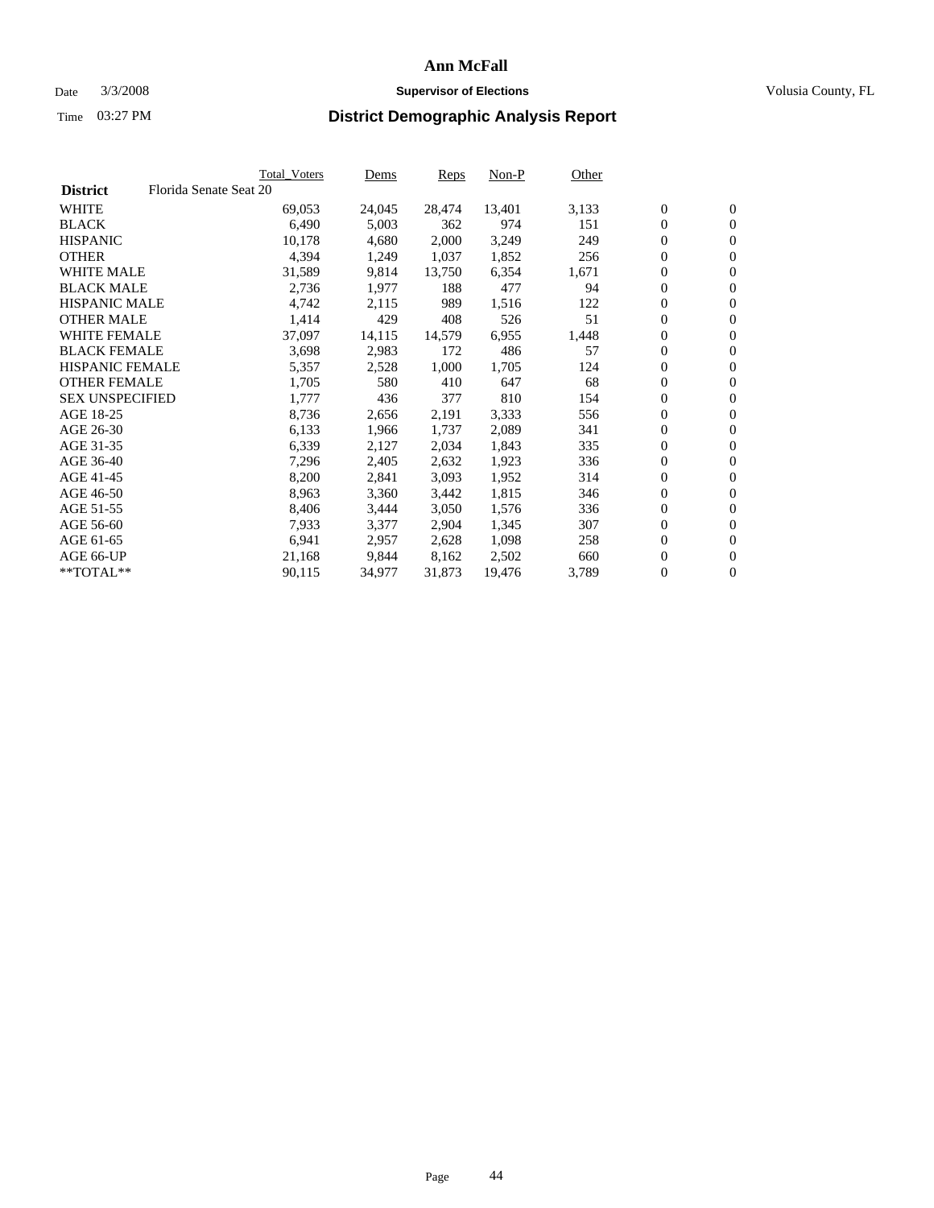# Ann McFall

Date 3/3/2008 **Supervisor of Elections** Volusia County, FL

Time 03:27 PM **District Demographic Analysis Report**

| | Total_Voters | Dems | Reps | Non-P | Other | | |
|---|---|---|---|---|---|---|---|
| **District** Florida Senate Seat 20 | | | | | | | |
| WHITE | 69,053 | 24,045 | 28,474 | 13,401 | 3,133 | 0 | 0 |
| BLACK | 6,490 | 5,003 | 362 | 974 | 151 | 0 | 0 |
| HISPANIC | 10,178 | 4,680 | 2,000 | 3,249 | 249 | 0 | 0 |
| OTHER | 4,394 | 1,249 | 1,037 | 1,852 | 256 | 0 | 0 |
| WHITE MALE | 31,589 | 9,814 | 13,750 | 6,354 | 1,671 | 0 | 0 |
| BLACK MALE | 2,736 | 1,977 | 188 | 477 | 94 | 0 | 0 |
| HISPANIC MALE | 4,742 | 2,115 | 989 | 1,516 | 122 | 0 | 0 |
| OTHER MALE | 1,414 | 429 | 408 | 526 | 51 | 0 | 0 |
| WHITE FEMALE | 37,097 | 14,115 | 14,579 | 6,955 | 1,448 | 0 | 0 |
| BLACK FEMALE | 3,698 | 2,983 | 172 | 486 | 57 | 0 | 0 |
| HISPANIC FEMALE | 5,357 | 2,528 | 1,000 | 1,705 | 124 | 0 | 0 |
| OTHER FEMALE | 1,705 | 580 | 410 | 647 | 68 | 0 | 0 |
| SEX UNSPECIFIED | 1,777 | 436 | 377 | 810 | 154 | 0 | 0 |
| AGE 18-25 | 8,736 | 2,656 | 2,191 | 3,333 | 556 | 0 | 0 |
| AGE 26-30 | 6,133 | 1,966 | 1,737 | 2,089 | 341 | 0 | 0 |
| AGE 31-35 | 6,339 | 2,127 | 2,034 | 1,843 | 335 | 0 | 0 |
| AGE 36-40 | 7,296 | 2,405 | 2,632 | 1,923 | 336 | 0 | 0 |
| AGE 41-45 | 8,200 | 2,841 | 3,093 | 1,952 | 314 | 0 | 0 |
| AGE 46-50 | 8,963 | 3,360 | 3,442 | 1,815 | 346 | 0 | 0 |
| AGE 51-55 | 8,406 | 3,444 | 3,050 | 1,576 | 336 | 0 | 0 |
| AGE 56-60 | 7,933 | 3,377 | 2,904 | 1,345 | 307 | 0 | 0 |
| AGE 61-65 | 6,941 | 2,957 | 2,628 | 1,098 | 258 | 0 | 0 |
| AGE 66-UP | 21,168 | 9,844 | 8,162 | 2,502 | 660 | 0 | 0 |
| **TOTAL** | 90,115 | 34,977 | 31,873 | 19,476 | 3,789 | 0 | 0 |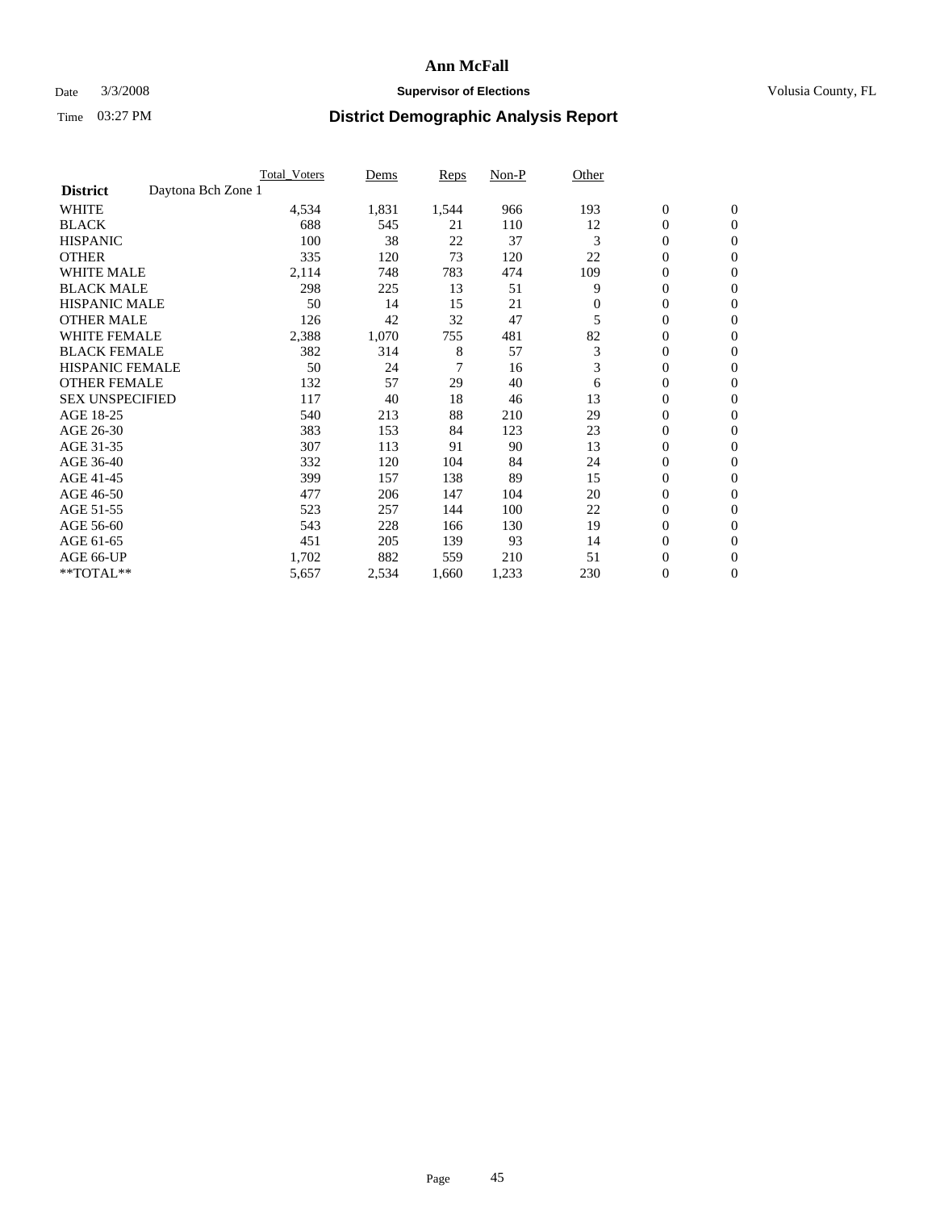# Ann McFall

Date 3/3/2008 **Supervisor of Elections** Volusia County, FL

Time 03:27 PM **District Demographic Analysis Report**

| | Total_Voters | Dems | Reps | Non-P | Other | | |
|---|---|---|---|---|---|---|---|
| **District** Daytona Bch Zone 1 | | | | | | | |
| WHITE | 4,534 | 1,831 | 1,544 | 966 | 193 | 0 | 0 |
| BLACK | 688 | 545 | 21 | 110 | 12 | 0 | 0 |
| HISPANIC | 100 | 38 | 22 | 37 | 3 | 0 | 0 |
| OTHER | 335 | 120 | 73 | 120 | 22 | 0 | 0 |
| WHITE MALE | 2,114 | 748 | 783 | 474 | 109 | 0 | 0 |
| BLACK MALE | 298 | 225 | 13 | 51 | 9 | 0 | 0 |
| HISPANIC MALE | 50 | 14 | 15 | 21 | 0 | 0 | 0 |
| OTHER MALE | 126 | 42 | 32 | 47 | 5 | 0 | 0 |
| WHITE FEMALE | 2,388 | 1,070 | 755 | 481 | 82 | 0 | 0 |
| BLACK FEMALE | 382 | 314 | 8 | 57 | 3 | 0 | 0 |
| HISPANIC FEMALE | 50 | 24 | 7 | 16 | 3 | 0 | 0 |
| OTHER FEMALE | 132 | 57 | 29 | 40 | 6 | 0 | 0 |
| SEX UNSPECIFIED | 117 | 40 | 18 | 46 | 13 | 0 | 0 |
| AGE 18-25 | 540 | 213 | 88 | 210 | 29 | 0 | 0 |
| AGE 26-30 | 383 | 153 | 84 | 123 | 23 | 0 | 0 |
| AGE 31-35 | 307 | 113 | 91 | 90 | 13 | 0 | 0 |
| AGE 36-40 | 332 | 120 | 104 | 84 | 24 | 0 | 0 |
| AGE 41-45 | 399 | 157 | 138 | 89 | 15 | 0 | 0 |
| AGE 46-50 | 477 | 206 | 147 | 104 | 20 | 0 | 0 |
| AGE 51-55 | 523 | 257 | 144 | 100 | 22 | 0 | 0 |
| AGE 56-60 | 543 | 228 | 166 | 130 | 19 | 0 | 0 |
| AGE 61-65 | 451 | 205 | 139 | 93 | 14 | 0 | 0 |
| AGE 66-UP | 1,702 | 882 | 559 | 210 | 51 | 0 | 0 |
| **TOTAL** | 5,657 | 2,534 | 1,660 | 1,233 | 230 | 0 | 0 |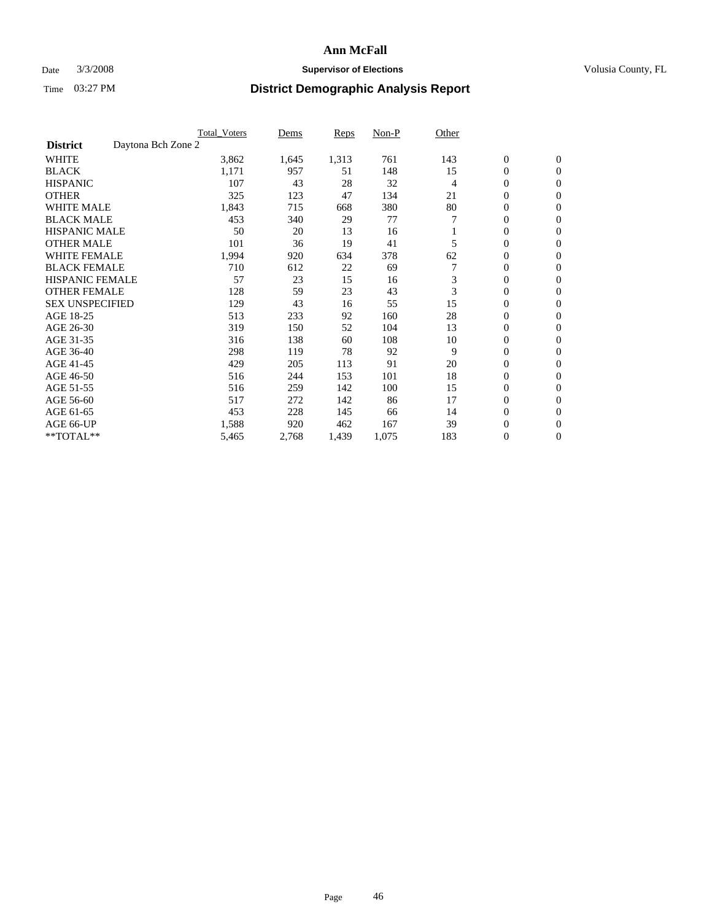# Ann McFall

Date 3/3/2008 **Supervisor of Elections** Volusia County, FL

Time 03:27 PM **District Demographic Analysis Report**

| **District** Daytona Bch Zone 2 | Total_Voters | Dems | Reps | Non-P | Other | | |
|---|---|---|---|---|---|---|---|
| WHITE | 3,862 | 1,645 | 1,313 | 761 | 143 | 0 | 0 |
| BLACK | 1,171 | 957 | 51 | 148 | 15 | 0 | 0 |
| HISPANIC | 107 | 43 | 28 | 32 | 4 | 0 | 0 |
| OTHER | 325 | 123 | 47 | 134 | 21 | 0 | 0 |
| WHITE MALE | 1,843 | 715 | 668 | 380 | 80 | 0 | 0 |
| BLACK MALE | 453 | 340 | 29 | 77 | 7 | 0 | 0 |
| HISPANIC MALE | 50 | 20 | 13 | 16 | 1 | 0 | 0 |
| OTHER MALE | 101 | 36 | 19 | 41 | 5 | 0 | 0 |
| WHITE FEMALE | 1,994 | 920 | 634 | 378 | 62 | 0 | 0 |
| BLACK FEMALE | 710 | 612 | 22 | 69 | 7 | 0 | 0 |
| HISPANIC FEMALE | 57 | 23 | 15 | 16 | 3 | 0 | 0 |
| OTHER FEMALE | 128 | 59 | 23 | 43 | 3 | 0 | 0 |
| SEX UNSPECIFIED | 129 | 43 | 16 | 55 | 15 | 0 | 0 |
| AGE 18-25 | 513 | 233 | 92 | 160 | 28 | 0 | 0 |
| AGE 26-30 | 319 | 150 | 52 | 104 | 13 | 0 | 0 |
| AGE 31-35 | 316 | 138 | 60 | 108 | 10 | 0 | 0 |
| AGE 36-40 | 298 | 119 | 78 | 92 | 9 | 0 | 0 |
| AGE 41-45 | 429 | 205 | 113 | 91 | 20 | 0 | 0 |
| AGE 46-50 | 516 | 244 | 153 | 101 | 18 | 0 | 0 |
| AGE 51-55 | 516 | 259 | 142 | 100 | 15 | 0 | 0 |
| AGE 56-60 | 517 | 272 | 142 | 86 | 17 | 0 | 0 |
| AGE 61-65 | 453 | 228 | 145 | 66 | 14 | 0 | 0 |
| AGE 66-UP | 1,588 | 920 | 462 | 167 | 39 | 0 | 0 |
| **TOTAL** | 5,465 | 2,768 | 1,439 | 1,075 | 183 | 0 | 0 |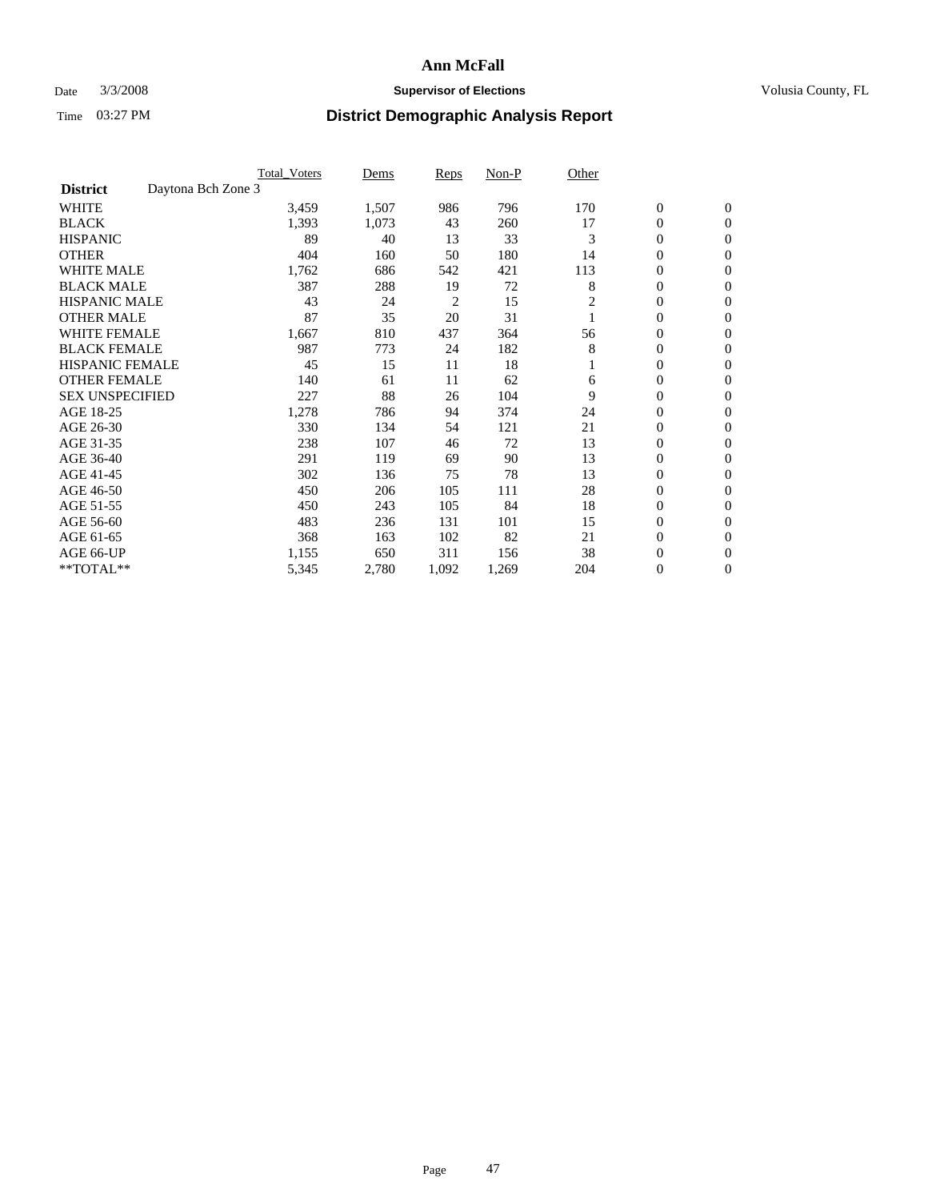# Ann McFall

Date 3/3/2008 **Supervisor of Elections** Volusia County, FL

Time 03:27 PM **District Demographic Analysis Report**

| | Total_Voters | Dems | Reps | Non-P | Other | | |
|---|---|---|---|---|---|---|---|
| **District** Daytona Bch Zone 3 | | | | | | | |
| WHITE | 3,459 | 1,507 | 986 | 796 | 170 | 0 | 0 |
| BLACK | 1,393 | 1,073 | 43 | 260 | 17 | 0 | 0 |
| HISPANIC | 89 | 40 | 13 | 33 | 3 | 0 | 0 |
| OTHER | 404 | 160 | 50 | 180 | 14 | 0 | 0 |
| WHITE MALE | 1,762 | 686 | 542 | 421 | 113 | 0 | 0 |
| BLACK MALE | 387 | 288 | 19 | 72 | 8 | 0 | 0 |
| HISPANIC MALE | 43 | 24 | 2 | 15 | 2 | 0 | 0 |
| OTHER MALE | 87 | 35 | 20 | 31 | 1 | 0 | 0 |
| WHITE FEMALE | 1,667 | 810 | 437 | 364 | 56 | 0 | 0 |
| BLACK FEMALE | 987 | 773 | 24 | 182 | 8 | 0 | 0 |
| HISPANIC FEMALE | 45 | 15 | 11 | 18 | 1 | 0 | 0 |
| OTHER FEMALE | 140 | 61 | 11 | 62 | 6 | 0 | 0 |
| SEX UNSPECIFIED | 227 | 88 | 26 | 104 | 9 | 0 | 0 |
| AGE 18-25 | 1,278 | 786 | 94 | 374 | 24 | 0 | 0 |
| AGE 26-30 | 330 | 134 | 54 | 121 | 21 | 0 | 0 |
| AGE 31-35 | 238 | 107 | 46 | 72 | 13 | 0 | 0 |
| AGE 36-40 | 291 | 119 | 69 | 90 | 13 | 0 | 0 |
| AGE 41-45 | 302 | 136 | 75 | 78 | 13 | 0 | 0 |
| AGE 46-50 | 450 | 206 | 105 | 111 | 28 | 0 | 0 |
| AGE 51-55 | 450 | 243 | 105 | 84 | 18 | 0 | 0 |
| AGE 56-60 | 483 | 236 | 131 | 101 | 15 | 0 | 0 |
| AGE 61-65 | 368 | 163 | 102 | 82 | 21 | 0 | 0 |
| AGE 66-UP | 1,155 | 650 | 311 | 156 | 38 | 0 | 0 |
| **TOTAL** | 5,345 | 2,780 | 1,092 | 1,269 | 204 | 0 | 0 |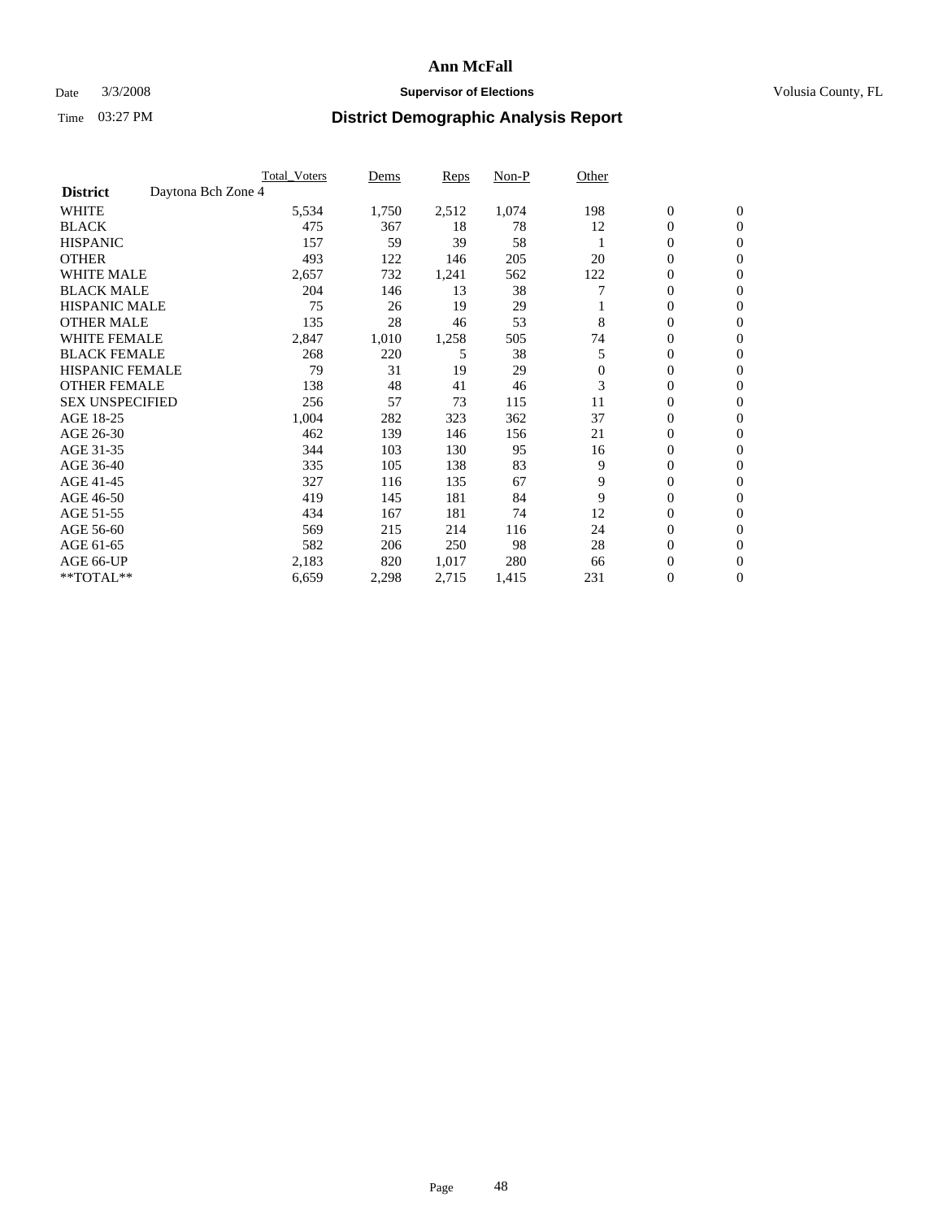# Ann McFall

Date 3/3/2008 **Supervisor of Elections** Volusia County, FL

Time 03:27 PM **District Demographic Analysis Report**

| | Total_Voters | Dems | Reps | Non-P | Other | | |
|---|---|---|---|---|---|---|---|
| **District** Daytona Bch Zone 4 | | | | | | | |
| WHITE | 5,534 | 1,750 | 2,512 | 1,074 | 198 | 0 | 0 |
| BLACK | 475 | 367 | 18 | 78 | 12 | 0 | 0 |
| HISPANIC | 157 | 59 | 39 | 58 | 1 | 0 | 0 |
| OTHER | 493 | 122 | 146 | 205 | 20 | 0 | 0 |
| WHITE MALE | 2,657 | 732 | 1,241 | 562 | 122 | 0 | 0 |
| BLACK MALE | 204 | 146 | 13 | 38 | 7 | 0 | 0 |
| HISPANIC MALE | 75 | 26 | 19 | 29 | 1 | 0 | 0 |
| OTHER MALE | 135 | 28 | 46 | 53 | 8 | 0 | 0 |
| WHITE FEMALE | 2,847 | 1,010 | 1,258 | 505 | 74 | 0 | 0 |
| BLACK FEMALE | 268 | 220 | 5 | 38 | 5 | 0 | 0 |
| HISPANIC FEMALE | 79 | 31 | 19 | 29 | 0 | 0 | 0 |
| OTHER FEMALE | 138 | 48 | 41 | 46 | 3 | 0 | 0 |
| SEX UNSPECIFIED | 256 | 57 | 73 | 115 | 11 | 0 | 0 |
| AGE 18-25 | 1,004 | 282 | 323 | 362 | 37 | 0 | 0 |
| AGE 26-30 | 462 | 139 | 146 | 156 | 21 | 0 | 0 |
| AGE 31-35 | 344 | 103 | 130 | 95 | 16 | 0 | 0 |
| AGE 36-40 | 335 | 105 | 138 | 83 | 9 | 0 | 0 |
| AGE 41-45 | 327 | 116 | 135 | 67 | 9 | 0 | 0 |
| AGE 46-50 | 419 | 145 | 181 | 84 | 9 | 0 | 0 |
| AGE 51-55 | 434 | 167 | 181 | 74 | 12 | 0 | 0 |
| AGE 56-60 | 569 | 215 | 214 | 116 | 24 | 0 | 0 |
| AGE 61-65 | 582 | 206 | 250 | 98 | 28 | 0 | 0 |
| AGE 66-UP | 2,183 | 820 | 1,017 | 280 | 66 | 0 | 0 |
| **TOTAL** | 6,659 | 2,298 | 2,715 | 1,415 | 231 | 0 | 0 |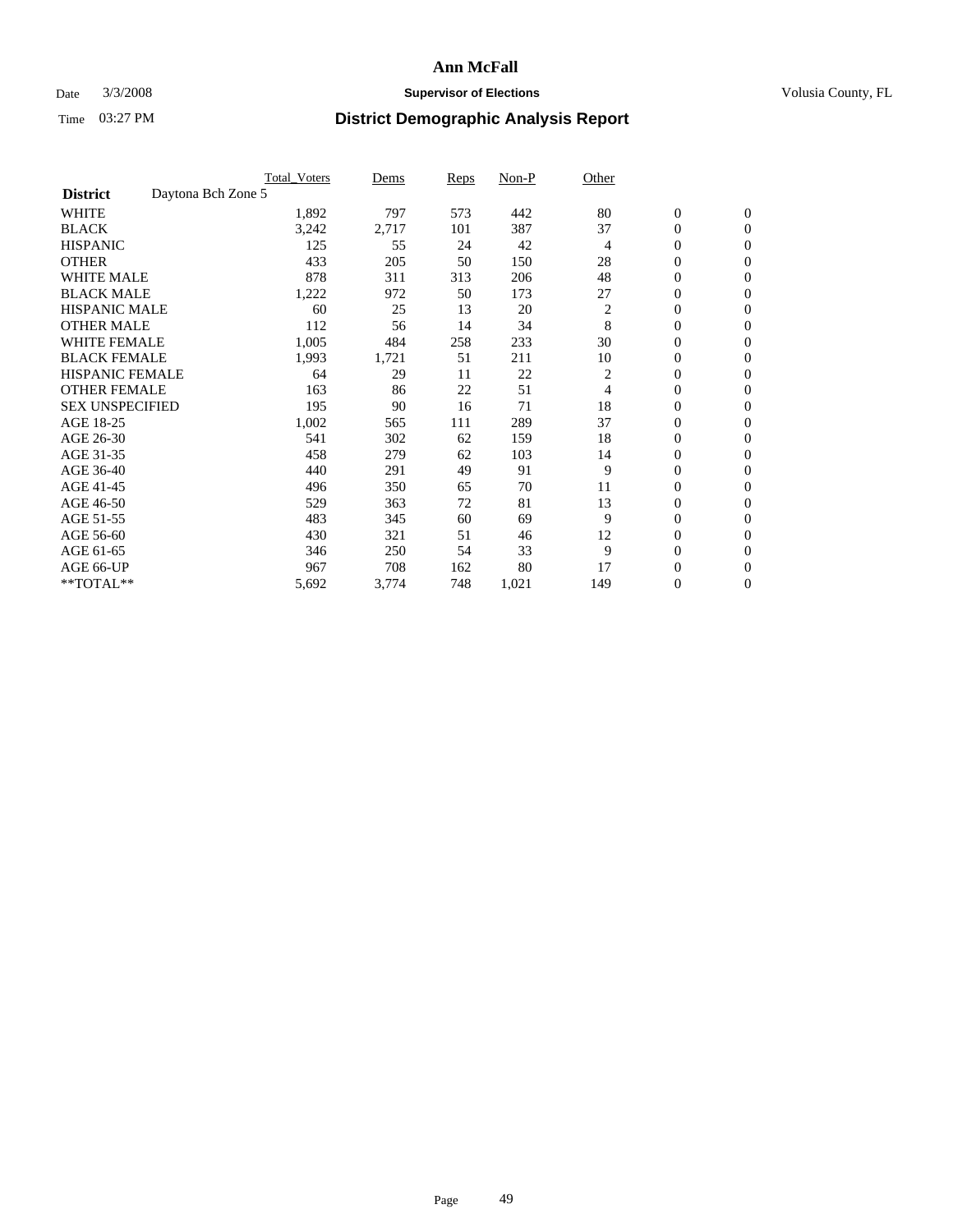**Ann McFall**

Date 3/3/2008 **Supervisor of Elections** Volusia County, FL

Time 03:27 PM **District Demographic Analysis Report**

| | Total_Voters | Dems | Reps | Non-P | Other | | |
|---|---|---|---|---|---|---|---|
| **District** Daytona Bch Zone 5 | | | | | | | |
| WHITE | 1,892 | 797 | 573 | 442 | 80 | 0 | 0 |
| BLACK | 3,242 | 2,717 | 101 | 387 | 37 | 0 | 0 |
| HISPANIC | 125 | 55 | 24 | 42 | 4 | 0 | 0 |
| OTHER | 433 | 205 | 50 | 150 | 28 | 0 | 0 |
| WHITE MALE | 878 | 311 | 313 | 206 | 48 | 0 | 0 |
| BLACK MALE | 1,222 | 972 | 50 | 173 | 27 | 0 | 0 |
| HISPANIC MALE | 60 | 25 | 13 | 20 | 2 | 0 | 0 |
| OTHER MALE | 112 | 56 | 14 | 34 | 8 | 0 | 0 |
| WHITE FEMALE | 1,005 | 484 | 258 | 233 | 30 | 0 | 0 |
| BLACK FEMALE | 1,993 | 1,721 | 51 | 211 | 10 | 0 | 0 |
| HISPANIC FEMALE | 64 | 29 | 11 | 22 | 2 | 0 | 0 |
| OTHER FEMALE | 163 | 86 | 22 | 51 | 4 | 0 | 0 |
| SEX UNSPECIFIED | 195 | 90 | 16 | 71 | 18 | 0 | 0 |
| AGE 18-25 | 1,002 | 565 | 111 | 289 | 37 | 0 | 0 |
| AGE 26-30 | 541 | 302 | 62 | 159 | 18 | 0 | 0 |
| AGE 31-35 | 458 | 279 | 62 | 103 | 14 | 0 | 0 |
| AGE 36-40 | 440 | 291 | 49 | 91 | 9 | 0 | 0 |
| AGE 41-45 | 496 | 350 | 65 | 70 | 11 | 0 | 0 |
| AGE 46-50 | 529 | 363 | 72 | 81 | 13 | 0 | 0 |
| AGE 51-55 | 483 | 345 | 60 | 69 | 9 | 0 | 0 |
| AGE 56-60 | 430 | 321 | 51 | 46 | 12 | 0 | 0 |
| AGE 61-65 | 346 | 250 | 54 | 33 | 9 | 0 | 0 |
| AGE 66-UP | 967 | 708 | 162 | 80 | 17 | 0 | 0 |
| **TOTAL** | 5,692 | 3,774 | 748 | 1,021 | 149 | 0 | 0 |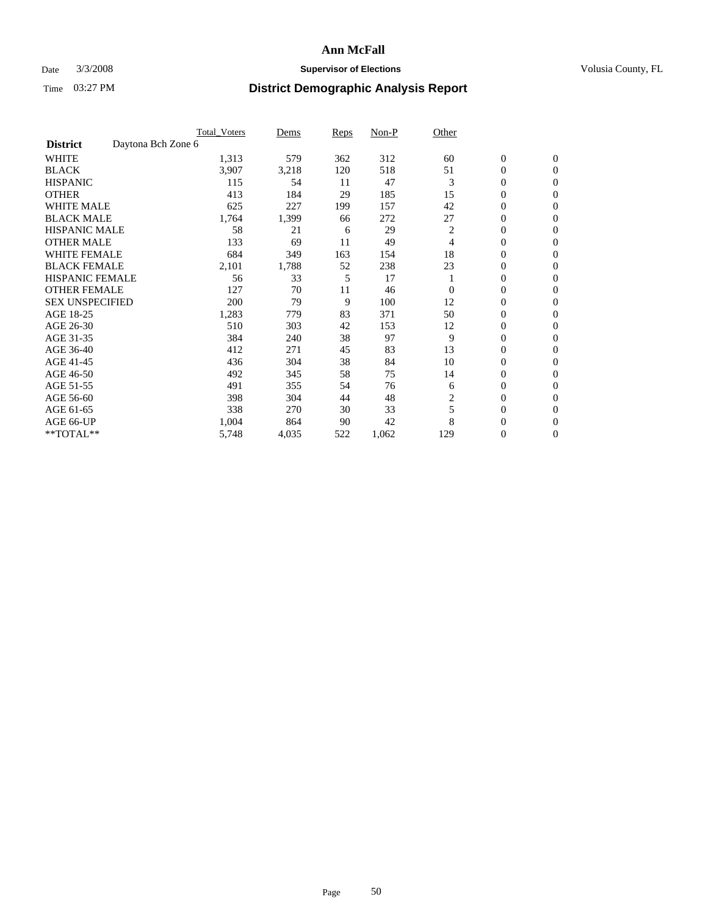# Ann McFall

Date 3/3/2008 **Supervisor of Elections** Volusia County, FL

Time 03:27 PM

## District Demographic Analysis Report

| | Total_Voters | Dems | Reps | Non-P | Other | | |
|---|---|---|---|---|---|---|---|
| **District** Daytona Bch Zone 6 | | | | | | | |
| WHITE | 1,313 | 579 | 362 | 312 | 60 | 0 | 0 |
| BLACK | 3,907 | 3,218 | 120 | 518 | 51 | 0 | 0 |
| HISPANIC | 115 | 54 | 11 | 47 | 3 | 0 | 0 |
| OTHER | 413 | 184 | 29 | 185 | 15 | 0 | 0 |
| WHITE MALE | 625 | 227 | 199 | 157 | 42 | 0 | 0 |
| BLACK MALE | 1,764 | 1,399 | 66 | 272 | 27 | 0 | 0 |
| HISPANIC MALE | 58 | 21 | 6 | 29 | 2 | 0 | 0 |
| OTHER MALE | 133 | 69 | 11 | 49 | 4 | 0 | 0 |
| WHITE FEMALE | 684 | 349 | 163 | 154 | 18 | 0 | 0 |
| BLACK FEMALE | 2,101 | 1,788 | 52 | 238 | 23 | 0 | 0 |
| HISPANIC FEMALE | 56 | 33 | 5 | 17 | 1 | 0 | 0 |
| OTHER FEMALE | 127 | 70 | 11 | 46 | 0 | 0 | 0 |
| SEX UNSPECIFIED | 200 | 79 | 9 | 100 | 12 | 0 | 0 |
| AGE 18-25 | 1,283 | 779 | 83 | 371 | 50 | 0 | 0 |
| AGE 26-30 | 510 | 303 | 42 | 153 | 12 | 0 | 0 |
| AGE 31-35 | 384 | 240 | 38 | 97 | 9 | 0 | 0 |
| AGE 36-40 | 412 | 271 | 45 | 83 | 13 | 0 | 0 |
| AGE 41-45 | 436 | 304 | 38 | 84 | 10 | 0 | 0 |
| AGE 46-50 | 492 | 345 | 58 | 75 | 14 | 0 | 0 |
| AGE 51-55 | 491 | 355 | 54 | 76 | 6 | 0 | 0 |
| AGE 56-60 | 398 | 304 | 44 | 48 | 2 | 0 | 0 |
| AGE 61-65 | 338 | 270 | 30 | 33 | 5 | 0 | 0 |
| AGE 66-UP | 1,004 | 864 | 90 | 42 | 8 | 0 | 0 |
| **TOTAL** | 5,748 | 4,035 | 522 | 1,062 | 129 | 0 | 0 |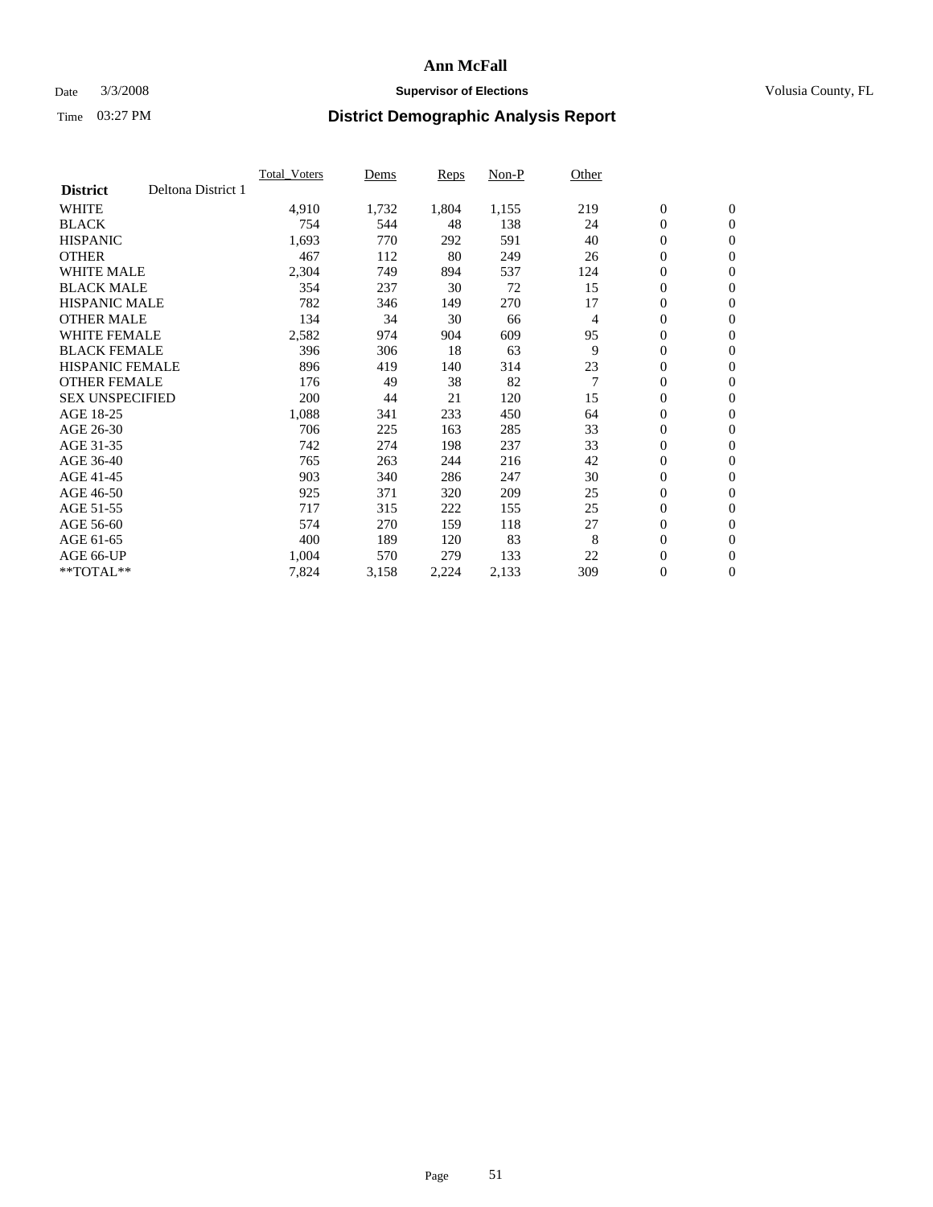# Ann McFall

Date 3/3/2008 **Supervisor of Elections** Volusia County, FL

Time 03:27 PM

## District Demographic Analysis Report

| | Total_Voters | Dems | Reps | Non-P | Other | | |
|---|---|---|---|---|---|---|---|
| **District** Deltona District 1 | | | | | | | |
| WHITE | 4,910 | 1,732 | 1,804 | 1,155 | 219 | 0 | 0 |
| BLACK | 754 | 544 | 48 | 138 | 24 | 0 | 0 |
| HISPANIC | 1,693 | 770 | 292 | 591 | 40 | 0 | 0 |
| OTHER | 467 | 112 | 80 | 249 | 26 | 0 | 0 |
| WHITE MALE | 2,304 | 749 | 894 | 537 | 124 | 0 | 0 |
| BLACK MALE | 354 | 237 | 30 | 72 | 15 | 0 | 0 |
| HISPANIC MALE | 782 | 346 | 149 | 270 | 17 | 0 | 0 |
| OTHER MALE | 134 | 34 | 30 | 66 | 4 | 0 | 0 |
| WHITE FEMALE | 2,582 | 974 | 904 | 609 | 95 | 0 | 0 |
| BLACK FEMALE | 396 | 306 | 18 | 63 | 9 | 0 | 0 |
| HISPANIC FEMALE | 896 | 419 | 140 | 314 | 23 | 0 | 0 |
| OTHER FEMALE | 176 | 49 | 38 | 82 | 7 | 0 | 0 |
| SEX UNSPECIFIED | 200 | 44 | 21 | 120 | 15 | 0 | 0 |
| AGE 18-25 | 1,088 | 341 | 233 | 450 | 64 | 0 | 0 |
| AGE 26-30 | 706 | 225 | 163 | 285 | 33 | 0 | 0 |
| AGE 31-35 | 742 | 274 | 198 | 237 | 33 | 0 | 0 |
| AGE 36-40 | 765 | 263 | 244 | 216 | 42 | 0 | 0 |
| AGE 41-45 | 903 | 340 | 286 | 247 | 30 | 0 | 0 |
| AGE 46-50 | 925 | 371 | 320 | 209 | 25 | 0 | 0 |
| AGE 51-55 | 717 | 315 | 222 | 155 | 25 | 0 | 0 |
| AGE 56-60 | 574 | 270 | 159 | 118 | 27 | 0 | 0 |
| AGE 61-65 | 400 | 189 | 120 | 83 | 8 | 0 | 0 |
| AGE 66-UP | 1,004 | 570 | 279 | 133 | 22 | 0 | 0 |
| **TOTAL** | 7,824 | 3,158 | 2,224 | 2,133 | 309 | 0 | 0 |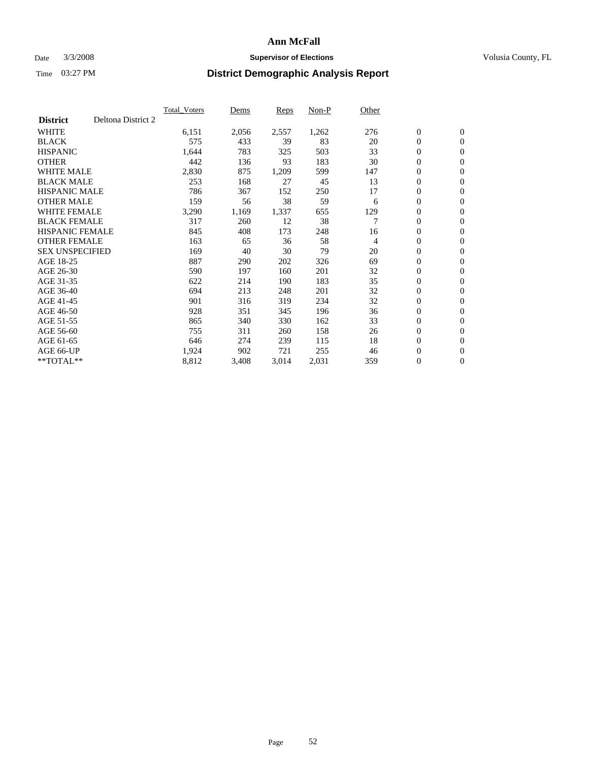# Ann McFall

Date 3/3/2008 **Supervisor of Elections** Volusia County, FL

Time 03:27 PM **District Demographic Analysis Report**

| | Total_Voters | Dems | Reps | Non-P | Other | | |
|---|---|---|---|---|---|---|---|
| **District** Deltona District 2 | | | | | | | |
| WHITE | 6,151 | 2,056 | 2,557 | 1,262 | 276 | 0 | 0 |
| BLACK | 575 | 433 | 39 | 83 | 20 | 0 | 0 |
| HISPANIC | 1,644 | 783 | 325 | 503 | 33 | 0 | 0 |
| OTHER | 442 | 136 | 93 | 183 | 30 | 0 | 0 |
| WHITE MALE | 2,830 | 875 | 1,209 | 599 | 147 | 0 | 0 |
| BLACK MALE | 253 | 168 | 27 | 45 | 13 | 0 | 0 |
| HISPANIC MALE | 786 | 367 | 152 | 250 | 17 | 0 | 0 |
| OTHER MALE | 159 | 56 | 38 | 59 | 6 | 0 | 0 |
| WHITE FEMALE | 3,290 | 1,169 | 1,337 | 655 | 129 | 0 | 0 |
| BLACK FEMALE | 317 | 260 | 12 | 38 | 7 | 0 | 0 |
| HISPANIC FEMALE | 845 | 408 | 173 | 248 | 16 | 0 | 0 |
| OTHER FEMALE | 163 | 65 | 36 | 58 | 4 | 0 | 0 |
| SEX UNSPECIFIED | 169 | 40 | 30 | 79 | 20 | 0 | 0 |
| AGE 18-25 | 887 | 290 | 202 | 326 | 69 | 0 | 0 |
| AGE 26-30 | 590 | 197 | 160 | 201 | 32 | 0 | 0 |
| AGE 31-35 | 622 | 214 | 190 | 183 | 35 | 0 | 0 |
| AGE 36-40 | 694 | 213 | 248 | 201 | 32 | 0 | 0 |
| AGE 41-45 | 901 | 316 | 319 | 234 | 32 | 0 | 0 |
| AGE 46-50 | 928 | 351 | 345 | 196 | 36 | 0 | 0 |
| AGE 51-55 | 865 | 340 | 330 | 162 | 33 | 0 | 0 |
| AGE 56-60 | 755 | 311 | 260 | 158 | 26 | 0 | 0 |
| AGE 61-65 | 646 | 274 | 239 | 115 | 18 | 0 | 0 |
| AGE 66-UP | 1,924 | 902 | 721 | 255 | 46 | 0 | 0 |
| **TOTAL** | 8,812 | 3,408 | 3,014 | 2,031 | 359 | 0 | 0 |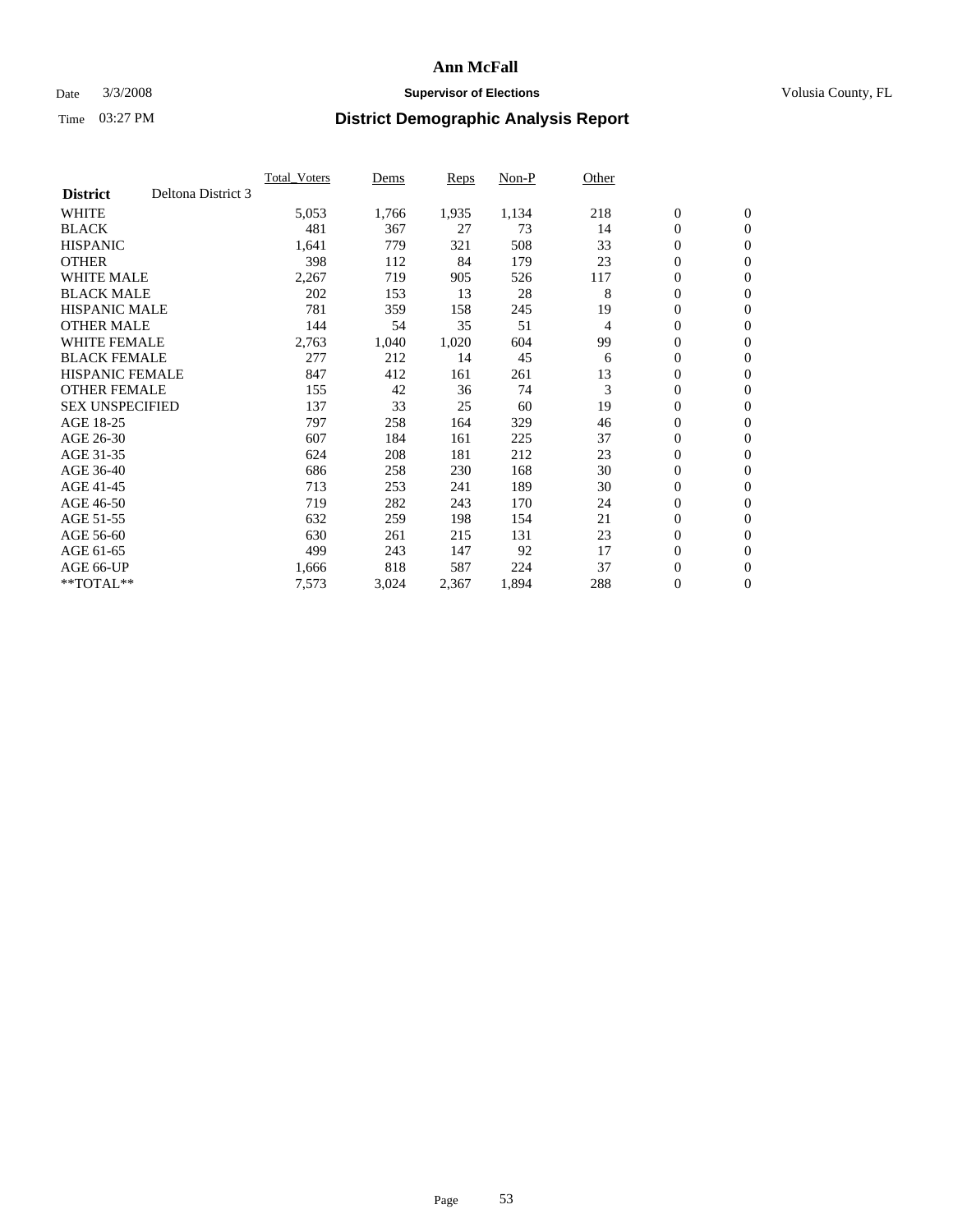**Ann McFall**

Date 3/3/2008 **Supervisor of Elections** Volusia County, FL

Time 03:27 PM **District Demographic Analysis Report**

| | Total_Voters | Dems | Reps | Non-P | Other | | |
|---|---|---|---|---|---|---|---|
| **District** Deltona District 3 | | | | | | | |
| WHITE | 5,053 | 1,766 | 1,935 | 1,134 | 218 | 0 | 0 |
| BLACK | 481 | 367 | 27 | 73 | 14 | 0 | 0 |
| HISPANIC | 1,641 | 779 | 321 | 508 | 33 | 0 | 0 |
| OTHER | 398 | 112 | 84 | 179 | 23 | 0 | 0 |
| WHITE MALE | 2,267 | 719 | 905 | 526 | 117 | 0 | 0 |
| BLACK MALE | 202 | 153 | 13 | 28 | 8 | 0 | 0 |
| HISPANIC MALE | 781 | 359 | 158 | 245 | 19 | 0 | 0 |
| OTHER MALE | 144 | 54 | 35 | 51 | 4 | 0 | 0 |
| WHITE FEMALE | 2,763 | 1,040 | 1,020 | 604 | 99 | 0 | 0 |
| BLACK FEMALE | 277 | 212 | 14 | 45 | 6 | 0 | 0 |
| HISPANIC FEMALE | 847 | 412 | 161 | 261 | 13 | 0 | 0 |
| OTHER FEMALE | 155 | 42 | 36 | 74 | 3 | 0 | 0 |
| SEX UNSPECIFIED | 137 | 33 | 25 | 60 | 19 | 0 | 0 |
| AGE 18-25 | 797 | 258 | 164 | 329 | 46 | 0 | 0 |
| AGE 26-30 | 607 | 184 | 161 | 225 | 37 | 0 | 0 |
| AGE 31-35 | 624 | 208 | 181 | 212 | 23 | 0 | 0 |
| AGE 36-40 | 686 | 258 | 230 | 168 | 30 | 0 | 0 |
| AGE 41-45 | 713 | 253 | 241 | 189 | 30 | 0 | 0 |
| AGE 46-50 | 719 | 282 | 243 | 170 | 24 | 0 | 0 |
| AGE 51-55 | 632 | 259 | 198 | 154 | 21 | 0 | 0 |
| AGE 56-60 | 630 | 261 | 215 | 131 | 23 | 0 | 0 |
| AGE 61-65 | 499 | 243 | 147 | 92 | 17 | 0 | 0 |
| AGE 66-UP | 1,666 | 818 | 587 | 224 | 37 | 0 | 0 |
| **TOTAL** | 7,573 | 3,024 | 2,367 | 1,894 | 288 | 0 | 0 |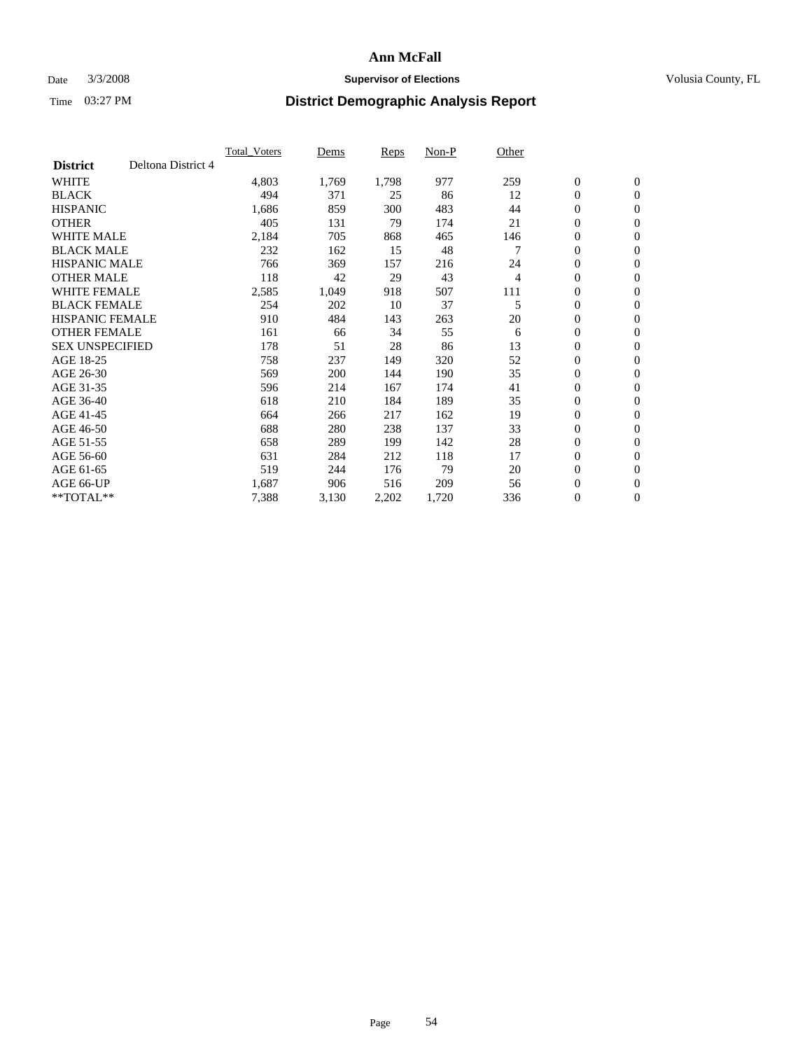# Ann McFall

Date 3/3/2008 **Supervisor of Elections** Volusia County, FL

Time 03:27 PM **District Demographic Analysis Report**

| **District** Deltona District 4 | Total_Voters | Dems | Reps | Non-P | Other | | |
|---|---|---|---|---|---|---|---|
| WHITE | 4,803 | 1,769 | 1,798 | 977 | 259 | 0 | 0 |
| BLACK | 494 | 371 | 25 | 86 | 12 | 0 | 0 |
| HISPANIC | 1,686 | 859 | 300 | 483 | 44 | 0 | 0 |
| OTHER | 405 | 131 | 79 | 174 | 21 | 0 | 0 |
| WHITE MALE | 2,184 | 705 | 868 | 465 | 146 | 0 | 0 |
| BLACK MALE | 232 | 162 | 15 | 48 | 7 | 0 | 0 |
| HISPANIC MALE | 766 | 369 | 157 | 216 | 24 | 0 | 0 |
| OTHER MALE | 118 | 42 | 29 | 43 | 4 | 0 | 0 |
| WHITE FEMALE | 2,585 | 1,049 | 918 | 507 | 111 | 0 | 0 |
| BLACK FEMALE | 254 | 202 | 10 | 37 | 5 | 0 | 0 |
| HISPANIC FEMALE | 910 | 484 | 143 | 263 | 20 | 0 | 0 |
| OTHER FEMALE | 161 | 66 | 34 | 55 | 6 | 0 | 0 |
| SEX UNSPECIFIED | 178 | 51 | 28 | 86 | 13 | 0 | 0 |
| AGE 18-25 | 758 | 237 | 149 | 320 | 52 | 0 | 0 |
| AGE 26-30 | 569 | 200 | 144 | 190 | 35 | 0 | 0 |
| AGE 31-35 | 596 | 214 | 167 | 174 | 41 | 0 | 0 |
| AGE 36-40 | 618 | 210 | 184 | 189 | 35 | 0 | 0 |
| AGE 41-45 | 664 | 266 | 217 | 162 | 19 | 0 | 0 |
| AGE 46-50 | 688 | 280 | 238 | 137 | 33 | 0 | 0 |
| AGE 51-55 | 658 | 289 | 199 | 142 | 28 | 0 | 0 |
| AGE 56-60 | 631 | 284 | 212 | 118 | 17 | 0 | 0 |
| AGE 61-65 | 519 | 244 | 176 | 79 | 20 | 0 | 0 |
| AGE 66-UP | 1,687 | 906 | 516 | 209 | 56 | 0 | 0 |
| **TOTAL** | 7,388 | 3,130 | 2,202 | 1,720 | 336 | 0 | 0 |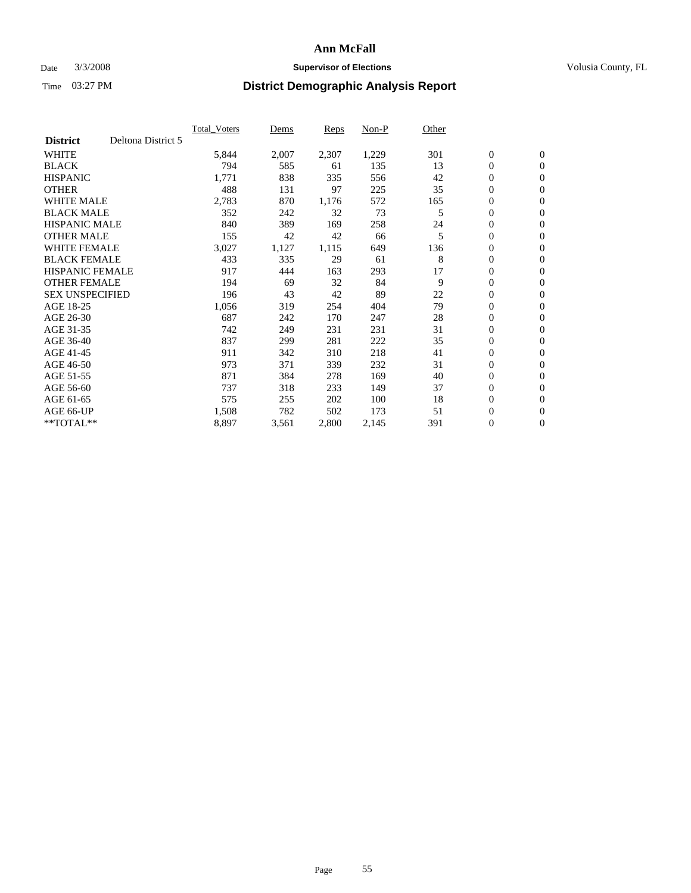# Ann McFall

Date 3/3/2008 **Supervisor of Elections** Volusia County, FL

Time 03:27 PM **District Demographic Analysis Report**

| | Total_Voters | Dems | Reps | Non-P | Other | | |
|---|---|---|---|---|---|---|---|
| **District** Deltona District 5 | | | | | | | |
| WHITE | 5,844 | 2,007 | 2,307 | 1,229 | 301 | 0 | 0 |
| BLACK | 794 | 585 | 61 | 135 | 13 | 0 | 0 |
| HISPANIC | 1,771 | 838 | 335 | 556 | 42 | 0 | 0 |
| OTHER | 488 | 131 | 97 | 225 | 35 | 0 | 0 |
| WHITE MALE | 2,783 | 870 | 1,176 | 572 | 165 | 0 | 0 |
| BLACK MALE | 352 | 242 | 32 | 73 | 5 | 0 | 0 |
| HISPANIC MALE | 840 | 389 | 169 | 258 | 24 | 0 | 0 |
| OTHER MALE | 155 | 42 | 42 | 66 | 5 | 0 | 0 |
| WHITE FEMALE | 3,027 | 1,127 | 1,115 | 649 | 136 | 0 | 0 |
| BLACK FEMALE | 433 | 335 | 29 | 61 | 8 | 0 | 0 |
| HISPANIC FEMALE | 917 | 444 | 163 | 293 | 17 | 0 | 0 |
| OTHER FEMALE | 194 | 69 | 32 | 84 | 9 | 0 | 0 |
| SEX UNSPECIFIED | 196 | 43 | 42 | 89 | 22 | 0 | 0 |
| AGE 18-25 | 1,056 | 319 | 254 | 404 | 79 | 0 | 0 |
| AGE 26-30 | 687 | 242 | 170 | 247 | 28 | 0 | 0 |
| AGE 31-35 | 742 | 249 | 231 | 231 | 31 | 0 | 0 |
| AGE 36-40 | 837 | 299 | 281 | 222 | 35 | 0 | 0 |
| AGE 41-45 | 911 | 342 | 310 | 218 | 41 | 0 | 0 |
| AGE 46-50 | 973 | 371 | 339 | 232 | 31 | 0 | 0 |
| AGE 51-55 | 871 | 384 | 278 | 169 | 40 | 0 | 0 |
| AGE 56-60 | 737 | 318 | 233 | 149 | 37 | 0 | 0 |
| AGE 61-65 | 575 | 255 | 202 | 100 | 18 | 0 | 0 |
| AGE 66-UP | 1,508 | 782 | 502 | 173 | 51 | 0 | 0 |
| **TOTAL** | 8,897 | 3,561 | 2,800 | 2,145 | 391 | 0 | 0 |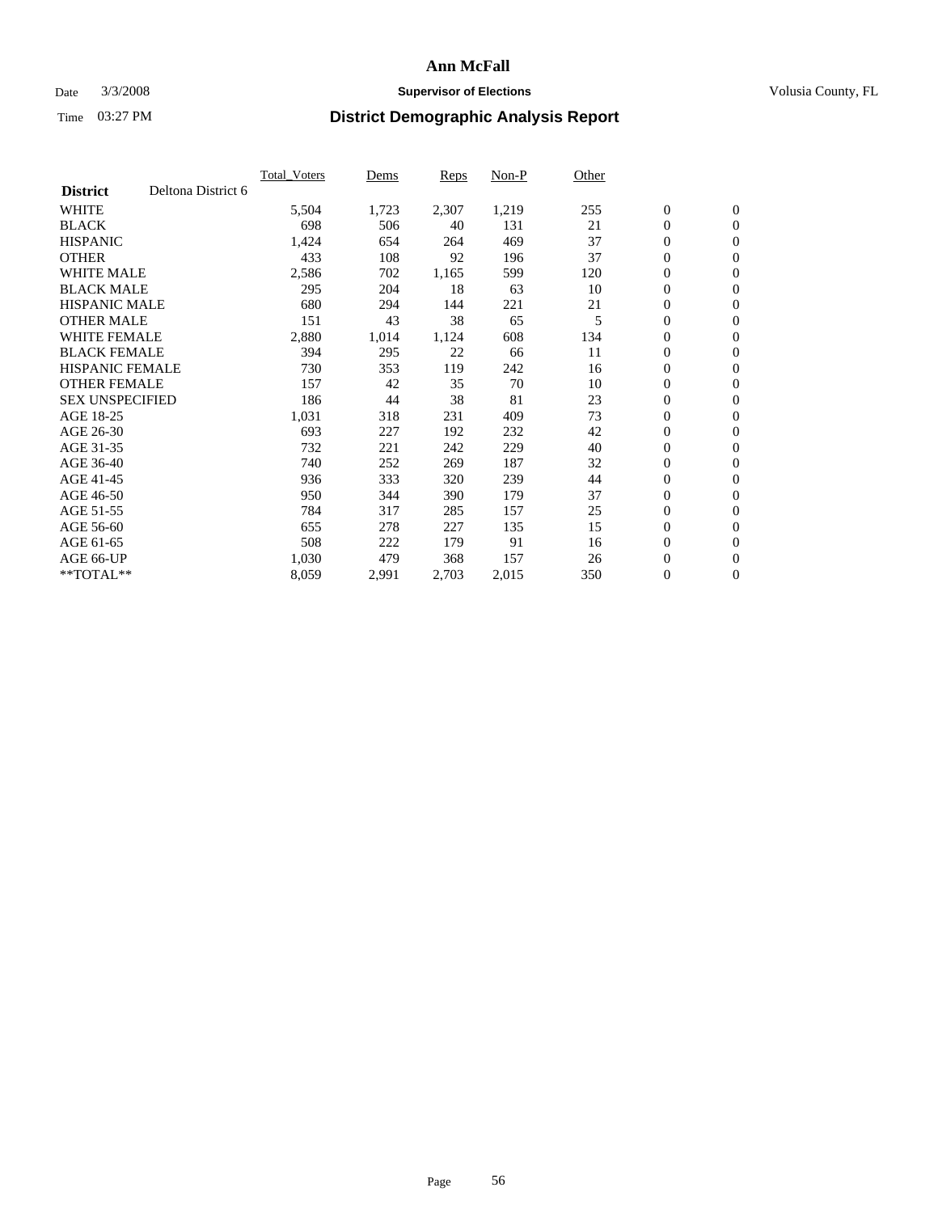# Ann McFall

Date 3/3/2008 **Supervisor of Elections** Volusia County, FL

Time 03:27 PM **District Demographic Analysis Report**

| | Total_Voters | Dems | Reps | Non-P | Other | | |
|---|---|---|---|---|---|---|---|
| **District** Deltona District 6 | | | | | | | |
| WHITE | 5,504 | 1,723 | 2,307 | 1,219 | 255 | 0 | 0 |
| BLACK | 698 | 506 | 40 | 131 | 21 | 0 | 0 |
| HISPANIC | 1,424 | 654 | 264 | 469 | 37 | 0 | 0 |
| OTHER | 433 | 108 | 92 | 196 | 37 | 0 | 0 |
| WHITE MALE | 2,586 | 702 | 1,165 | 599 | 120 | 0 | 0 |
| BLACK MALE | 295 | 204 | 18 | 63 | 10 | 0 | 0 |
| HISPANIC MALE | 680 | 294 | 144 | 221 | 21 | 0 | 0 |
| OTHER MALE | 151 | 43 | 38 | 65 | 5 | 0 | 0 |
| WHITE FEMALE | 2,880 | 1,014 | 1,124 | 608 | 134 | 0 | 0 |
| BLACK FEMALE | 394 | 295 | 22 | 66 | 11 | 0 | 0 |
| HISPANIC FEMALE | 730 | 353 | 119 | 242 | 16 | 0 | 0 |
| OTHER FEMALE | 157 | 42 | 35 | 70 | 10 | 0 | 0 |
| SEX UNSPECIFIED | 186 | 44 | 38 | 81 | 23 | 0 | 0 |
| AGE 18-25 | 1,031 | 318 | 231 | 409 | 73 | 0 | 0 |
| AGE 26-30 | 693 | 227 | 192 | 232 | 42 | 0 | 0 |
| AGE 31-35 | 732 | 221 | 242 | 229 | 40 | 0 | 0 |
| AGE 36-40 | 740 | 252 | 269 | 187 | 32 | 0 | 0 |
| AGE 41-45 | 936 | 333 | 320 | 239 | 44 | 0 | 0 |
| AGE 46-50 | 950 | 344 | 390 | 179 | 37 | 0 | 0 |
| AGE 51-55 | 784 | 317 | 285 | 157 | 25 | 0 | 0 |
| AGE 56-60 | 655 | 278 | 227 | 135 | 15 | 0 | 0 |
| AGE 61-65 | 508 | 222 | 179 | 91 | 16 | 0 | 0 |
| AGE 66-UP | 1,030 | 479 | 368 | 157 | 26 | 0 | 0 |
| **TOTAL** | 8,059 | 2,991 | 2,703 | 2,015 | 350 | 0 | 0 |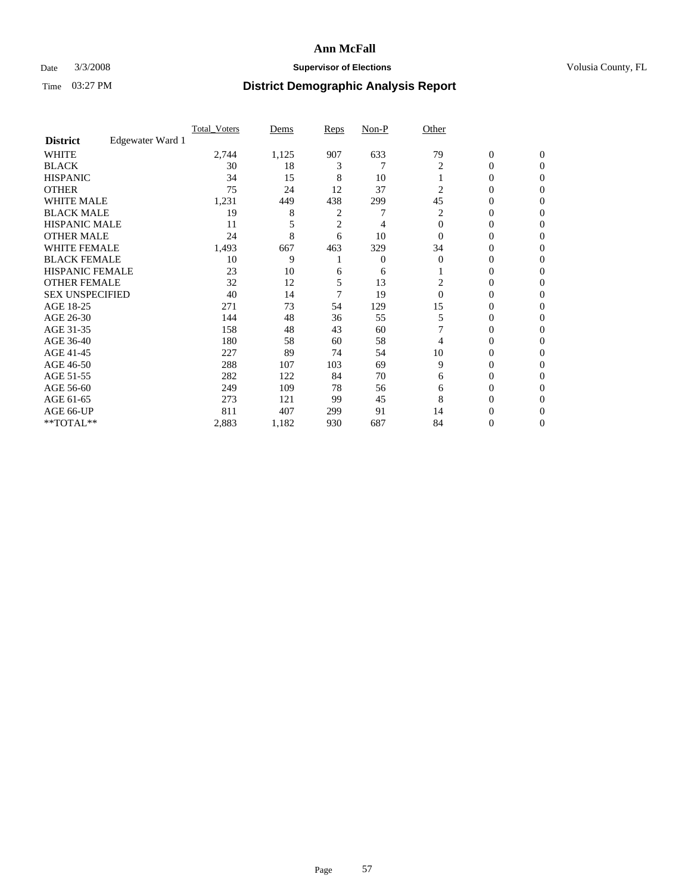# Ann McFall

Date 3/3/2008 **Supervisor of Elections** Volusia County, FL

Time 03:27 PM **District Demographic Analysis Report**

| **District** Edgewater Ward 1 | Total_Voters | Dems | Reps | Non-P | Other | | |
|---|---|---|---|---|---|---|---|
| WHITE | 2,744 | 1,125 | 907 | 633 | 79 | 0 | 0 |
| BLACK | 30 | 18 | 3 | 7 | 2 | 0 | 0 |
| HISPANIC | 34 | 15 | 8 | 10 | 1 | 0 | 0 |
| OTHER | 75 | 24 | 12 | 37 | 2 | 0 | 0 |
| WHITE MALE | 1,231 | 449 | 438 | 299 | 45 | 0 | 0 |
| BLACK MALE | 19 | 8 | 2 | 7 | 2 | 0 | 0 |
| HISPANIC MALE | 11 | 5 | 2 | 4 | 0 | 0 | 0 |
| OTHER MALE | 24 | 8 | 6 | 10 | 0 | 0 | 0 |
| WHITE FEMALE | 1,493 | 667 | 463 | 329 | 34 | 0 | 0 |
| BLACK FEMALE | 10 | 9 | 1 | 0 | 0 | 0 | 0 |
| HISPANIC FEMALE | 23 | 10 | 6 | 6 | 1 | 0 | 0 |
| OTHER FEMALE | 32 | 12 | 5 | 13 | 2 | 0 | 0 |
| SEX UNSPECIFIED | 40 | 14 | 7 | 19 | 0 | 0 | 0 |
| AGE 18-25 | 271 | 73 | 54 | 129 | 15 | 0 | 0 |
| AGE 26-30 | 144 | 48 | 36 | 55 | 5 | 0 | 0 |
| AGE 31-35 | 158 | 48 | 43 | 60 | 7 | 0 | 0 |
| AGE 36-40 | 180 | 58 | 60 | 58 | 4 | 0 | 0 |
| AGE 41-45 | 227 | 89 | 74 | 54 | 10 | 0 | 0 |
| AGE 46-50 | 288 | 107 | 103 | 69 | 9 | 0 | 0 |
| AGE 51-55 | 282 | 122 | 84 | 70 | 6 | 0 | 0 |
| AGE 56-60 | 249 | 109 | 78 | 56 | 6 | 0 | 0 |
| AGE 61-65 | 273 | 121 | 99 | 45 | 8 | 0 | 0 |
| AGE 66-UP | 811 | 407 | 299 | 91 | 14 | 0 | 0 |
| **TOTAL** | 2,883 | 1,182 | 930 | 687 | 84 | 0 | 0 |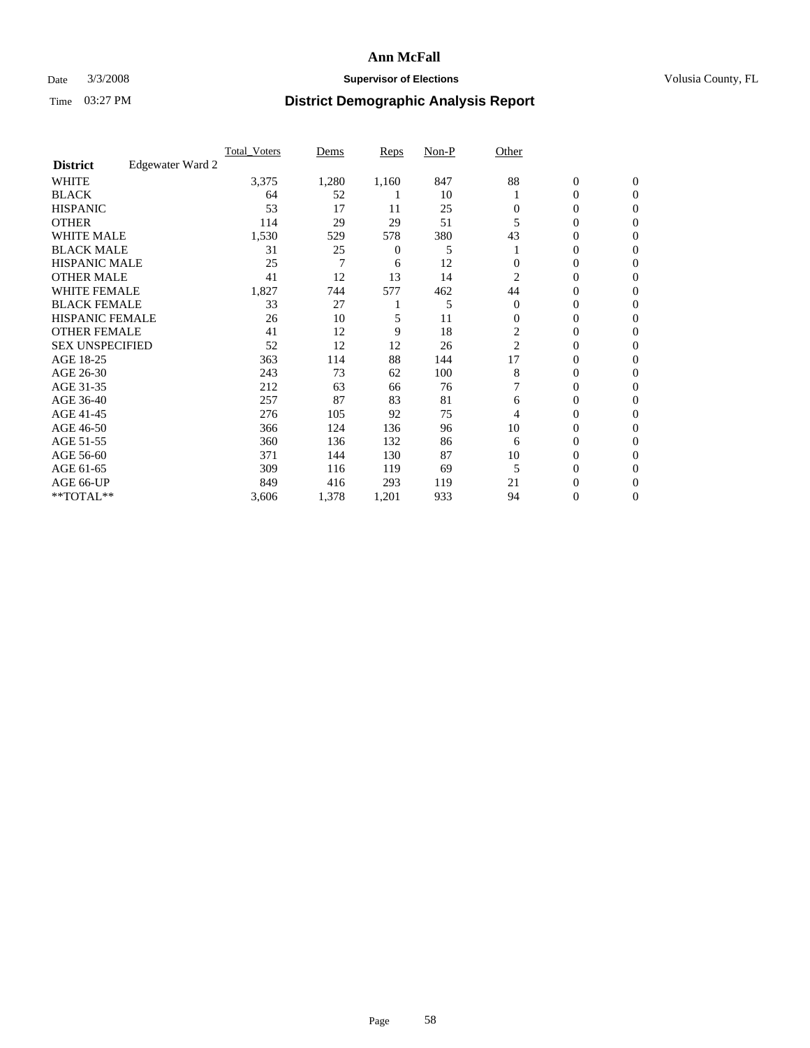# Ann McFall

Date 3/3/2008 **Supervisor of Elections** Volusia County, FL

Time 03:27 PM **District Demographic Analysis Report**

| | Total_Voters | Dems | Reps | Non-P | Other | | |
|---|---|---|---|---|---|---|---|
| **District** Edgewater Ward 2 | | | | | | | |
| WHITE | 3,375 | 1,280 | 1,160 | 847 | 88 | 0 | 0 |
| BLACK | 64 | 52 | 1 | 10 | 1 | 0 | 0 |
| HISPANIC | 53 | 17 | 11 | 25 | 0 | 0 | 0 |
| OTHER | 114 | 29 | 29 | 51 | 5 | 0 | 0 |
| WHITE MALE | 1,530 | 529 | 578 | 380 | 43 | 0 | 0 |
| BLACK MALE | 31 | 25 | 0 | 5 | 1 | 0 | 0 |
| HISPANIC MALE | 25 | 7 | 6 | 12 | 0 | 0 | 0 |
| OTHER MALE | 41 | 12 | 13 | 14 | 2 | 0 | 0 |
| WHITE FEMALE | 1,827 | 744 | 577 | 462 | 44 | 0 | 0 |
| BLACK FEMALE | 33 | 27 | 1 | 5 | 0 | 0 | 0 |
| HISPANIC FEMALE | 26 | 10 | 5 | 11 | 0 | 0 | 0 |
| OTHER FEMALE | 41 | 12 | 9 | 18 | 2 | 0 | 0 |
| SEX UNSPECIFIED | 52 | 12 | 12 | 26 | 2 | 0 | 0 |
| AGE 18-25 | 363 | 114 | 88 | 144 | 17 | 0 | 0 |
| AGE 26-30 | 243 | 73 | 62 | 100 | 8 | 0 | 0 |
| AGE 31-35 | 212 | 63 | 66 | 76 | 7 | 0 | 0 |
| AGE 36-40 | 257 | 87 | 83 | 81 | 6 | 0 | 0 |
| AGE 41-45 | 276 | 105 | 92 | 75 | 4 | 0 | 0 |
| AGE 46-50 | 366 | 124 | 136 | 96 | 10 | 0 | 0 |
| AGE 51-55 | 360 | 136 | 132 | 86 | 6 | 0 | 0 |
| AGE 56-60 | 371 | 144 | 130 | 87 | 10 | 0 | 0 |
| AGE 61-65 | 309 | 116 | 119 | 69 | 5 | 0 | 0 |
| AGE 66-UP | 849 | 416 | 293 | 119 | 21 | 0 | 0 |
| **TOTAL** | 3,606 | 1,378 | 1,201 | 933 | 94 | 0 | 0 |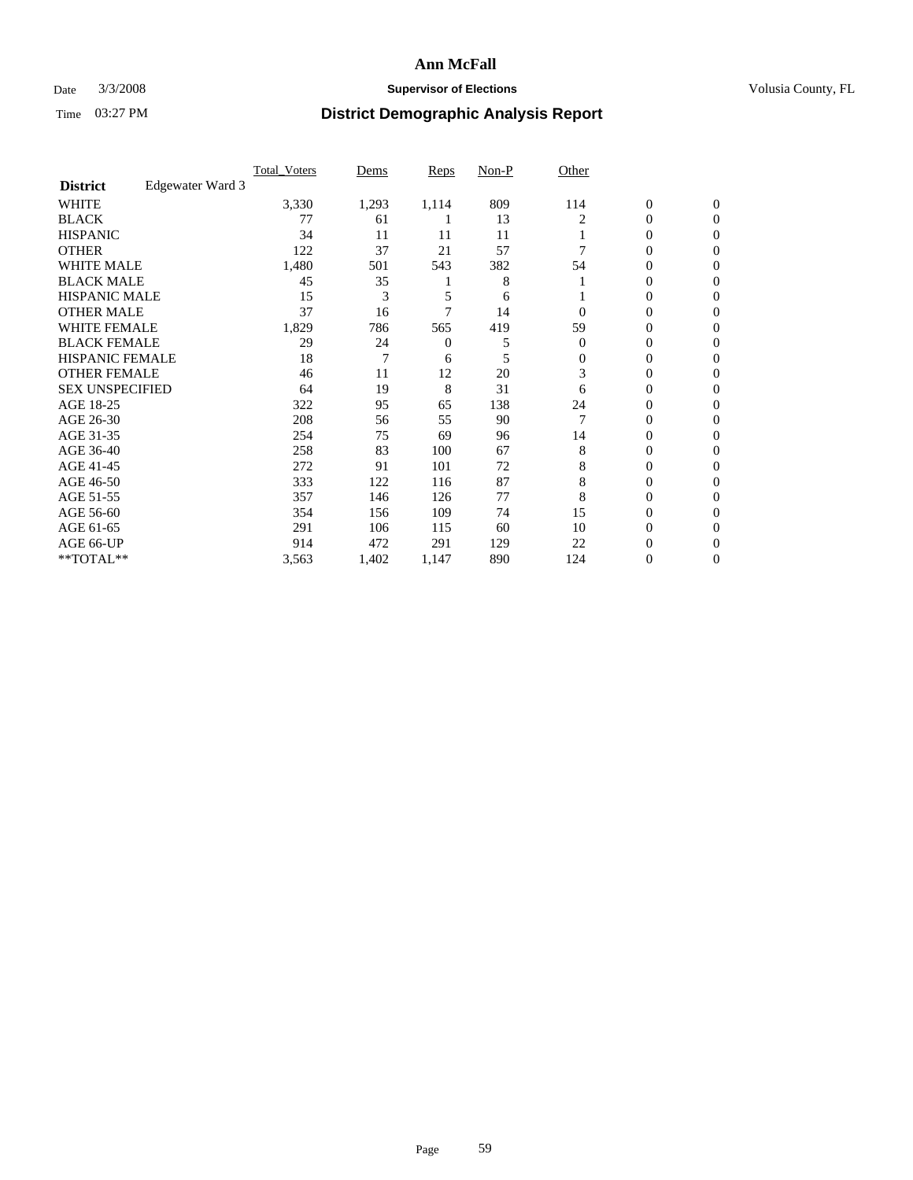# Ann McFall

Date 3/3/2008 **Supervisor of Elections** Volusia County, FL

Time 03:27 PM **District Demographic Analysis Report**

| District | Edgewater Ward 3 | Total_Voters | Dems | Reps | Non-P | Other | | |
|---|---|---|---|---|---|---|---|---|
| WHITE | | 3,330 | 1,293 | 1,114 | 809 | 114 | 0 | 0 |
| BLACK | | 77 | 61 | 1 | 13 | 2 | 0 | 0 |
| HISPANIC | | 34 | 11 | 11 | 11 | 1 | 0 | 0 |
| OTHER | | 122 | 37 | 21 | 57 | 7 | 0 | 0 |
| WHITE MALE | | 1,480 | 501 | 543 | 382 | 54 | 0 | 0 |
| BLACK MALE | | 45 | 35 | 1 | 8 | 1 | 0 | 0 |
| HISPANIC MALE | | 15 | 3 | 5 | 6 | 1 | 0 | 0 |
| OTHER MALE | | 37 | 16 | 7 | 14 | 0 | 0 | 0 |
| WHITE FEMALE | | 1,829 | 786 | 565 | 419 | 59 | 0 | 0 |
| BLACK FEMALE | | 29 | 24 | 0 | 5 | 0 | 0 | 0 |
| HISPANIC FEMALE | | 18 | 7 | 6 | 5 | 0 | 0 | 0 |
| OTHER FEMALE | | 46 | 11 | 12 | 20 | 3 | 0 | 0 |
| SEX UNSPECIFIED | | 64 | 19 | 8 | 31 | 6 | 0 | 0 |
| AGE 18-25 | | 322 | 95 | 65 | 138 | 24 | 0 | 0 |
| AGE 26-30 | | 208 | 56 | 55 | 90 | 7 | 0 | 0 |
| AGE 31-35 | | 254 | 75 | 69 | 96 | 14 | 0 | 0 |
| AGE 36-40 | | 258 | 83 | 100 | 67 | 8 | 0 | 0 |
| AGE 41-45 | | 272 | 91 | 101 | 72 | 8 | 0 | 0 |
| AGE 46-50 | | 333 | 122 | 116 | 87 | 8 | 0 | 0 |
| AGE 51-55 | | 357 | 146 | 126 | 77 | 8 | 0 | 0 |
| AGE 56-60 | | 354 | 156 | 109 | 74 | 15 | 0 | 0 |
| AGE 61-65 | | 291 | 106 | 115 | 60 | 10 | 0 | 0 |
| AGE 66-UP | | 914 | 472 | 291 | 129 | 22 | 0 | 0 |
| **TOTAL** | | 3,563 | 1,402 | 1,147 | 890 | 124 | 0 | 0 |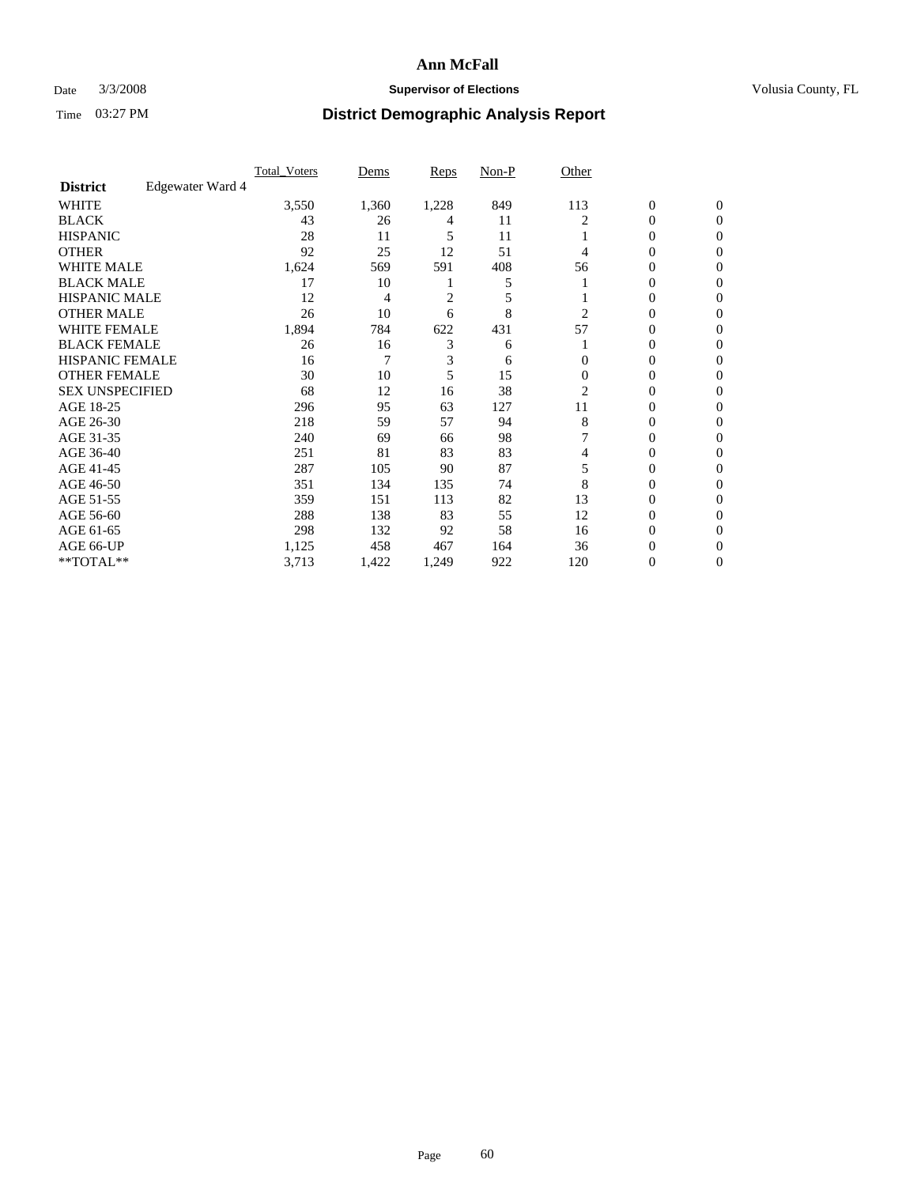# Ann McFall

Date 3/3/2008 **Supervisor of Elections** Volusia County, FL

Time 03:27 PM **District Demographic Analysis Report**

| | Total_Voters | Dems | Reps | Non-P | Other | | |
|---|---|---|---|---|---|---|---|
| **District** Edgewater Ward 4 | | | | | | | |
| WHITE | 3,550 | 1,360 | 1,228 | 849 | 113 | 0 | 0 |
| BLACK | 43 | 26 | 4 | 11 | 2 | 0 | 0 |
| HISPANIC | 28 | 11 | 5 | 11 | 1 | 0 | 0 |
| OTHER | 92 | 25 | 12 | 51 | 4 | 0 | 0 |
| WHITE MALE | 1,624 | 569 | 591 | 408 | 56 | 0 | 0 |
| BLACK MALE | 17 | 10 | 1 | 5 | 1 | 0 | 0 |
| HISPANIC MALE | 12 | 4 | 2 | 5 | 1 | 0 | 0 |
| OTHER MALE | 26 | 10 | 6 | 8 | 2 | 0 | 0 |
| WHITE FEMALE | 1,894 | 784 | 622 | 431 | 57 | 0 | 0 |
| BLACK FEMALE | 26 | 16 | 3 | 6 | 1 | 0 | 0 |
| HISPANIC FEMALE | 16 | 7 | 3 | 6 | 0 | 0 | 0 |
| OTHER FEMALE | 30 | 10 | 5 | 15 | 0 | 0 | 0 |
| SEX UNSPECIFIED | 68 | 12 | 16 | 38 | 2 | 0 | 0 |
| AGE 18-25 | 296 | 95 | 63 | 127 | 11 | 0 | 0 |
| AGE 26-30 | 218 | 59 | 57 | 94 | 8 | 0 | 0 |
| AGE 31-35 | 240 | 69 | 66 | 98 | 7 | 0 | 0 |
| AGE 36-40 | 251 | 81 | 83 | 83 | 4 | 0 | 0 |
| AGE 41-45 | 287 | 105 | 90 | 87 | 5 | 0 | 0 |
| AGE 46-50 | 351 | 134 | 135 | 74 | 8 | 0 | 0 |
| AGE 51-55 | 359 | 151 | 113 | 82 | 13 | 0 | 0 |
| AGE 56-60 | 288 | 138 | 83 | 55 | 12 | 0 | 0 |
| AGE 61-65 | 298 | 132 | 92 | 58 | 16 | 0 | 0 |
| AGE 66-UP | 1,125 | 458 | 467 | 164 | 36 | 0 | 0 |
| **TOTAL** | 3,713 | 1,422 | 1,249 | 922 | 120 | 0 | 0 |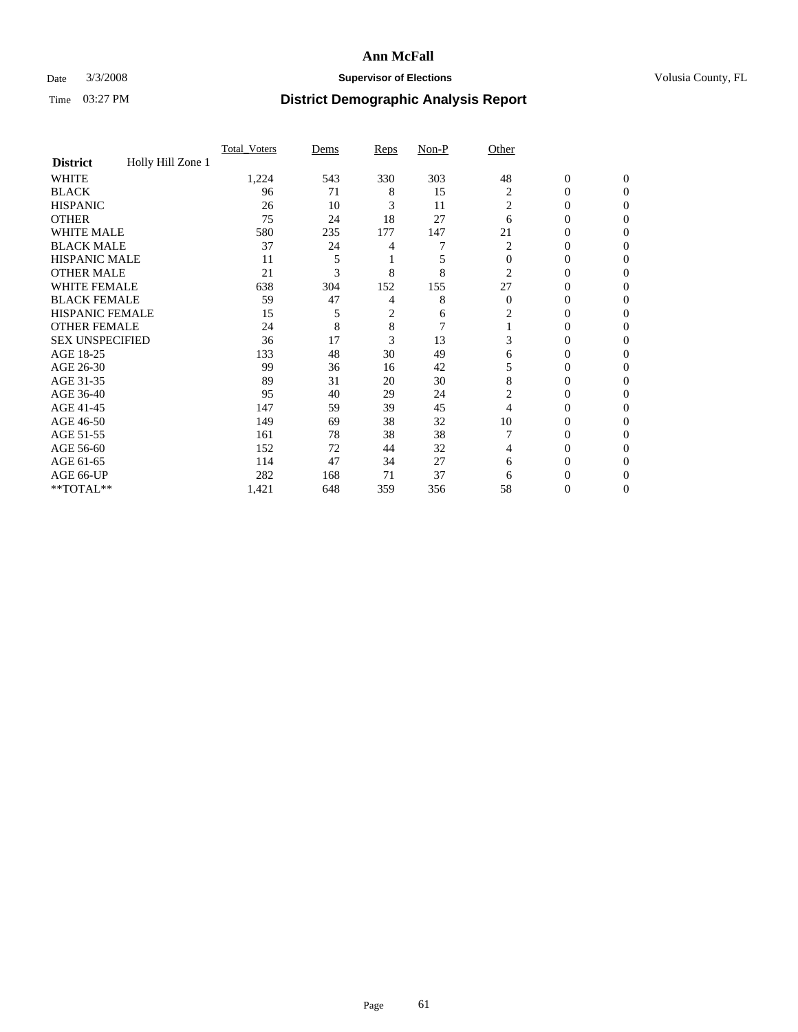# Ann McFall

Date 3/3/2008 **Supervisor of Elections** Volusia County, FL

Time 03:27 PM **District Demographic Analysis Report**

| **District** Holly Hill Zone 1 | Total_Voters | Dems | Reps | Non-P | Other | | |
|---|---|---|---|---|---|---|---|
| WHITE | 1,224 | 543 | 330 | 303 | 48 | 0 | 0 |
| BLACK | 96 | 71 | 8 | 15 | 2 | 0 | 0 |
| HISPANIC | 26 | 10 | 3 | 11 | 2 | 0 | 0 |
| OTHER | 75 | 24 | 18 | 27 | 6 | 0 | 0 |
| WHITE MALE | 580 | 235 | 177 | 147 | 21 | 0 | 0 |
| BLACK MALE | 37 | 24 | 4 | 7 | 2 | 0 | 0 |
| HISPANIC MALE | 11 | 5 | 1 | 5 | 0 | 0 | 0 |
| OTHER MALE | 21 | 3 | 8 | 8 | 2 | 0 | 0 |
| WHITE FEMALE | 638 | 304 | 152 | 155 | 27 | 0 | 0 |
| BLACK FEMALE | 59 | 47 | 4 | 8 | 0 | 0 | 0 |
| HISPANIC FEMALE | 15 | 5 | 2 | 6 | 2 | 0 | 0 |
| OTHER FEMALE | 24 | 8 | 8 | 7 | 1 | 0 | 0 |
| SEX UNSPECIFIED | 36 | 17 | 3 | 13 | 3 | 0 | 0 |
| AGE 18-25 | 133 | 48 | 30 | 49 | 6 | 0 | 0 |
| AGE 26-30 | 99 | 36 | 16 | 42 | 5 | 0 | 0 |
| AGE 31-35 | 89 | 31 | 20 | 30 | 8 | 0 | 0 |
| AGE 36-40 | 95 | 40 | 29 | 24 | 2 | 0 | 0 |
| AGE 41-45 | 147 | 59 | 39 | 45 | 4 | 0 | 0 |
| AGE 46-50 | 149 | 69 | 38 | 32 | 10 | 0 | 0 |
| AGE 51-55 | 161 | 78 | 38 | 38 | 7 | 0 | 0 |
| AGE 56-60 | 152 | 72 | 44 | 32 | 4 | 0 | 0 |
| AGE 61-65 | 114 | 47 | 34 | 27 | 6 | 0 | 0 |
| AGE 66-UP | 282 | 168 | 71 | 37 | 6 | 0 | 0 |
| **TOTAL** | 1,421 | 648 | 359 | 356 | 58 | 0 | 0 |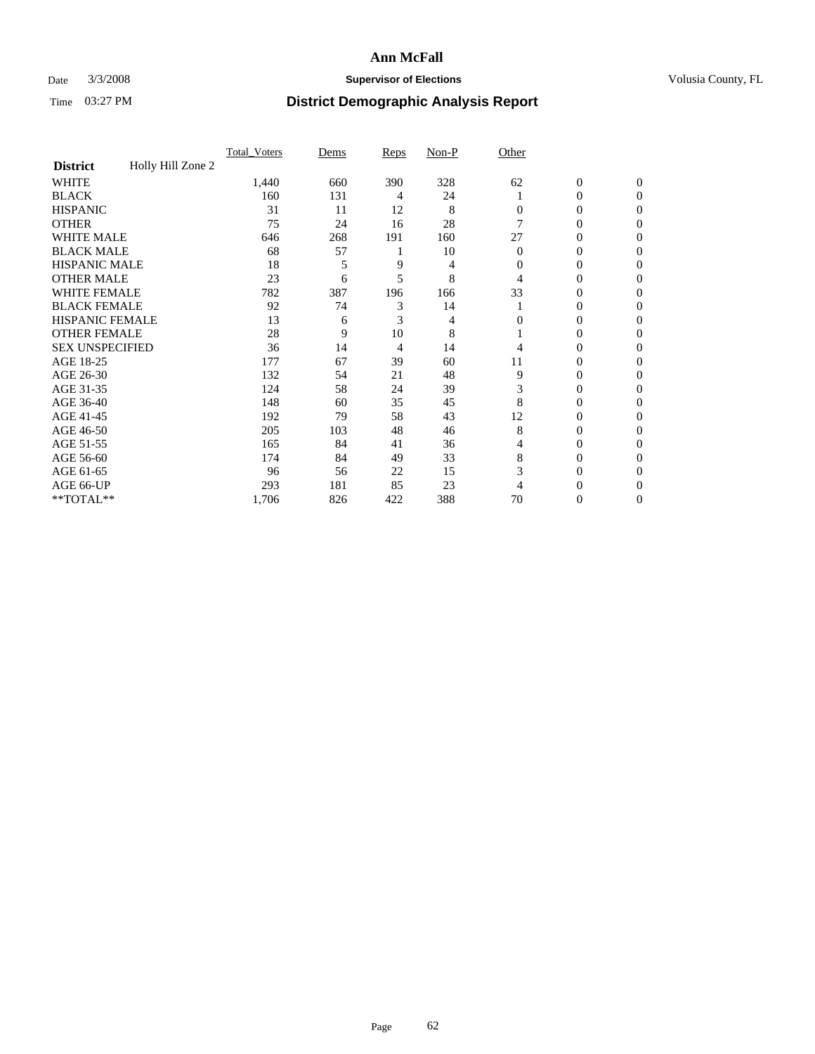# Ann McFall

Date 3/3/2008 **Supervisor of Elections** Volusia County, FL

Time 03:27 PM **District Demographic Analysis Report**

| | Total_Voters | Dems | Reps | Non-P | Other | | |
|---|---|---|---|---|---|---|---|
| **District** Holly Hill Zone 2 | | | | | | | |
| WHITE | 1,440 | 660 | 390 | 328 | 62 | 0 | 0 |
| BLACK | 160 | 131 | 4 | 24 | 1 | 0 | 0 |
| HISPANIC | 31 | 11 | 12 | 8 | 0 | 0 | 0 |
| OTHER | 75 | 24 | 16 | 28 | 7 | 0 | 0 |
| WHITE MALE | 646 | 268 | 191 | 160 | 27 | 0 | 0 |
| BLACK MALE | 68 | 57 | 1 | 10 | 0 | 0 | 0 |
| HISPANIC MALE | 18 | 5 | 9 | 4 | 0 | 0 | 0 |
| OTHER MALE | 23 | 6 | 5 | 8 | 4 | 0 | 0 |
| WHITE FEMALE | 782 | 387 | 196 | 166 | 33 | 0 | 0 |
| BLACK FEMALE | 92 | 74 | 3 | 14 | 1 | 0 | 0 |
| HISPANIC FEMALE | 13 | 6 | 3 | 4 | 0 | 0 | 0 |
| OTHER FEMALE | 28 | 9 | 10 | 8 | 1 | 0 | 0 |
| SEX UNSPECIFIED | 36 | 14 | 4 | 14 | 4 | 0 | 0 |
| AGE 18-25 | 177 | 67 | 39 | 60 | 11 | 0 | 0 |
| AGE 26-30 | 132 | 54 | 21 | 48 | 9 | 0 | 0 |
| AGE 31-35 | 124 | 58 | 24 | 39 | 3 | 0 | 0 |
| AGE 36-40 | 148 | 60 | 35 | 45 | 8 | 0 | 0 |
| AGE 41-45 | 192 | 79 | 58 | 43 | 12 | 0 | 0 |
| AGE 46-50 | 205 | 103 | 48 | 46 | 8 | 0 | 0 |
| AGE 51-55 | 165 | 84 | 41 | 36 | 4 | 0 | 0 |
| AGE 56-60 | 174 | 84 | 49 | 33 | 8 | 0 | 0 |
| AGE 61-65 | 96 | 56 | 22 | 15 | 3 | 0 | 0 |
| AGE 66-UP | 293 | 181 | 85 | 23 | 4 | 0 | 0 |
| **TOTAL** | 1,706 | 826 | 422 | 388 | 70 | 0 | 0 |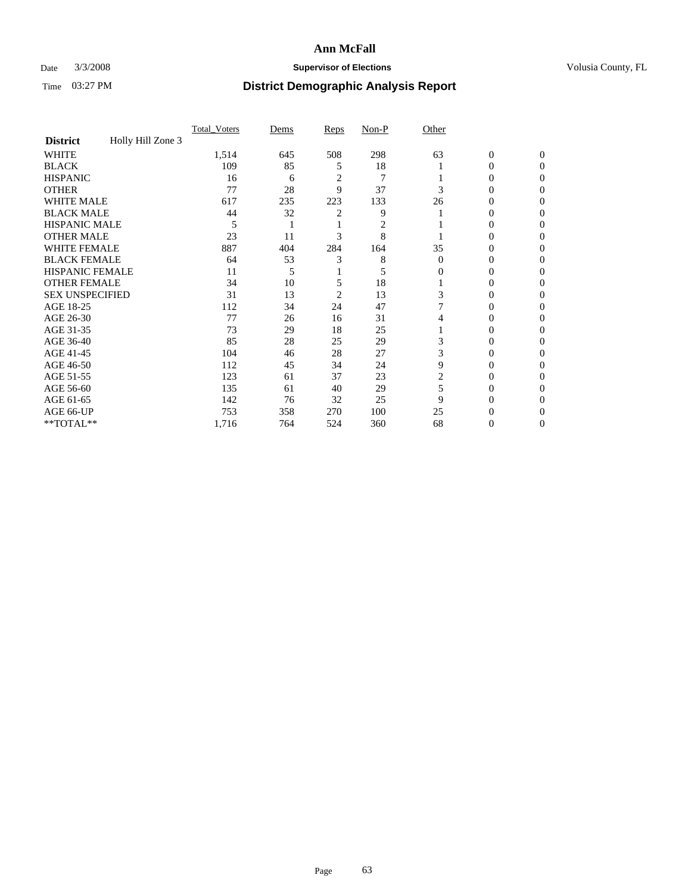# Ann McFall

Date 3/3/2008 **Supervisor of Elections** Volusia County, FL

Time 03:27 PM **District Demographic Analysis Report**

| **District** Holly Hill Zone 3 | Total_Voters | Dems | Reps | Non-P | Other | | |
|---|---|---|---|---|---|---|---|
| WHITE | 1,514 | 645 | 508 | 298 | 63 | 0 | 0 |
| BLACK | 109 | 85 | 5 | 18 | 1 | 0 | 0 |
| HISPANIC | 16 | 6 | 2 | 7 | 1 | 0 | 0 |
| OTHER | 77 | 28 | 9 | 37 | 3 | 0 | 0 |
| WHITE MALE | 617 | 235 | 223 | 133 | 26 | 0 | 0 |
| BLACK MALE | 44 | 32 | 2 | 9 | 1 | 0 | 0 |
| HISPANIC MALE | 5 | 1 | 1 | 2 | 1 | 0 | 0 |
| OTHER MALE | 23 | 11 | 3 | 8 | 1 | 0 | 0 |
| WHITE FEMALE | 887 | 404 | 284 | 164 | 35 | 0 | 0 |
| BLACK FEMALE | 64 | 53 | 3 | 8 | 0 | 0 | 0 |
| HISPANIC FEMALE | 11 | 5 | 1 | 5 | 0 | 0 | 0 |
| OTHER FEMALE | 34 | 10 | 5 | 18 | 1 | 0 | 0 |
| SEX UNSPECIFIED | 31 | 13 | 2 | 13 | 3 | 0 | 0 |
| AGE 18-25 | 112 | 34 | 24 | 47 | 7 | 0 | 0 |
| AGE 26-30 | 77 | 26 | 16 | 31 | 4 | 0 | 0 |
| AGE 31-35 | 73 | 29 | 18 | 25 | 1 | 0 | 0 |
| AGE 36-40 | 85 | 28 | 25 | 29 | 3 | 0 | 0 |
| AGE 41-45 | 104 | 46 | 28 | 27 | 3 | 0 | 0 |
| AGE 46-50 | 112 | 45 | 34 | 24 | 9 | 0 | 0 |
| AGE 51-55 | 123 | 61 | 37 | 23 | 2 | 0 | 0 |
| AGE 56-60 | 135 | 61 | 40 | 29 | 5 | 0 | 0 |
| AGE 61-65 | 142 | 76 | 32 | 25 | 9 | 0 | 0 |
| AGE 66-UP | 753 | 358 | 270 | 100 | 25 | 0 | 0 |
| **TOTAL** | 1,716 | 764 | 524 | 360 | 68 | 0 | 0 |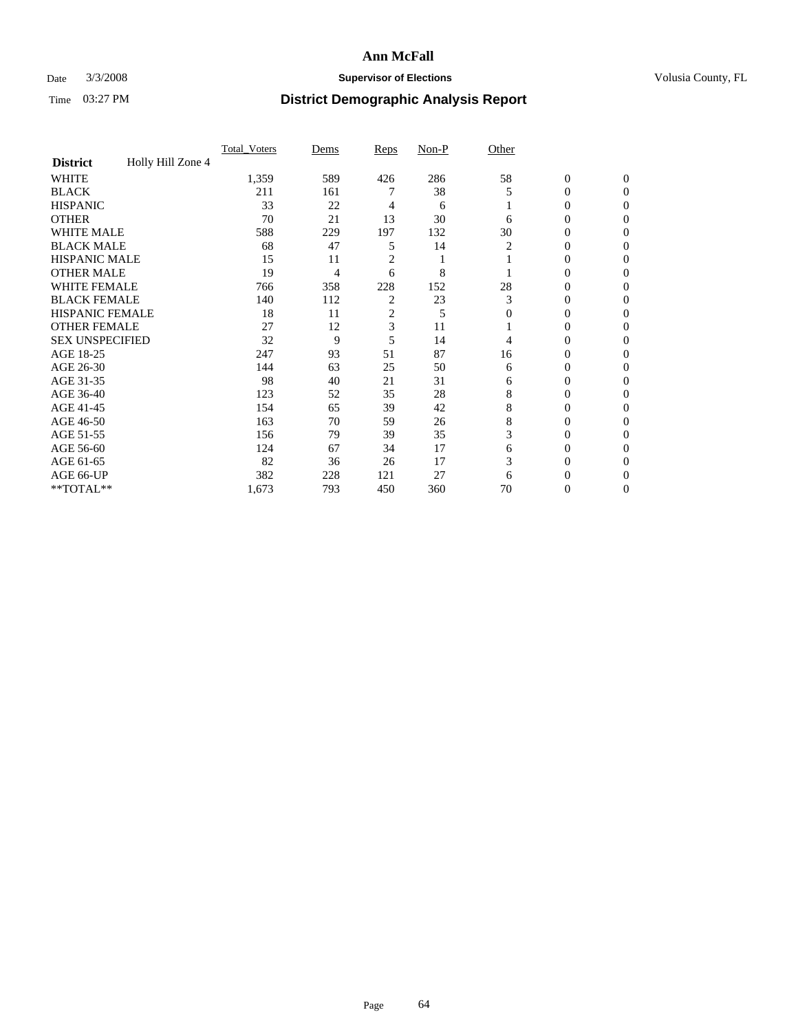# Ann McFall

Date 3/3/2008 **Supervisor of Elections** Volusia County, FL

Time 03:27 PM **District Demographic Analysis Report**

| | Total_Voters | Dems | Reps | Non-P | Other | | |
|---|---|---|---|---|---|---|---|
| **District** Holly Hill Zone 4 | | | | | | | |
| WHITE | 1,359 | 589 | 426 | 286 | 58 | 0 | 0 |
| BLACK | 211 | 161 | 7 | 38 | 5 | 0 | 0 |
| HISPANIC | 33 | 22 | 4 | 6 | 1 | 0 | 0 |
| OTHER | 70 | 21 | 13 | 30 | 6 | 0 | 0 |
| WHITE MALE | 588 | 229 | 197 | 132 | 30 | 0 | 0 |
| BLACK MALE | 68 | 47 | 5 | 14 | 2 | 0 | 0 |
| HISPANIC MALE | 15 | 11 | 2 | 1 | 1 | 0 | 0 |
| OTHER MALE | 19 | 4 | 6 | 8 | 1 | 0 | 0 |
| WHITE FEMALE | 766 | 358 | 228 | 152 | 28 | 0 | 0 |
| BLACK FEMALE | 140 | 112 | 2 | 23 | 3 | 0 | 0 |
| HISPANIC FEMALE | 18 | 11 | 2 | 5 | 0 | 0 | 0 |
| OTHER FEMALE | 27 | 12 | 3 | 11 | 1 | 0 | 0 |
| SEX UNSPECIFIED | 32 | 9 | 5 | 14 | 4 | 0 | 0 |
| AGE 18-25 | 247 | 93 | 51 | 87 | 16 | 0 | 0 |
| AGE 26-30 | 144 | 63 | 25 | 50 | 6 | 0 | 0 |
| AGE 31-35 | 98 | 40 | 21 | 31 | 6 | 0 | 0 |
| AGE 36-40 | 123 | 52 | 35 | 28 | 8 | 0 | 0 |
| AGE 41-45 | 154 | 65 | 39 | 42 | 8 | 0 | 0 |
| AGE 46-50 | 163 | 70 | 59 | 26 | 8 | 0 | 0 |
| AGE 51-55 | 156 | 79 | 39 | 35 | 3 | 0 | 0 |
| AGE 56-60 | 124 | 67 | 34 | 17 | 6 | 0 | 0 |
| AGE 61-65 | 82 | 36 | 26 | 17 | 3 | 0 | 0 |
| AGE 66-UP | 382 | 228 | 121 | 27 | 6 | 0 | 0 |
| **TOTAL** | 1,673 | 793 | 450 | 360 | 70 | 0 | 0 |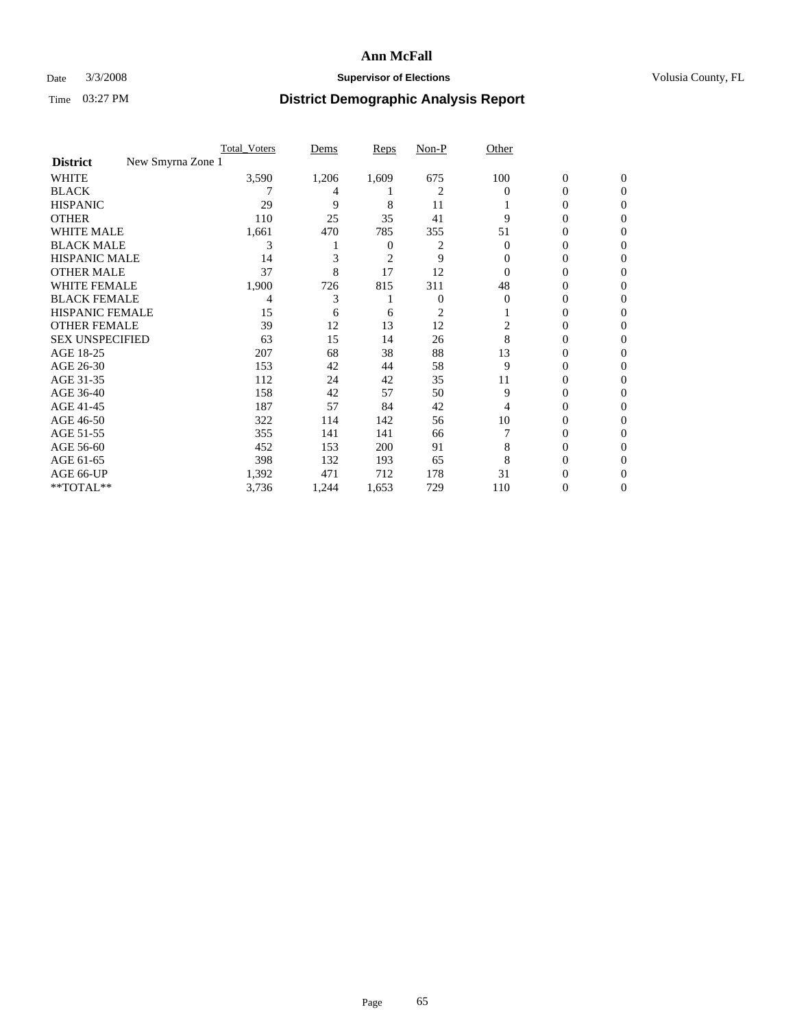# Ann McFall

Date 3/3/2008 **Supervisor of Elections** Volusia County, FL

Time 03:27 PM

## District Demographic Analysis Report

| | Total_Voters | Dems | Reps | Non-P | Other | | |
|---|---|---|---|---|---|---|---|
| **District** New Smyrna Zone 1 | | | | | | | |
| WHITE | 3,590 | 1,206 | 1,609 | 675 | 100 | 0 | 0 |
| BLACK | 7 | 4 | 1 | 2 | 0 | 0 | 0 |
| HISPANIC | 29 | 9 | 8 | 11 | 1 | 0 | 0 |
| OTHER | 110 | 25 | 35 | 41 | 9 | 0 | 0 |
| WHITE MALE | 1,661 | 470 | 785 | 355 | 51 | 0 | 0 |
| BLACK MALE | 3 | 1 | 0 | 2 | 0 | 0 | 0 |
| HISPANIC MALE | 14 | 3 | 2 | 9 | 0 | 0 | 0 |
| OTHER MALE | 37 | 8 | 17 | 12 | 0 | 0 | 0 |
| WHITE FEMALE | 1,900 | 726 | 815 | 311 | 48 | 0 | 0 |
| BLACK FEMALE | 4 | 3 | 1 | 0 | 0 | 0 | 0 |
| HISPANIC FEMALE | 15 | 6 | 6 | 2 | 1 | 0 | 0 |
| OTHER FEMALE | 39 | 12 | 13 | 12 | 2 | 0 | 0 |
| SEX UNSPECIFIED | 63 | 15 | 14 | 26 | 8 | 0 | 0 |
| AGE 18-25 | 207 | 68 | 38 | 88 | 13 | 0 | 0 |
| AGE 26-30 | 153 | 42 | 44 | 58 | 9 | 0 | 0 |
| AGE 31-35 | 112 | 24 | 42 | 35 | 11 | 0 | 0 |
| AGE 36-40 | 158 | 42 | 57 | 50 | 9 | 0 | 0 |
| AGE 41-45 | 187 | 57 | 84 | 42 | 4 | 0 | 0 |
| AGE 46-50 | 322 | 114 | 142 | 56 | 10 | 0 | 0 |
| AGE 51-55 | 355 | 141 | 141 | 66 | 7 | 0 | 0 |
| AGE 56-60 | 452 | 153 | 200 | 91 | 8 | 0 | 0 |
| AGE 61-65 | 398 | 132 | 193 | 65 | 8 | 0 | 0 |
| AGE 66-UP | 1,392 | 471 | 712 | 178 | 31 | 0 | 0 |
| **TOTAL** | 3,736 | 1,244 | 1,653 | 729 | 110 | 0 | 0 |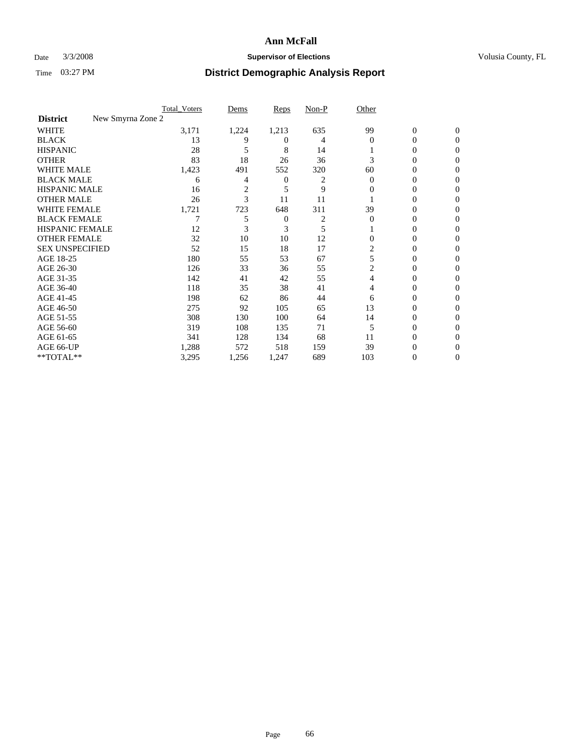# Ann McFall

Date 3/3/2008 **Supervisor of Elections** Volusia County, FL

Time 03:27 PM **District Demographic Analysis Report**

| | Total_Voters | Dems | Reps | Non-P | Other | | |
|---|---|---|---|---|---|---|---|
| **District** New Smyrna Zone 2 | | | | | | | |
| WHITE | 3,171 | 1,224 | 1,213 | 635 | 99 | 0 | 0 |
| BLACK | 13 | 9 | 0 | 4 | 0 | 0 | 0 |
| HISPANIC | 28 | 5 | 8 | 14 | 1 | 0 | 0 |
| OTHER | 83 | 18 | 26 | 36 | 3 | 0 | 0 |
| WHITE MALE | 1,423 | 491 | 552 | 320 | 60 | 0 | 0 |
| BLACK MALE | 6 | 4 | 0 | 2 | 0 | 0 | 0 |
| HISPANIC MALE | 16 | 2 | 5 | 9 | 0 | 0 | 0 |
| OTHER MALE | 26 | 3 | 11 | 11 | 1 | 0 | 0 |
| WHITE FEMALE | 1,721 | 723 | 648 | 311 | 39 | 0 | 0 |
| BLACK FEMALE | 7 | 5 | 0 | 2 | 0 | 0 | 0 |
| HISPANIC FEMALE | 12 | 3 | 3 | 5 | 1 | 0 | 0 |
| OTHER FEMALE | 32 | 10 | 10 | 12 | 0 | 0 | 0 |
| SEX UNSPECIFIED | 52 | 15 | 18 | 17 | 2 | 0 | 0 |
| AGE 18-25 | 180 | 55 | 53 | 67 | 5 | 0 | 0 |
| AGE 26-30 | 126 | 33 | 36 | 55 | 2 | 0 | 0 |
| AGE 31-35 | 142 | 41 | 42 | 55 | 4 | 0 | 0 |
| AGE 36-40 | 118 | 35 | 38 | 41 | 4 | 0 | 0 |
| AGE 41-45 | 198 | 62 | 86 | 44 | 6 | 0 | 0 |
| AGE 46-50 | 275 | 92 | 105 | 65 | 13 | 0 | 0 |
| AGE 51-55 | 308 | 130 | 100 | 64 | 14 | 0 | 0 |
| AGE 56-60 | 319 | 108 | 135 | 71 | 5 | 0 | 0 |
| AGE 61-65 | 341 | 128 | 134 | 68 | 11 | 0 | 0 |
| AGE 66-UP | 1,288 | 572 | 518 | 159 | 39 | 0 | 0 |
| **TOTAL** | 3,295 | 1,256 | 1,247 | 689 | 103 | 0 | 0 |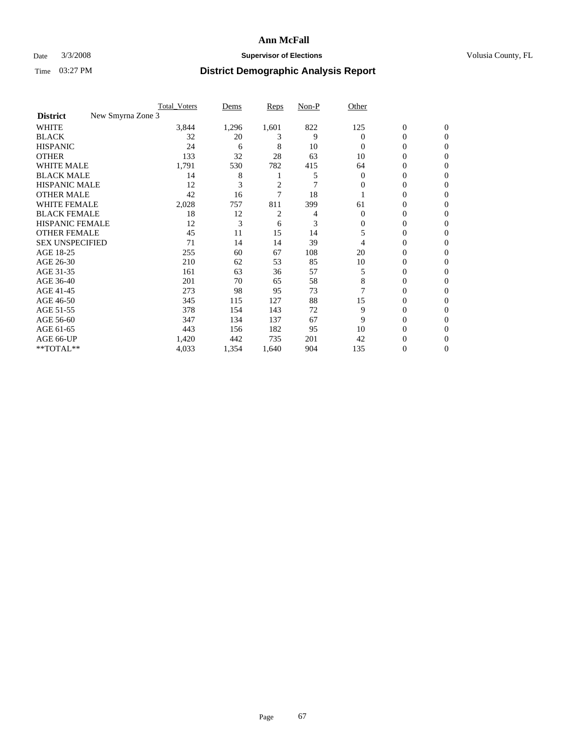# Ann McFall

Date 3/3/2008 **Supervisor of Elections** Volusia County, FL

Time 03:27 PM **District Demographic Analysis Report**

| **District** New Smyrna Zone 3 | Total_Voters | Dems | Reps | Non-P | Other | | |
|---|---|---|---|---|---|---|---|
| WHITE | 3,844 | 1,296 | 1,601 | 822 | 125 | 0 | 0 |
| BLACK | 32 | 20 | 3 | 9 | 0 | 0 | 0 |
| HISPANIC | 24 | 6 | 8 | 10 | 0 | 0 | 0 |
| OTHER | 133 | 32 | 28 | 63 | 10 | 0 | 0 |
| WHITE MALE | 1,791 | 530 | 782 | 415 | 64 | 0 | 0 |
| BLACK MALE | 14 | 8 | 1 | 5 | 0 | 0 | 0 |
| HISPANIC MALE | 12 | 3 | 2 | 7 | 0 | 0 | 0 |
| OTHER MALE | 42 | 16 | 7 | 18 | 1 | 0 | 0 |
| WHITE FEMALE | 2,028 | 757 | 811 | 399 | 61 | 0 | 0 |
| BLACK FEMALE | 18 | 12 | 2 | 4 | 0 | 0 | 0 |
| HISPANIC FEMALE | 12 | 3 | 6 | 3 | 0 | 0 | 0 |
| OTHER FEMALE | 45 | 11 | 15 | 14 | 5 | 0 | 0 |
| SEX UNSPECIFIED | 71 | 14 | 14 | 39 | 4 | 0 | 0 |
| AGE 18-25 | 255 | 60 | 67 | 108 | 20 | 0 | 0 |
| AGE 26-30 | 210 | 62 | 53 | 85 | 10 | 0 | 0 |
| AGE 31-35 | 161 | 63 | 36 | 57 | 5 | 0 | 0 |
| AGE 36-40 | 201 | 70 | 65 | 58 | 8 | 0 | 0 |
| AGE 41-45 | 273 | 98 | 95 | 73 | 7 | 0 | 0 |
| AGE 46-50 | 345 | 115 | 127 | 88 | 15 | 0 | 0 |
| AGE 51-55 | 378 | 154 | 143 | 72 | 9 | 0 | 0 |
| AGE 56-60 | 347 | 134 | 137 | 67 | 9 | 0 | 0 |
| AGE 61-65 | 443 | 156 | 182 | 95 | 10 | 0 | 0 |
| AGE 66-UP | 1,420 | 442 | 735 | 201 | 42 | 0 | 0 |
| **TOTAL** | 4,033 | 1,354 | 1,640 | 904 | 135 | 0 | 0 |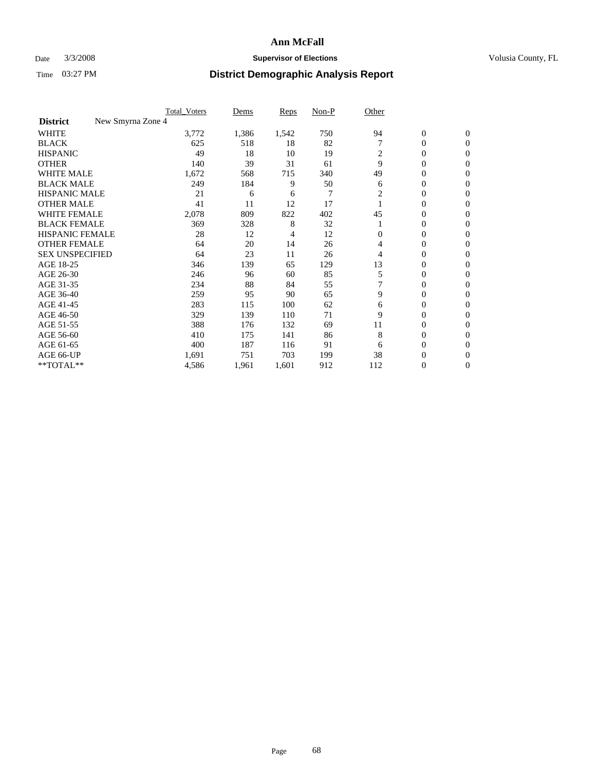# Ann McFall

Date 3/3/2008 **Supervisor of Elections** Volusia County, FL

Time 03:27 PM **District Demographic Analysis Report**

| | Total_Voters | Dems | Reps | Non-P | Other | | |
|---|---|---|---|---|---|---|---|
| **District** New Smyrna Zone 4 | | | | | | | |
| WHITE | 3,772 | 1,386 | 1,542 | 750 | 94 | 0 | 0 |
| BLACK | 625 | 518 | 18 | 82 | 7 | 0 | 0 |
| HISPANIC | 49 | 18 | 10 | 19 | 2 | 0 | 0 |
| OTHER | 140 | 39 | 31 | 61 | 9 | 0 | 0 |
| WHITE MALE | 1,672 | 568 | 715 | 340 | 49 | 0 | 0 |
| BLACK MALE | 249 | 184 | 9 | 50 | 6 | 0 | 0 |
| HISPANIC MALE | 21 | 6 | 6 | 7 | 2 | 0 | 0 |
| OTHER MALE | 41 | 11 | 12 | 17 | 1 | 0 | 0 |
| WHITE FEMALE | 2,078 | 809 | 822 | 402 | 45 | 0 | 0 |
| BLACK FEMALE | 369 | 328 | 8 | 32 | 1 | 0 | 0 |
| HISPANIC FEMALE | 28 | 12 | 4 | 12 | 0 | 0 | 0 |
| OTHER FEMALE | 64 | 20 | 14 | 26 | 4 | 0 | 0 |
| SEX UNSPECIFIED | 64 | 23 | 11 | 26 | 4 | 0 | 0 |
| AGE 18-25 | 346 | 139 | 65 | 129 | 13 | 0 | 0 |
| AGE 26-30 | 246 | 96 | 60 | 85 | 5 | 0 | 0 |
| AGE 31-35 | 234 | 88 | 84 | 55 | 7 | 0 | 0 |
| AGE 36-40 | 259 | 95 | 90 | 65 | 9 | 0 | 0 |
| AGE 41-45 | 283 | 115 | 100 | 62 | 6 | 0 | 0 |
| AGE 46-50 | 329 | 139 | 110 | 71 | 9 | 0 | 0 |
| AGE 51-55 | 388 | 176 | 132 | 69 | 11 | 0 | 0 |
| AGE 56-60 | 410 | 175 | 141 | 86 | 8 | 0 | 0 |
| AGE 61-65 | 400 | 187 | 116 | 91 | 6 | 0 | 0 |
| AGE 66-UP | 1,691 | 751 | 703 | 199 | 38 | 0 | 0 |
| **TOTAL** | 4,586 | 1,961 | 1,601 | 912 | 112 | 0 | 0 |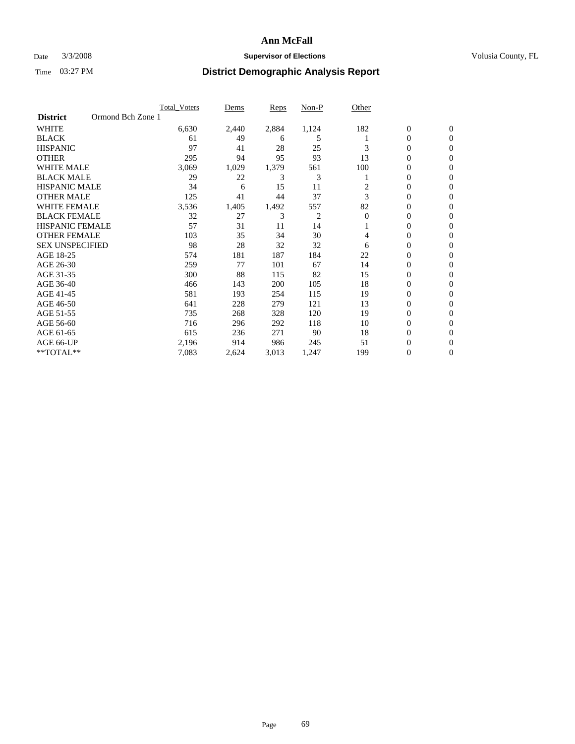# Ann McFall

Date 3/3/2008 **Supervisor of Elections** Volusia County, FL

Time 03:27 PM **District Demographic Analysis Report**

| | Total_Voters | Dems | Reps | Non-P | Other | | |
|---|---|---|---|---|---|---|---|
| **District** Ormond Bch Zone 1 | | | | | | | |
| WHITE | 6,630 | 2,440 | 2,884 | 1,124 | 182 | 0 | 0 |
| BLACK | 61 | 49 | 6 | 5 | 1 | 0 | 0 |
| HISPANIC | 97 | 41 | 28 | 25 | 3 | 0 | 0 |
| OTHER | 295 | 94 | 95 | 93 | 13 | 0 | 0 |
| WHITE MALE | 3,069 | 1,029 | 1,379 | 561 | 100 | 0 | 0 |
| BLACK MALE | 29 | 22 | 3 | 3 | 1 | 0 | 0 |
| HISPANIC MALE | 34 | 6 | 15 | 11 | 2 | 0 | 0 |
| OTHER MALE | 125 | 41 | 44 | 37 | 3 | 0 | 0 |
| WHITE FEMALE | 3,536 | 1,405 | 1,492 | 557 | 82 | 0 | 0 |
| BLACK FEMALE | 32 | 27 | 3 | 2 | 0 | 0 | 0 |
| HISPANIC FEMALE | 57 | 31 | 11 | 14 | 1 | 0 | 0 |
| OTHER FEMALE | 103 | 35 | 34 | 30 | 4 | 0 | 0 |
| SEX UNSPECIFIED | 98 | 28 | 32 | 32 | 6 | 0 | 0 |
| AGE 18-25 | 574 | 181 | 187 | 184 | 22 | 0 | 0 |
| AGE 26-30 | 259 | 77 | 101 | 67 | 14 | 0 | 0 |
| AGE 31-35 | 300 | 88 | 115 | 82 | 15 | 0 | 0 |
| AGE 36-40 | 466 | 143 | 200 | 105 | 18 | 0 | 0 |
| AGE 41-45 | 581 | 193 | 254 | 115 | 19 | 0 | 0 |
| AGE 46-50 | 641 | 228 | 279 | 121 | 13 | 0 | 0 |
| AGE 51-55 | 735 | 268 | 328 | 120 | 19 | 0 | 0 |
| AGE 56-60 | 716 | 296 | 292 | 118 | 10 | 0 | 0 |
| AGE 61-65 | 615 | 236 | 271 | 90 | 18 | 0 | 0 |
| AGE 66-UP | 2,196 | 914 | 986 | 245 | 51 | 0 | 0 |
| **TOTAL** | 7,083 | 2,624 | 3,013 | 1,247 | 199 | 0 | 0 |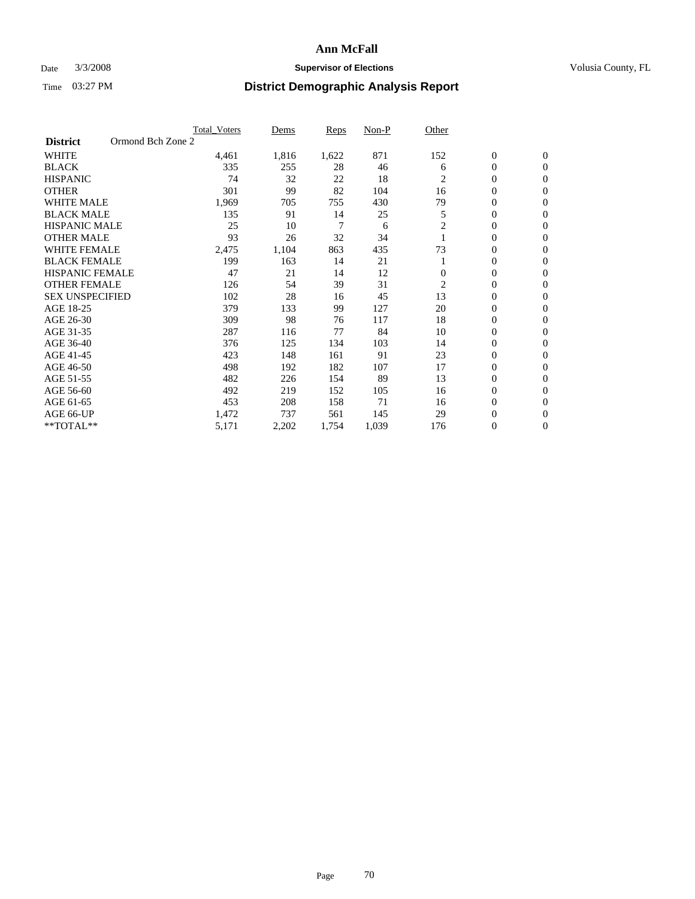# Ann McFall

Date 3/3/2008 **Supervisor of Elections** Volusia County, FL

Time 03:27 PM **District Demographic Analysis Report**

| | Total_Voters | Dems | Reps | Non-P | Other | | |
|---|---|---|---|---|---|---|---|
| **District** Ormond Bch Zone 2 | | | | | | | |
| WHITE | 4,461 | 1,816 | 1,622 | 871 | 152 | 0 | 0 |
| BLACK | 335 | 255 | 28 | 46 | 6 | 0 | 0 |
| HISPANIC | 74 | 32 | 22 | 18 | 2 | 0 | 0 |
| OTHER | 301 | 99 | 82 | 104 | 16 | 0 | 0 |
| WHITE MALE | 1,969 | 705 | 755 | 430 | 79 | 0 | 0 |
| BLACK MALE | 135 | 91 | 14 | 25 | 5 | 0 | 0 |
| HISPANIC MALE | 25 | 10 | 7 | 6 | 2 | 0 | 0 |
| OTHER MALE | 93 | 26 | 32 | 34 | 1 | 0 | 0 |
| WHITE FEMALE | 2,475 | 1,104 | 863 | 435 | 73 | 0 | 0 |
| BLACK FEMALE | 199 | 163 | 14 | 21 | 1 | 0 | 0 |
| HISPANIC FEMALE | 47 | 21 | 14 | 12 | 0 | 0 | 0 |
| OTHER FEMALE | 126 | 54 | 39 | 31 | 2 | 0 | 0 |
| SEX UNSPECIFIED | 102 | 28 | 16 | 45 | 13 | 0 | 0 |
| AGE 18-25 | 379 | 133 | 99 | 127 | 20 | 0 | 0 |
| AGE 26-30 | 309 | 98 | 76 | 117 | 18 | 0 | 0 |
| AGE 31-35 | 287 | 116 | 77 | 84 | 10 | 0 | 0 |
| AGE 36-40 | 376 | 125 | 134 | 103 | 14 | 0 | 0 |
| AGE 41-45 | 423 | 148 | 161 | 91 | 23 | 0 | 0 |
| AGE 46-50 | 498 | 192 | 182 | 107 | 17 | 0 | 0 |
| AGE 51-55 | 482 | 226 | 154 | 89 | 13 | 0 | 0 |
| AGE 56-60 | 492 | 219 | 152 | 105 | 16 | 0 | 0 |
| AGE 61-65 | 453 | 208 | 158 | 71 | 16 | 0 | 0 |
| AGE 66-UP | 1,472 | 737 | 561 | 145 | 29 | 0 | 0 |
| **TOTAL** | 5,171 | 2,202 | 1,754 | 1,039 | 176 | 0 | 0 |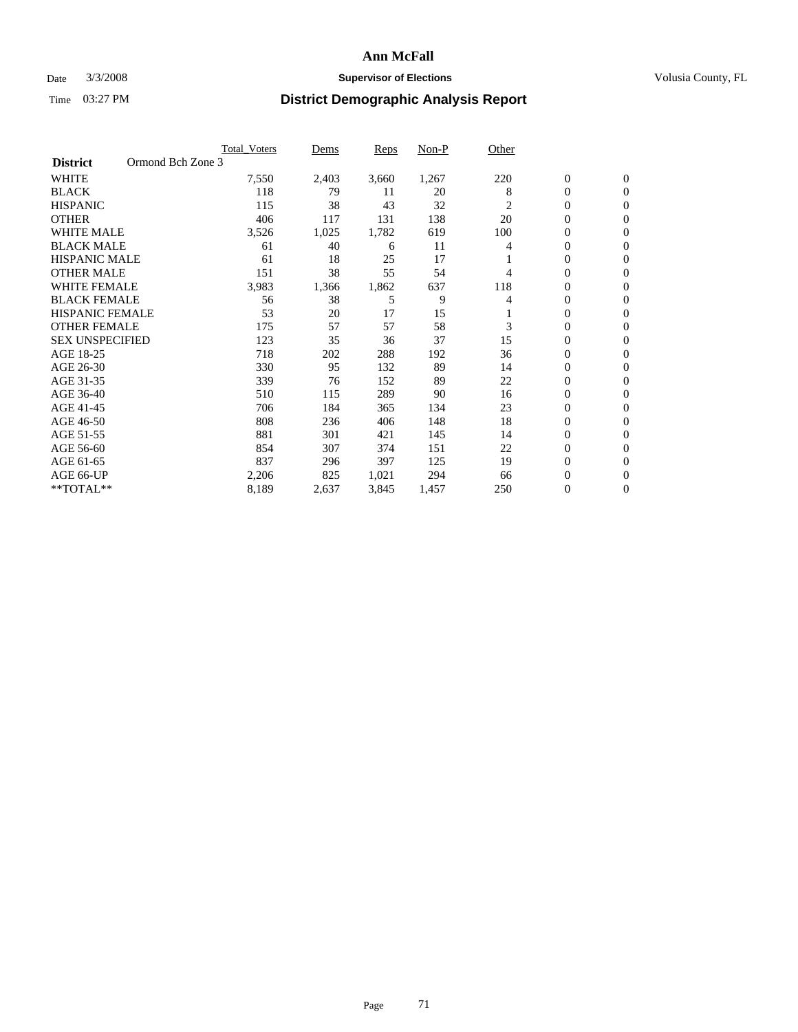# Ann McFall

Date 3/3/2008 **Supervisor of Elections** Volusia County, FL

Time 03:27 PM **District Demographic Analysis Report**

| | Total_Voters | Dems | Reps | Non-P | Other | | |
|---|---|---|---|---|---|---|---|
| **District** Ormond Bch Zone 3 | | | | | | | |
| WHITE | 7,550 | 2,403 | 3,660 | 1,267 | 220 | 0 | 0 |
| BLACK | 118 | 79 | 11 | 20 | 8 | 0 | 0 |
| HISPANIC | 115 | 38 | 43 | 32 | 2 | 0 | 0 |
| OTHER | 406 | 117 | 131 | 138 | 20 | 0 | 0 |
| WHITE MALE | 3,526 | 1,025 | 1,782 | 619 | 100 | 0 | 0 |
| BLACK MALE | 61 | 40 | 6 | 11 | 4 | 0 | 0 |
| HISPANIC MALE | 61 | 18 | 25 | 17 | 1 | 0 | 0 |
| OTHER MALE | 151 | 38 | 55 | 54 | 4 | 0 | 0 |
| WHITE FEMALE | 3,983 | 1,366 | 1,862 | 637 | 118 | 0 | 0 |
| BLACK FEMALE | 56 | 38 | 5 | 9 | 4 | 0 | 0 |
| HISPANIC FEMALE | 53 | 20 | 17 | 15 | 1 | 0 | 0 |
| OTHER FEMALE | 175 | 57 | 57 | 58 | 3 | 0 | 0 |
| SEX UNSPECIFIED | 123 | 35 | 36 | 37 | 15 | 0 | 0 |
| AGE 18-25 | 718 | 202 | 288 | 192 | 36 | 0 | 0 |
| AGE 26-30 | 330 | 95 | 132 | 89 | 14 | 0 | 0 |
| AGE 31-35 | 339 | 76 | 152 | 89 | 22 | 0 | 0 |
| AGE 36-40 | 510 | 115 | 289 | 90 | 16 | 0 | 0 |
| AGE 41-45 | 706 | 184 | 365 | 134 | 23 | 0 | 0 |
| AGE 46-50 | 808 | 236 | 406 | 148 | 18 | 0 | 0 |
| AGE 51-55 | 881 | 301 | 421 | 145 | 14 | 0 | 0 |
| AGE 56-60 | 854 | 307 | 374 | 151 | 22 | 0 | 0 |
| AGE 61-65 | 837 | 296 | 397 | 125 | 19 | 0 | 0 |
| AGE 66-UP | 2,206 | 825 | 1,021 | 294 | 66 | 0 | 0 |
| **TOTAL** | 8,189 | 2,637 | 3,845 | 1,457 | 250 | 0 | 0 |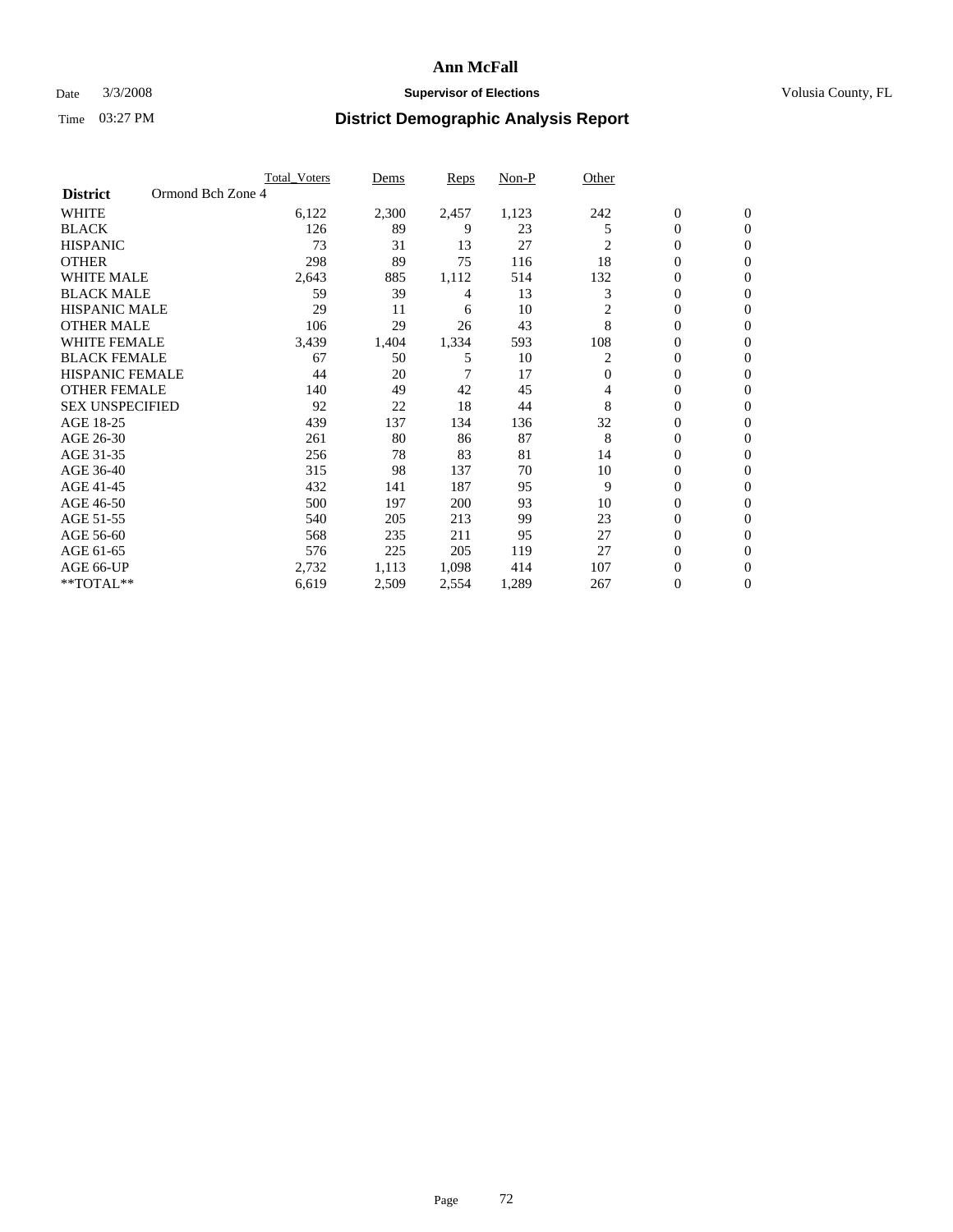# Ann McFall

Date 3/3/2008 **Supervisor of Elections** Volusia County, FL

Time 03:27 PM **District Demographic Analysis Report**

| | Total_Voters | Dems | Reps | Non-P | Other | | |
|---|---|---|---|---|---|---|---|
| **District** Ormond Bch Zone 4 | | | | | | | |
| WHITE | 6,122 | 2,300 | 2,457 | 1,123 | 242 | 0 | 0 |
| BLACK | 126 | 89 | 9 | 23 | 5 | 0 | 0 |
| HISPANIC | 73 | 31 | 13 | 27 | 2 | 0 | 0 |
| OTHER | 298 | 89 | 75 | 116 | 18 | 0 | 0 |
| WHITE MALE | 2,643 | 885 | 1,112 | 514 | 132 | 0 | 0 |
| BLACK MALE | 59 | 39 | 4 | 13 | 3 | 0 | 0 |
| HISPANIC MALE | 29 | 11 | 6 | 10 | 2 | 0 | 0 |
| OTHER MALE | 106 | 29 | 26 | 43 | 8 | 0 | 0 |
| WHITE FEMALE | 3,439 | 1,404 | 1,334 | 593 | 108 | 0 | 0 |
| BLACK FEMALE | 67 | 50 | 5 | 10 | 2 | 0 | 0 |
| HISPANIC FEMALE | 44 | 20 | 7 | 17 | 0 | 0 | 0 |
| OTHER FEMALE | 140 | 49 | 42 | 45 | 4 | 0 | 0 |
| SEX UNSPECIFIED | 92 | 22 | 18 | 44 | 8 | 0 | 0 |
| AGE 18-25 | 439 | 137 | 134 | 136 | 32 | 0 | 0 |
| AGE 26-30 | 261 | 80 | 86 | 87 | 8 | 0 | 0 |
| AGE 31-35 | 256 | 78 | 83 | 81 | 14 | 0 | 0 |
| AGE 36-40 | 315 | 98 | 137 | 70 | 10 | 0 | 0 |
| AGE 41-45 | 432 | 141 | 187 | 95 | 9 | 0 | 0 |
| AGE 46-50 | 500 | 197 | 200 | 93 | 10 | 0 | 0 |
| AGE 51-55 | 540 | 205 | 213 | 99 | 23 | 0 | 0 |
| AGE 56-60 | 568 | 235 | 211 | 95 | 27 | 0 | 0 |
| AGE 61-65 | 576 | 225 | 205 | 119 | 27 | 0 | 0 |
| AGE 66-UP | 2,732 | 1,113 | 1,098 | 414 | 107 | 0 | 0 |
| **TOTAL** | 6,619 | 2,509 | 2,554 | 1,289 | 267 | 0 | 0 |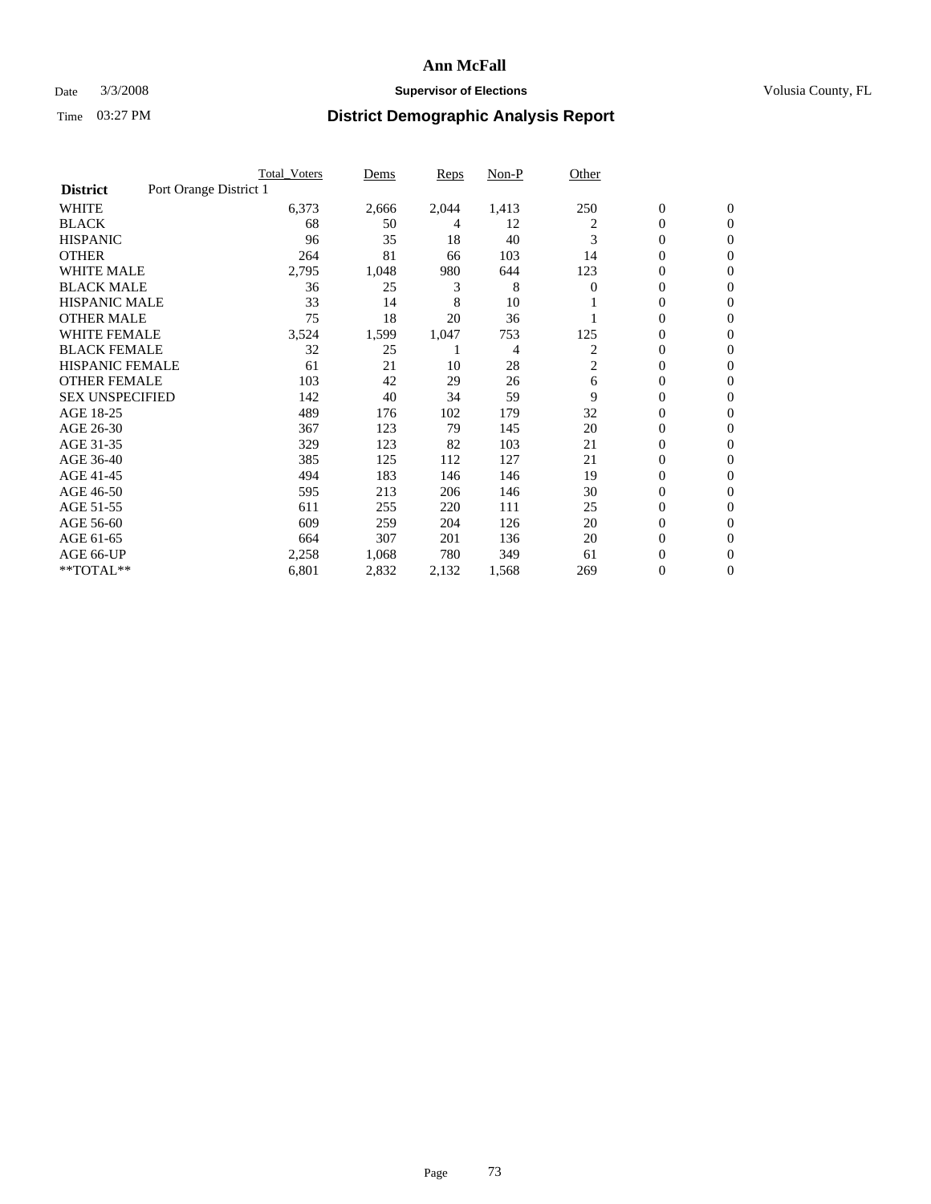# Ann McFall

Date 3/3/2008 **Supervisor of Elections** Volusia County, FL

Time 03:27 PM **District Demographic Analysis Report**

| | Total_Voters | Dems | Reps | Non-P | Other | | |
|---|---|---|---|---|---|---|---|
| **District** Port Orange District 1 | | | | | | | |
| WHITE | 6,373 | 2,666 | 2,044 | 1,413 | 250 | 0 | 0 |
| BLACK | 68 | 50 | 4 | 12 | 2 | 0 | 0 |
| HISPANIC | 96 | 35 | 18 | 40 | 3 | 0 | 0 |
| OTHER | 264 | 81 | 66 | 103 | 14 | 0 | 0 |
| WHITE MALE | 2,795 | 1,048 | 980 | 644 | 123 | 0 | 0 |
| BLACK MALE | 36 | 25 | 3 | 8 | 0 | 0 | 0 |
| HISPANIC MALE | 33 | 14 | 8 | 10 | 1 | 0 | 0 |
| OTHER MALE | 75 | 18 | 20 | 36 | 1 | 0 | 0 |
| WHITE FEMALE | 3,524 | 1,599 | 1,047 | 753 | 125 | 0 | 0 |
| BLACK FEMALE | 32 | 25 | 1 | 4 | 2 | 0 | 0 |
| HISPANIC FEMALE | 61 | 21 | 10 | 28 | 2 | 0 | 0 |
| OTHER FEMALE | 103 | 42 | 29 | 26 | 6 | 0 | 0 |
| SEX UNSPECIFIED | 142 | 40 | 34 | 59 | 9 | 0 | 0 |
| AGE 18-25 | 489 | 176 | 102 | 179 | 32 | 0 | 0 |
| AGE 26-30 | 367 | 123 | 79 | 145 | 20 | 0 | 0 |
| AGE 31-35 | 329 | 123 | 82 | 103 | 21 | 0 | 0 |
| AGE 36-40 | 385 | 125 | 112 | 127 | 21 | 0 | 0 |
| AGE 41-45 | 494 | 183 | 146 | 146 | 19 | 0 | 0 |
| AGE 46-50 | 595 | 213 | 206 | 146 | 30 | 0 | 0 |
| AGE 51-55 | 611 | 255 | 220 | 111 | 25 | 0 | 0 |
| AGE 56-60 | 609 | 259 | 204 | 126 | 20 | 0 | 0 |
| AGE 61-65 | 664 | 307 | 201 | 136 | 20 | 0 | 0 |
| AGE 66-UP | 2,258 | 1,068 | 780 | 349 | 61 | 0 | 0 |
| **TOTAL** | 6,801 | 2,832 | 2,132 | 1,568 | 269 | 0 | 0 |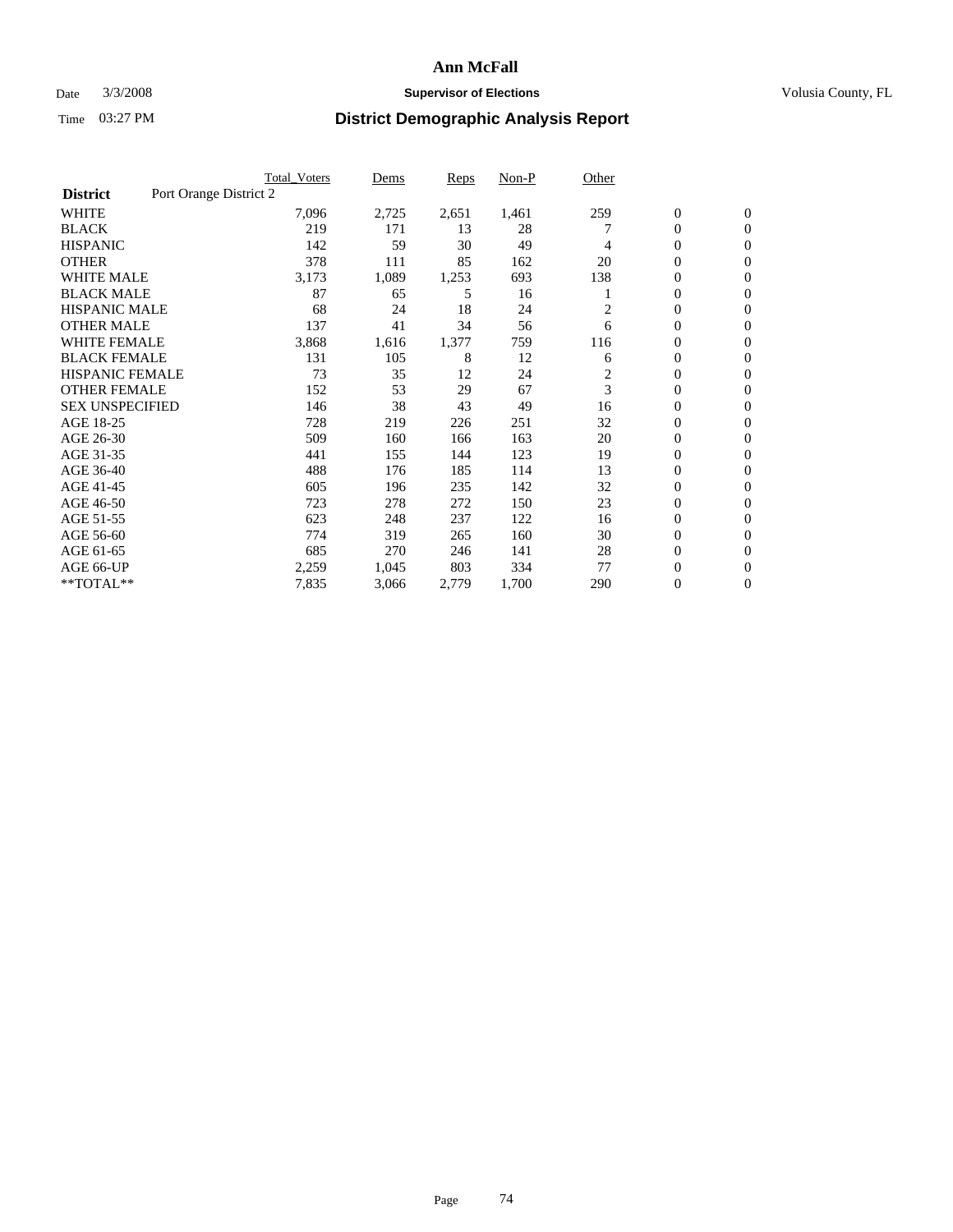# Ann McFall

Date 3/3/2008 **Supervisor of Elections** Volusia County, FL

Time 03:27 PM **District Demographic Analysis Report**

| | Total_Voters | Dems | Reps | Non-P | Other | | |
|---|---|---|---|---|---|---|---|
| **District** Port Orange District 2 | | | | | | | |
| WHITE | 7,096 | 2,725 | 2,651 | 1,461 | 259 | 0 | 0 |
| BLACK | 219 | 171 | 13 | 28 | 7 | 0 | 0 |
| HISPANIC | 142 | 59 | 30 | 49 | 4 | 0 | 0 |
| OTHER | 378 | 111 | 85 | 162 | 20 | 0 | 0 |
| WHITE MALE | 3,173 | 1,089 | 1,253 | 693 | 138 | 0 | 0 |
| BLACK MALE | 87 | 65 | 5 | 16 | 1 | 0 | 0 |
| HISPANIC MALE | 68 | 24 | 18 | 24 | 2 | 0 | 0 |
| OTHER MALE | 137 | 41 | 34 | 56 | 6 | 0 | 0 |
| WHITE FEMALE | 3,868 | 1,616 | 1,377 | 759 | 116 | 0 | 0 |
| BLACK FEMALE | 131 | 105 | 8 | 12 | 6 | 0 | 0 |
| HISPANIC FEMALE | 73 | 35 | 12 | 24 | 2 | 0 | 0 |
| OTHER FEMALE | 152 | 53 | 29 | 67 | 3 | 0 | 0 |
| SEX UNSPECIFIED | 146 | 38 | 43 | 49 | 16 | 0 | 0 |
| AGE 18-25 | 728 | 219 | 226 | 251 | 32 | 0 | 0 |
| AGE 26-30 | 509 | 160 | 166 | 163 | 20 | 0 | 0 |
| AGE 31-35 | 441 | 155 | 144 | 123 | 19 | 0 | 0 |
| AGE 36-40 | 488 | 176 | 185 | 114 | 13 | 0 | 0 |
| AGE 41-45 | 605 | 196 | 235 | 142 | 32 | 0 | 0 |
| AGE 46-50 | 723 | 278 | 272 | 150 | 23 | 0 | 0 |
| AGE 51-55 | 623 | 248 | 237 | 122 | 16 | 0 | 0 |
| AGE 56-60 | 774 | 319 | 265 | 160 | 30 | 0 | 0 |
| AGE 61-65 | 685 | 270 | 246 | 141 | 28 | 0 | 0 |
| AGE 66-UP | 2,259 | 1,045 | 803 | 334 | 77 | 0 | 0 |
| **TOTAL** | 7,835 | 3,066 | 2,779 | 1,700 | 290 | 0 | 0 |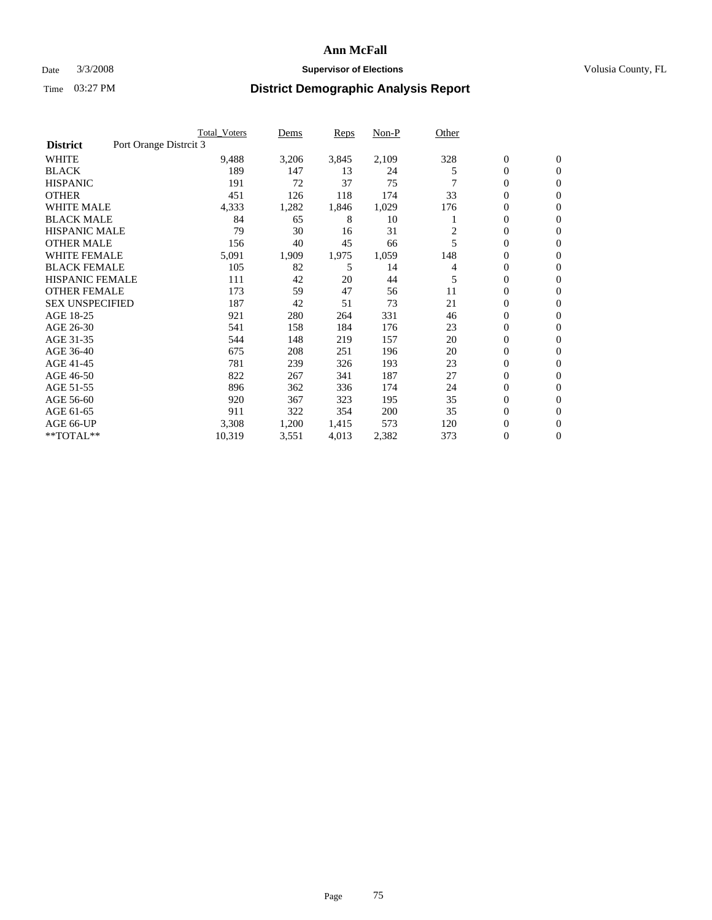# Ann McFall

Date 3/3/2008 **Supervisor of Elections** Volusia County, FL

Time 03:27 PM **District Demographic Analysis Report**

| | Total_Voters | Dems | Reps | Non-P | Other | | |
|---|---|---|---|---|---|---|---|
| **District** Port Orange Distrcit 3 | | | | | | | |
| WHITE | 9,488 | 3,206 | 3,845 | 2,109 | 328 | 0 | 0 |
| BLACK | 189 | 147 | 13 | 24 | 5 | 0 | 0 |
| HISPANIC | 191 | 72 | 37 | 75 | 7 | 0 | 0 |
| OTHER | 451 | 126 | 118 | 174 | 33 | 0 | 0 |
| WHITE MALE | 4,333 | 1,282 | 1,846 | 1,029 | 176 | 0 | 0 |
| BLACK MALE | 84 | 65 | 8 | 10 | 1 | 0 | 0 |
| HISPANIC MALE | 79 | 30 | 16 | 31 | 2 | 0 | 0 |
| OTHER MALE | 156 | 40 | 45 | 66 | 5 | 0 | 0 |
| WHITE FEMALE | 5,091 | 1,909 | 1,975 | 1,059 | 148 | 0 | 0 |
| BLACK FEMALE | 105 | 82 | 5 | 14 | 4 | 0 | 0 |
| HISPANIC FEMALE | 111 | 42 | 20 | 44 | 5 | 0 | 0 |
| OTHER FEMALE | 173 | 59 | 47 | 56 | 11 | 0 | 0 |
| SEX UNSPECIFIED | 187 | 42 | 51 | 73 | 21 | 0 | 0 |
| AGE 18-25 | 921 | 280 | 264 | 331 | 46 | 0 | 0 |
| AGE 26-30 | 541 | 158 | 184 | 176 | 23 | 0 | 0 |
| AGE 31-35 | 544 | 148 | 219 | 157 | 20 | 0 | 0 |
| AGE 36-40 | 675 | 208 | 251 | 196 | 20 | 0 | 0 |
| AGE 41-45 | 781 | 239 | 326 | 193 | 23 | 0 | 0 |
| AGE 46-50 | 822 | 267 | 341 | 187 | 27 | 0 | 0 |
| AGE 51-55 | 896 | 362 | 336 | 174 | 24 | 0 | 0 |
| AGE 56-60 | 920 | 367 | 323 | 195 | 35 | 0 | 0 |
| AGE 61-65 | 911 | 322 | 354 | 200 | 35 | 0 | 0 |
| AGE 66-UP | 3,308 | 1,200 | 1,415 | 573 | 120 | 0 | 0 |
| **TOTAL** | 10,319 | 3,551 | 4,013 | 2,382 | 373 | 0 | 0 |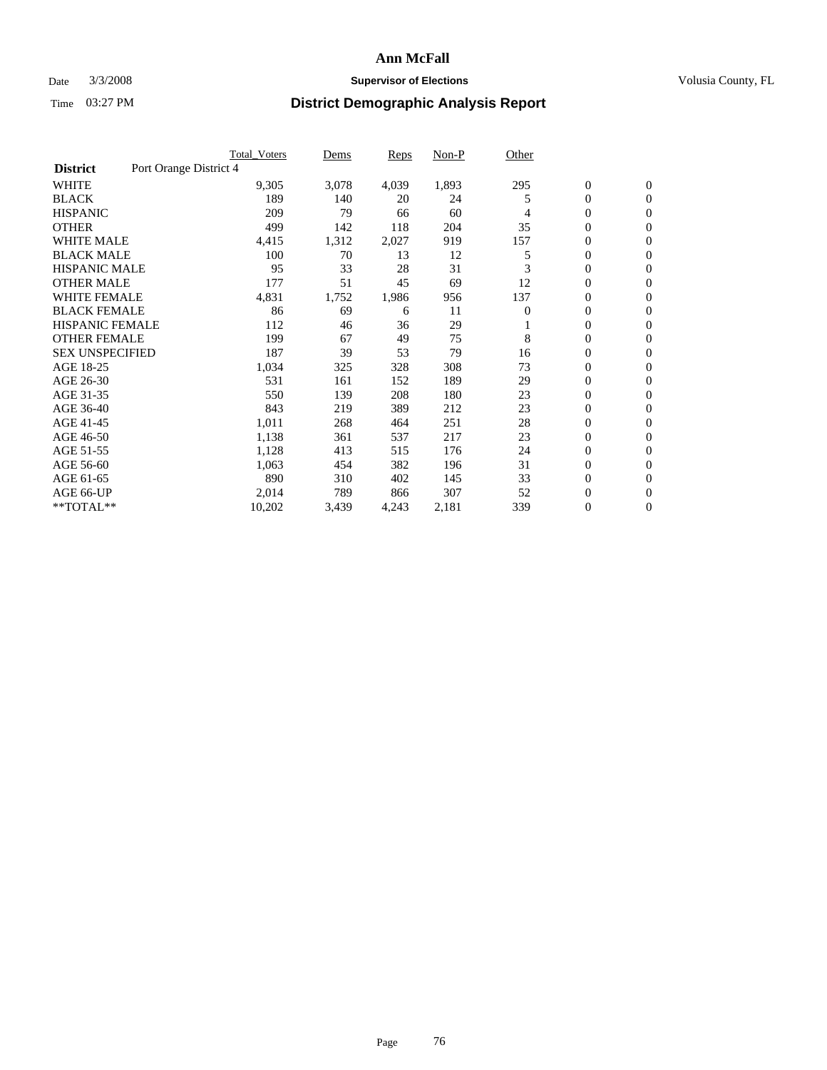# Ann McFall

Date 3/3/2008 **Supervisor of Elections** Volusia County, FL

Time 03:27 PM

## District Demographic Analysis Report

| | Total_Voters | Dems | Reps | Non-P | Other | | |
|---|---|---|---|---|---|---|---|
| **District** Port Orange District 4 | | | | | | | |
| WHITE | 9,305 | 3,078 | 4,039 | 1,893 | 295 | 0 | 0 |
| BLACK | 189 | 140 | 20 | 24 | 5 | 0 | 0 |
| HISPANIC | 209 | 79 | 66 | 60 | 4 | 0 | 0 |
| OTHER | 499 | 142 | 118 | 204 | 35 | 0 | 0 |
| WHITE MALE | 4,415 | 1,312 | 2,027 | 919 | 157 | 0 | 0 |
| BLACK MALE | 100 | 70 | 13 | 12 | 5 | 0 | 0 |
| HISPANIC MALE | 95 | 33 | 28 | 31 | 3 | 0 | 0 |
| OTHER MALE | 177 | 51 | 45 | 69 | 12 | 0 | 0 |
| WHITE FEMALE | 4,831 | 1,752 | 1,986 | 956 | 137 | 0 | 0 |
| BLACK FEMALE | 86 | 69 | 6 | 11 | 0 | 0 | 0 |
| HISPANIC FEMALE | 112 | 46 | 36 | 29 | 1 | 0 | 0 |
| OTHER FEMALE | 199 | 67 | 49 | 75 | 8 | 0 | 0 |
| SEX UNSPECIFIED | 187 | 39 | 53 | 79 | 16 | 0 | 0 |
| AGE 18-25 | 1,034 | 325 | 328 | 308 | 73 | 0 | 0 |
| AGE 26-30 | 531 | 161 | 152 | 189 | 29 | 0 | 0 |
| AGE 31-35 | 550 | 139 | 208 | 180 | 23 | 0 | 0 |
| AGE 36-40 | 843 | 219 | 389 | 212 | 23 | 0 | 0 |
| AGE 41-45 | 1,011 | 268 | 464 | 251 | 28 | 0 | 0 |
| AGE 46-50 | 1,138 | 361 | 537 | 217 | 23 | 0 | 0 |
| AGE 51-55 | 1,128 | 413 | 515 | 176 | 24 | 0 | 0 |
| AGE 56-60 | 1,063 | 454 | 382 | 196 | 31 | 0 | 0 |
| AGE 61-65 | 890 | 310 | 402 | 145 | 33 | 0 | 0 |
| AGE 66-UP | 2,014 | 789 | 866 | 307 | 52 | 0 | 0 |
| **TOTAL** | 10,202 | 3,439 | 4,243 | 2,181 | 339 | 0 | 0 |